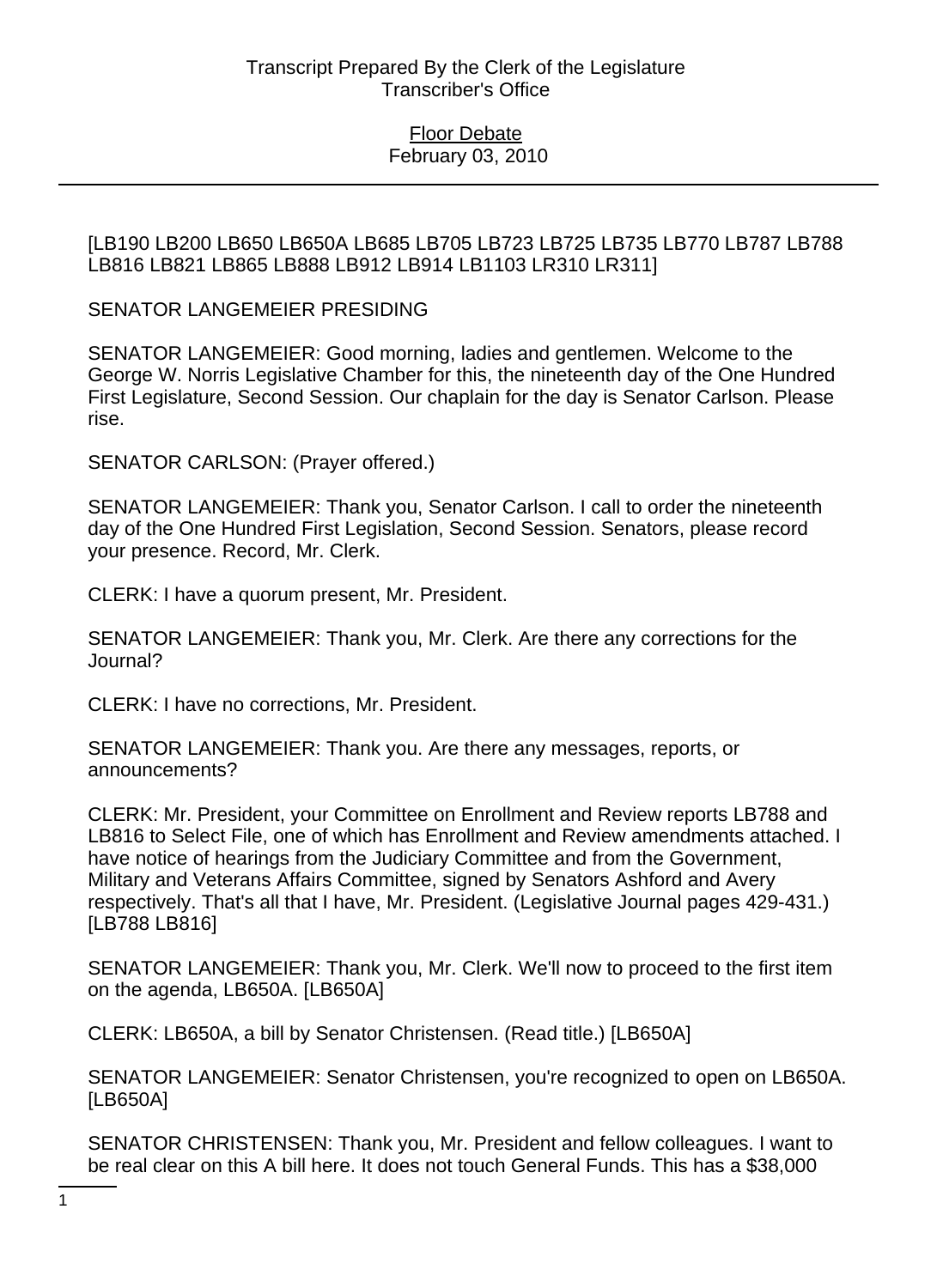[LB190 LB200 LB650 LB650A LB685 LB705 LB723 LB725 LB735 LB770 LB787 LB788 LB816 LB821 LB865 LB888 LB912 LB914 LB1103 LR310 LR311]

SENATOR LANGEMEIER PRESIDING

SENATOR LANGEMEIER: Good morning, ladies and gentlemen. Welcome to the George W. Norris Legislative Chamber for this, the nineteenth day of the One Hundred First Legislature, Second Session. Our chaplain for the day is Senator Carlson. Please rise.

SENATOR CARLSON: (Prayer offered.)

SENATOR LANGEMEIER: Thank you, Senator Carlson. I call to order the nineteenth day of the One Hundred First Legislation, Second Session. Senators, please record your presence. Record, Mr. Clerk.

CLERK: I have a quorum present, Mr. President.

SENATOR LANGEMEIER: Thank you, Mr. Clerk. Are there any corrections for the Journal?

CLERK: I have no corrections, Mr. President.

SENATOR LANGEMEIER: Thank you. Are there any messages, reports, or announcements?

CLERK: Mr. President, your Committee on Enrollment and Review reports LB788 and LB816 to Select File, one of which has Enrollment and Review amendments attached. I have notice of hearings from the Judiciary Committee and from the Government, Military and Veterans Affairs Committee, signed by Senators Ashford and Avery respectively. That's all that I have, Mr. President. (Legislative Journal pages 429-431.) [LB788 LB816]

SENATOR LANGEMEIER: Thank you, Mr. Clerk. We'll now to proceed to the first item on the agenda, LB650A. [LB650A]

CLERK: LB650A, a bill by Senator Christensen. (Read title.) [LB650A]

SENATOR LANGEMEIER: Senator Christensen, you're recognized to open on LB650A. [LB650A]

SENATOR CHRISTENSEN: Thank you, Mr. President and fellow colleagues. I want to be real clear on this A bill here. It does not touch General Funds. This has a $38,000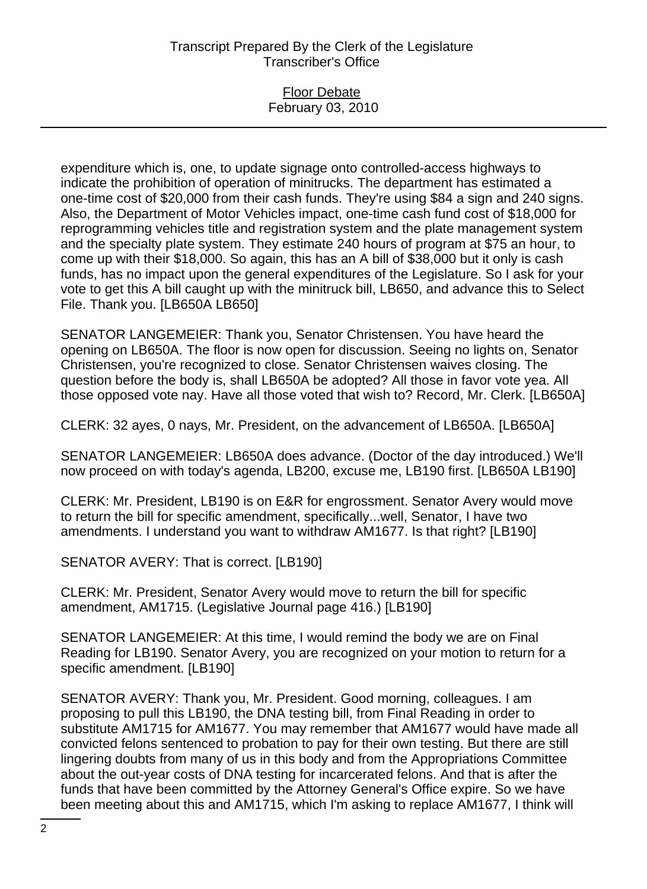expenditure which is, one, to update signage onto controlled-access highways to indicate the prohibition of operation of minitrucks. The department has estimated a one-time cost of $20,000 from their cash funds. They're using $84 a sign and 240 signs. Also, the Department of Motor Vehicles impact, one-time cash fund cost of $18,000 for reprogramming vehicles title and registration system and the plate management system and the specialty plate system. They estimate 240 hours of program at $75 an hour, to come up with their $18,000. So again, this has an A bill of $38,000 but it only is cash funds, has no impact upon the general expenditures of the Legislature. So I ask for your vote to get this A bill caught up with the minitruck bill, LB650, and advance this to Select File. Thank you. [LB650A LB650]

SENATOR LANGEMEIER: Thank you, Senator Christensen. You have heard the opening on LB650A. The floor is now open for discussion. Seeing no lights on, Senator Christensen, you're recognized to close. Senator Christensen waives closing. The question before the body is, shall LB650A be adopted? All those in favor vote yea. All those opposed vote nay. Have all those voted that wish to? Record, Mr. Clerk. [LB650A]

CLERK: 32 ayes, 0 nays, Mr. President, on the advancement of LB650A. [LB650A]

SENATOR LANGEMEIER: LB650A does advance. (Doctor of the day introduced.) We'll now proceed on with today's agenda, LB200, excuse me, LB190 first. [LB650A LB190]

CLERK: Mr. President, LB190 is on E&R for engrossment. Senator Avery would move to return the bill for specific amendment, specifically...well, Senator, I have two amendments. I understand you want to withdraw AM1677. Is that right? [LB190]

SENATOR AVERY: That is correct. [LB190]

CLERK: Mr. President, Senator Avery would move to return the bill for specific amendment, AM1715. (Legislative Journal page 416.) [LB190]

SENATOR LANGEMEIER: At this time, I would remind the body we are on Final Reading for LB190. Senator Avery, you are recognized on your motion to return for a specific amendment. [LB190]

SENATOR AVERY: Thank you, Mr. President. Good morning, colleagues. I am proposing to pull this LB190, the DNA testing bill, from Final Reading in order to substitute AM1715 for AM1677. You may remember that AM1677 would have made all convicted felons sentenced to probation to pay for their own testing. But there are still lingering doubts from many of us in this body and from the Appropriations Committee about the out-year costs of DNA testing for incarcerated felons. And that is after the funds that have been committed by the Attorney General's Office expire. So we have been meeting about this and AM1715, which I'm asking to replace AM1677, I think will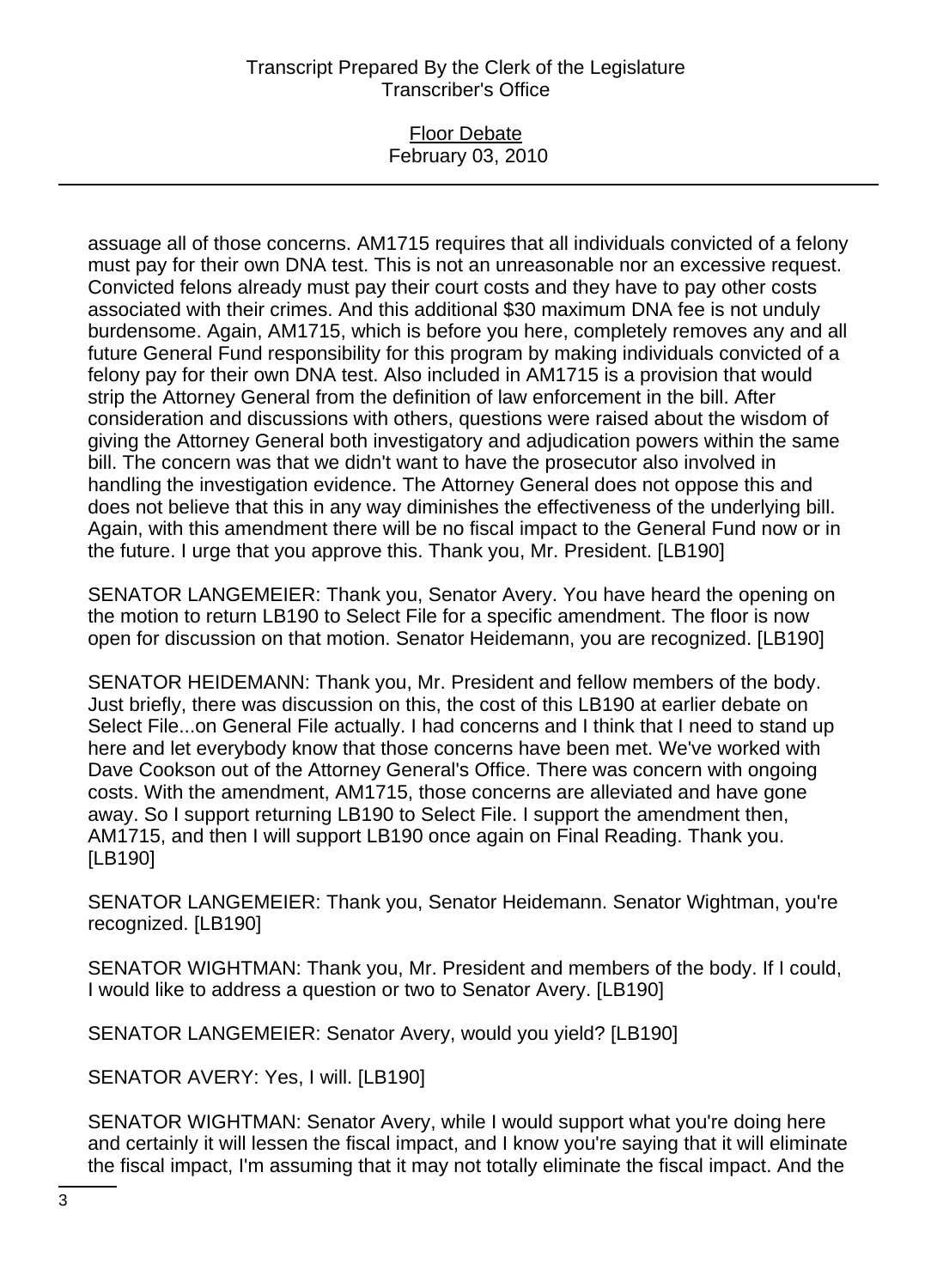assuage all of those concerns. AM1715 requires that all individuals convicted of a felony must pay for their own DNA test. This is not an unreasonable nor an excessive request. Convicted felons already must pay their court costs and they have to pay other costs associated with their crimes. And this additional $30 maximum DNA fee is not unduly burdensome. Again, AM1715, which is before you here, completely removes any and all future General Fund responsibility for this program by making individuals convicted of a felony pay for their own DNA test. Also included in AM1715 is a provision that would strip the Attorney General from the definition of law enforcement in the bill. After consideration and discussions with others, questions were raised about the wisdom of giving the Attorney General both investigatory and adjudication powers within the same bill. The concern was that we didn't want to have the prosecutor also involved in handling the investigation evidence. The Attorney General does not oppose this and does not believe that this in any way diminishes the effectiveness of the underlying bill. Again, with this amendment there will be no fiscal impact to the General Fund now or in the future. I urge that you approve this. Thank you, Mr. President. [LB190]

SENATOR LANGEMEIER: Thank you, Senator Avery. You have heard the opening on the motion to return LB190 to Select File for a specific amendment. The floor is now open for discussion on that motion. Senator Heidemann, you are recognized. [LB190]

SENATOR HEIDEMANN: Thank you, Mr. President and fellow members of the body. Just briefly, there was discussion on this, the cost of this LB190 at earlier debate on Select File...on General File actually. I had concerns and I think that I need to stand up here and let everybody know that those concerns have been met. We've worked with Dave Cookson out of the Attorney General's Office. There was concern with ongoing costs. With the amendment, AM1715, those concerns are alleviated and have gone away. So I support returning LB190 to Select File. I support the amendment then, AM1715, and then I will support LB190 once again on Final Reading. Thank you. [LB190]

SENATOR LANGEMEIER: Thank you, Senator Heidemann. Senator Wightman, you're recognized. [LB190]

SENATOR WIGHTMAN: Thank you, Mr. President and members of the body. If I could, I would like to address a question or two to Senator Avery. [LB190]

SENATOR LANGEMEIER: Senator Avery, would you yield? [LB190]

SENATOR AVERY: Yes, I will. [LB190]

SENATOR WIGHTMAN: Senator Avery, while I would support what you're doing here and certainly it will lessen the fiscal impact, and I know you're saying that it will eliminate the fiscal impact, I'm assuming that it may not totally eliminate the fiscal impact. And the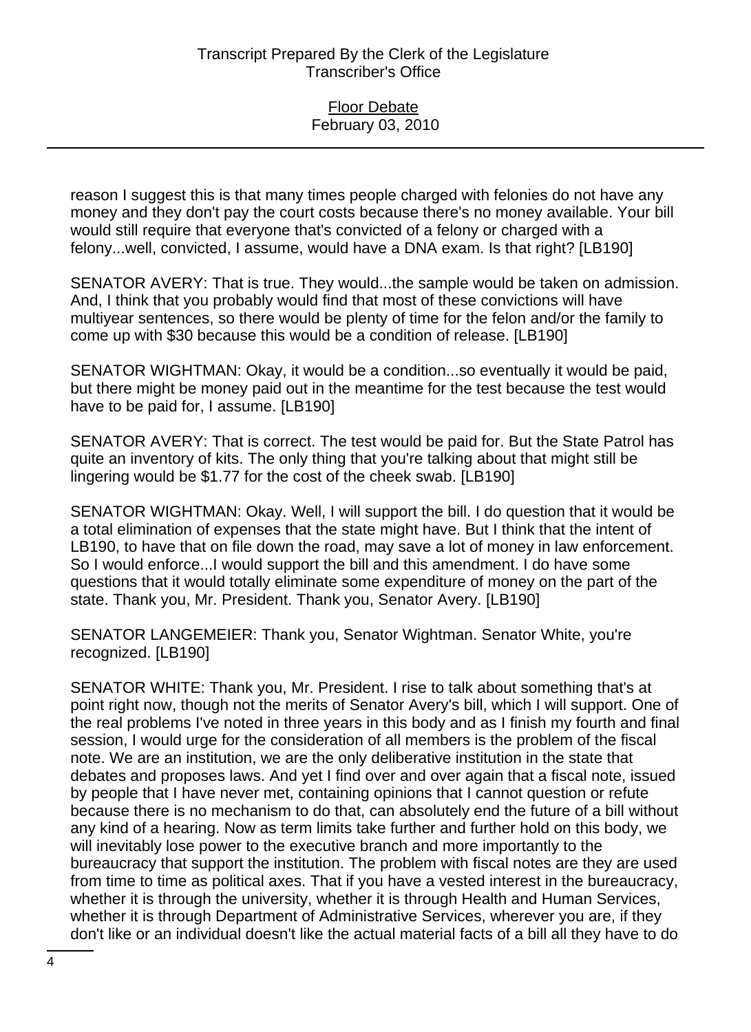reason I suggest this is that many times people charged with felonies do not have any money and they don't pay the court costs because there's no money available. Your bill would still require that everyone that's convicted of a felony or charged with a felony...well, convicted, I assume, would have a DNA exam. Is that right? [LB190]

SENATOR AVERY: That is true. They would...the sample would be taken on admission. And, I think that you probably would find that most of these convictions will have multiyear sentences, so there would be plenty of time for the felon and/or the family to come up with $30 because this would be a condition of release. [LB190]

SENATOR WIGHTMAN: Okay, it would be a condition...so eventually it would be paid, but there might be money paid out in the meantime for the test because the test would have to be paid for, I assume. [LB190]

SENATOR AVERY: That is correct. The test would be paid for. But the State Patrol has quite an inventory of kits. The only thing that you're talking about that might still be lingering would be $1.77 for the cost of the cheek swab. [LB190]

SENATOR WIGHTMAN: Okay. Well, I will support the bill. I do question that it would be a total elimination of expenses that the state might have. But I think that the intent of LB190, to have that on file down the road, may save a lot of money in law enforcement. So I would enforce...I would support the bill and this amendment. I do have some questions that it would totally eliminate some expenditure of money on the part of the state. Thank you, Mr. President. Thank you, Senator Avery. [LB190]

SENATOR LANGEMEIER: Thank you, Senator Wightman. Senator White, you're recognized. [LB190]

SENATOR WHITE: Thank you, Mr. President. I rise to talk about something that's at point right now, though not the merits of Senator Avery's bill, which I will support. One of the real problems I've noted in three years in this body and as I finish my fourth and final session, I would urge for the consideration of all members is the problem of the fiscal note. We are an institution, we are the only deliberative institution in the state that debates and proposes laws. And yet I find over and over again that a fiscal note, issued by people that I have never met, containing opinions that I cannot question or refute because there is no mechanism to do that, can absolutely end the future of a bill without any kind of a hearing. Now as term limits take further and further hold on this body, we will inevitably lose power to the executive branch and more importantly to the bureaucracy that support the institution. The problem with fiscal notes are they are used from time to time as political axes. That if you have a vested interest in the bureaucracy, whether it is through the university, whether it is through Health and Human Services, whether it is through Department of Administrative Services, wherever you are, if they don't like or an individual doesn't like the actual material facts of a bill all they have to do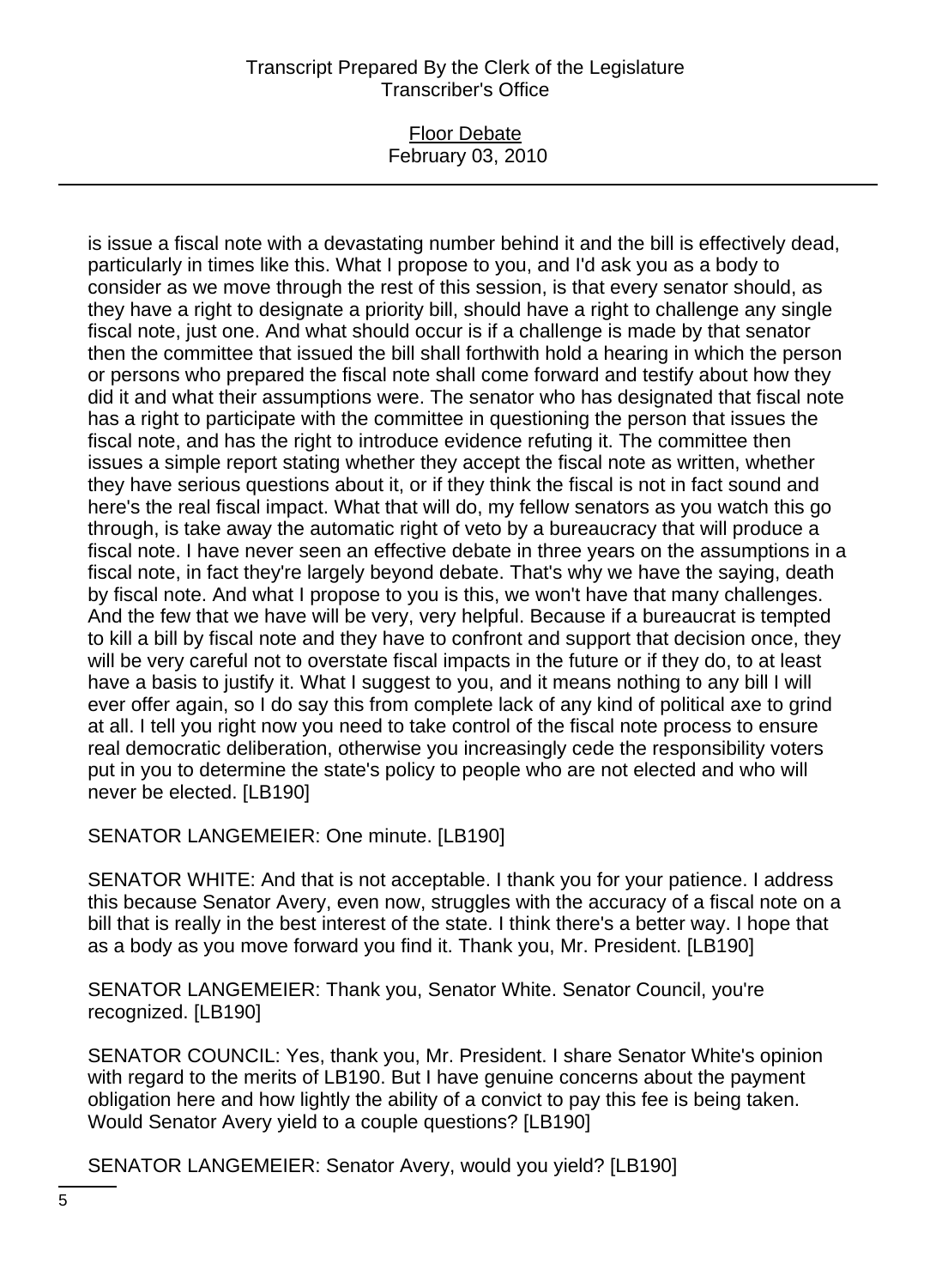is issue a fiscal note with a devastating number behind it and the bill is effectively dead, particularly in times like this. What I propose to you, and I'd ask you as a body to consider as we move through the rest of this session, is that every senator should, as they have a right to designate a priority bill, should have a right to challenge any single fiscal note, just one. And what should occur is if a challenge is made by that senator then the committee that issued the bill shall forthwith hold a hearing in which the person or persons who prepared the fiscal note shall come forward and testify about how they did it and what their assumptions were. The senator who has designated that fiscal note has a right to participate with the committee in questioning the person that issues the fiscal note, and has the right to introduce evidence refuting it. The committee then issues a simple report stating whether they accept the fiscal note as written, whether they have serious questions about it, or if they think the fiscal is not in fact sound and here's the real fiscal impact. What that will do, my fellow senators as you watch this go through, is take away the automatic right of veto by a bureaucracy that will produce a fiscal note. I have never seen an effective debate in three years on the assumptions in a fiscal note, in fact they're largely beyond debate. That's why we have the saying, death by fiscal note. And what I propose to you is this, we won't have that many challenges. And the few that we have will be very, very helpful. Because if a bureaucrat is tempted to kill a bill by fiscal note and they have to confront and support that decision once, they will be very careful not to overstate fiscal impacts in the future or if they do, to at least have a basis to justify it. What I suggest to you, and it means nothing to any bill I will ever offer again, so I do say this from complete lack of any kind of political axe to grind at all. I tell you right now you need to take control of the fiscal note process to ensure real democratic deliberation, otherwise you increasingly cede the responsibility voters put in you to determine the state's policy to people who are not elected and who will never be elected. [LB190]

SENATOR LANGEMEIER: One minute. [LB190]

SENATOR WHITE: And that is not acceptable. I thank you for your patience. I address this because Senator Avery, even now, struggles with the accuracy of a fiscal note on a bill that is really in the best interest of the state. I think there's a better way. I hope that as a body as you move forward you find it. Thank you, Mr. President. [LB190]

SENATOR LANGEMEIER: Thank you, Senator White. Senator Council, you're recognized. [LB190]

SENATOR COUNCIL: Yes, thank you, Mr. President. I share Senator White's opinion with regard to the merits of LB190. But I have genuine concerns about the payment obligation here and how lightly the ability of a convict to pay this fee is being taken. Would Senator Avery yield to a couple questions? [LB190]

SENATOR LANGEMEIER: Senator Avery, would you yield? [LB190]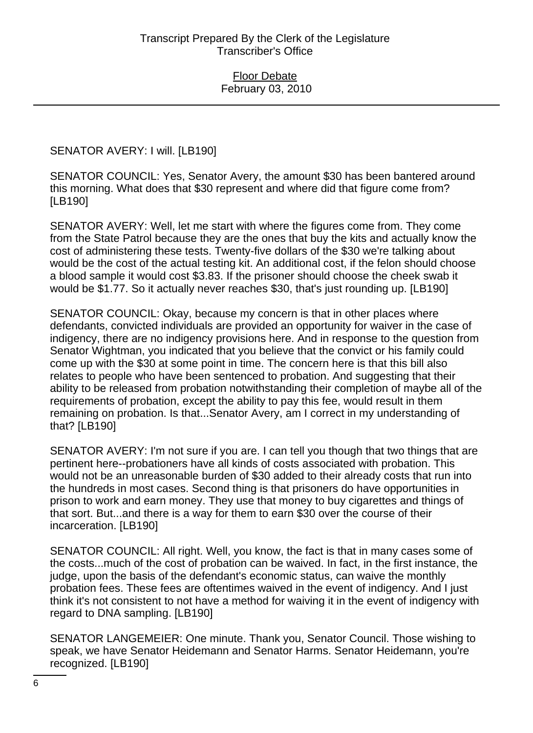SENATOR AVERY: I will. [LB190]

SENATOR COUNCIL: Yes, Senator Avery, the amount $30 has been bantered around this morning. What does that $30 represent and where did that figure come from? [LB190]

SENATOR AVERY: Well, let me start with where the figures come from. They come from the State Patrol because they are the ones that buy the kits and actually know the cost of administering these tests. Twenty-five dollars of the $30 we're talking about would be the cost of the actual testing kit. An additional cost, if the felon should choose a blood sample it would cost $3.83. If the prisoner should choose the cheek swab it would be $1.77. So it actually never reaches $30, that's just rounding up. [LB190]

SENATOR COUNCIL: Okay, because my concern is that in other places where defendants, convicted individuals are provided an opportunity for waiver in the case of indigency, there are no indigency provisions here. And in response to the question from Senator Wightman, you indicated that you believe that the convict or his family could come up with the $30 at some point in time. The concern here is that this bill also relates to people who have been sentenced to probation. And suggesting that their ability to be released from probation notwithstanding their completion of maybe all of the requirements of probation, except the ability to pay this fee, would result in them remaining on probation. Is that...Senator Avery, am I correct in my understanding of that? [LB190]

SENATOR AVERY: I'm not sure if you are. I can tell you though that two things that are pertinent here--probationers have all kinds of costs associated with probation. This would not be an unreasonable burden of $30 added to their already costs that run into the hundreds in most cases. Second thing is that prisoners do have opportunities in prison to work and earn money. They use that money to buy cigarettes and things of that sort. But...and there is a way for them to earn $30 over the course of their incarceration. [LB190]

SENATOR COUNCIL: All right. Well, you know, the fact is that in many cases some of the costs...much of the cost of probation can be waived. In fact, in the first instance, the judge, upon the basis of the defendant's economic status, can waive the monthly probation fees. These fees are oftentimes waived in the event of indigency. And I just think it's not consistent to not have a method for waiving it in the event of indigency with regard to DNA sampling. [LB190]

SENATOR LANGEMEIER: One minute. Thank you, Senator Council. Those wishing to speak, we have Senator Heidemann and Senator Harms. Senator Heidemann, you're recognized. [LB190]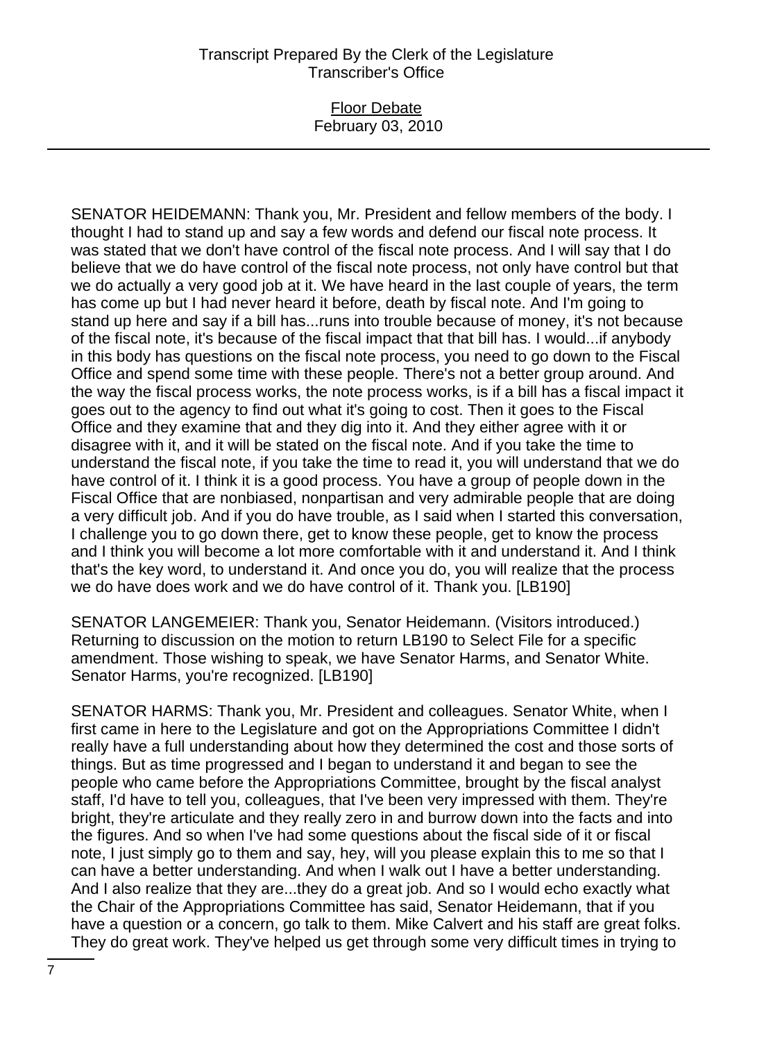SENATOR HEIDEMANN: Thank you, Mr. President and fellow members of the body. I thought I had to stand up and say a few words and defend our fiscal note process. It was stated that we don't have control of the fiscal note process. And I will say that I do believe that we do have control of the fiscal note process, not only have control but that we do actually a very good job at it. We have heard in the last couple of years, the term has come up but I had never heard it before, death by fiscal note. And I'm going to stand up here and say if a bill has...runs into trouble because of money, it's not because of the fiscal note, it's because of the fiscal impact that that bill has. I would...if anybody in this body has questions on the fiscal note process, you need to go down to the Fiscal Office and spend some time with these people. There's not a better group around. And the way the fiscal process works, the note process works, is if a bill has a fiscal impact it goes out to the agency to find out what it's going to cost. Then it goes to the Fiscal Office and they examine that and they dig into it. And they either agree with it or disagree with it, and it will be stated on the fiscal note. And if you take the time to understand the fiscal note, if you take the time to read it, you will understand that we do have control of it. I think it is a good process. You have a group of people down in the Fiscal Office that are nonbiased, nonpartisan and very admirable people that are doing a very difficult job. And if you do have trouble, as I said when I started this conversation, I challenge you to go down there, get to know these people, get to know the process and I think you will become a lot more comfortable with it and understand it. And I think that's the key word, to understand it. And once you do, you will realize that the process we do have does work and we do have control of it. Thank you. [LB190]

SENATOR LANGEMEIER: Thank you, Senator Heidemann. (Visitors introduced.) Returning to discussion on the motion to return LB190 to Select File for a specific amendment. Those wishing to speak, we have Senator Harms, and Senator White. Senator Harms, you're recognized. [LB190]

SENATOR HARMS: Thank you, Mr. President and colleagues. Senator White, when I first came in here to the Legislature and got on the Appropriations Committee I didn't really have a full understanding about how they determined the cost and those sorts of things. But as time progressed and I began to understand it and began to see the people who came before the Appropriations Committee, brought by the fiscal analyst staff, I'd have to tell you, colleagues, that I've been very impressed with them. They're bright, they're articulate and they really zero in and burrow down into the facts and into the figures. And so when I've had some questions about the fiscal side of it or fiscal note, I just simply go to them and say, hey, will you please explain this to me so that I can have a better understanding. And when I walk out I have a better understanding. And I also realize that they are...they do a great job. And so I would echo exactly what the Chair of the Appropriations Committee has said, Senator Heidemann, that if you have a question or a concern, go talk to them. Mike Calvert and his staff are great folks. They do great work. They've helped us get through some very difficult times in trying to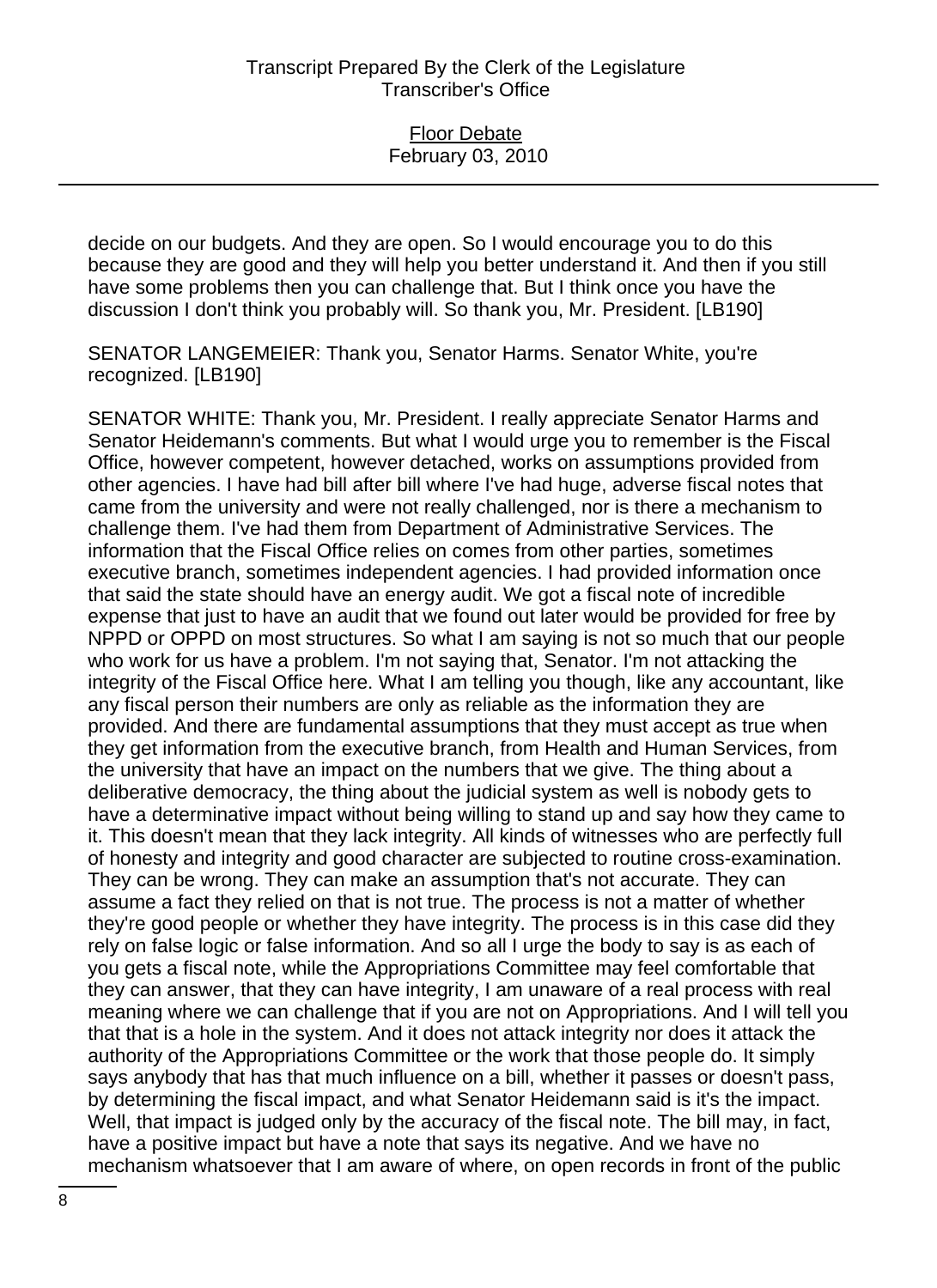decide on our budgets. And they are open. So I would encourage you to do this because they are good and they will help you better understand it. And then if you still have some problems then you can challenge that. But I think once you have the discussion I don't think you probably will. So thank you, Mr. President. [LB190]

SENATOR LANGEMEIER: Thank you, Senator Harms. Senator White, you're recognized. [LB190]

SENATOR WHITE: Thank you, Mr. President. I really appreciate Senator Harms and Senator Heidemann's comments. But what I would urge you to remember is the Fiscal Office, however competent, however detached, works on assumptions provided from other agencies. I have had bill after bill where I've had huge, adverse fiscal notes that came from the university and were not really challenged, nor is there a mechanism to challenge them. I've had them from Department of Administrative Services. The information that the Fiscal Office relies on comes from other parties, sometimes executive branch, sometimes independent agencies. I had provided information once that said the state should have an energy audit. We got a fiscal note of incredible expense that just to have an audit that we found out later would be provided for free by NPPD or OPPD on most structures. So what I am saying is not so much that our people who work for us have a problem. I'm not saying that, Senator. I'm not attacking the integrity of the Fiscal Office here. What I am telling you though, like any accountant, like any fiscal person their numbers are only as reliable as the information they are provided. And there are fundamental assumptions that they must accept as true when they get information from the executive branch, from Health and Human Services, from the university that have an impact on the numbers that we give. The thing about a deliberative democracy, the thing about the judicial system as well is nobody gets to have a determinative impact without being willing to stand up and say how they came to it. This doesn't mean that they lack integrity. All kinds of witnesses who are perfectly full of honesty and integrity and good character are subjected to routine cross-examination. They can be wrong. They can make an assumption that's not accurate. They can assume a fact they relied on that is not true. The process is not a matter of whether they're good people or whether they have integrity. The process is in this case did they rely on false logic or false information. And so all I urge the body to say is as each of you gets a fiscal note, while the Appropriations Committee may feel comfortable that they can answer, that they can have integrity, I am unaware of a real process with real meaning where we can challenge that if you are not on Appropriations. And I will tell you that that is a hole in the system. And it does not attack integrity nor does it attack the authority of the Appropriations Committee or the work that those people do. It simply says anybody that has that much influence on a bill, whether it passes or doesn't pass, by determining the fiscal impact, and what Senator Heidemann said is it's the impact. Well, that impact is judged only by the accuracy of the fiscal note. The bill may, in fact, have a positive impact but have a note that says its negative. And we have no mechanism whatsoever that I am aware of where, on open records in front of the public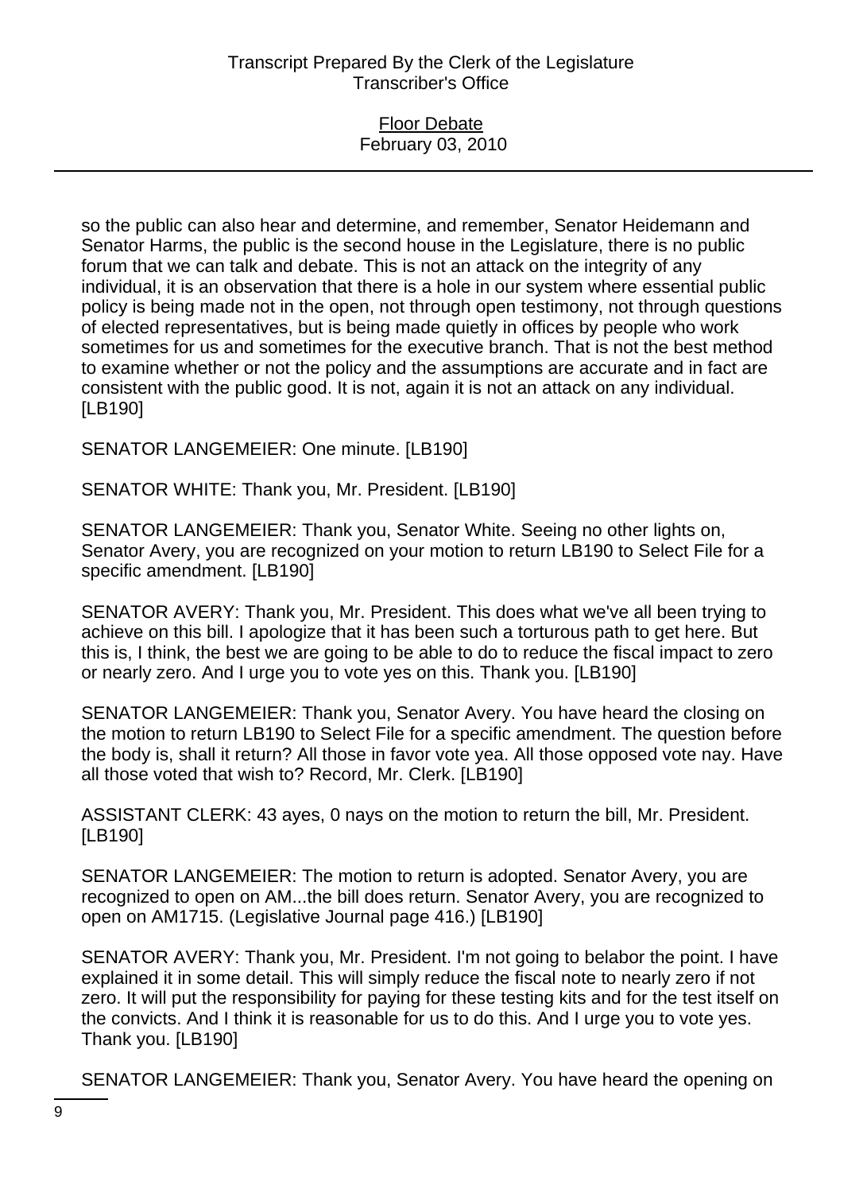so the public can also hear and determine, and remember, Senator Heidemann and Senator Harms, the public is the second house in the Legislature, there is no public forum that we can talk and debate. This is not an attack on the integrity of any individual, it is an observation that there is a hole in our system where essential public policy is being made not in the open, not through open testimony, not through questions of elected representatives, but is being made quietly in offices by people who work sometimes for us and sometimes for the executive branch. That is not the best method to examine whether or not the policy and the assumptions are accurate and in fact are consistent with the public good. It is not, again it is not an attack on any individual. [LB190]

SENATOR LANGEMEIER: One minute. [LB190]

SENATOR WHITE: Thank you, Mr. President. [LB190]

SENATOR LANGEMEIER: Thank you, Senator White. Seeing no other lights on, Senator Avery, you are recognized on your motion to return LB190 to Select File for a specific amendment. [LB190]

SENATOR AVERY: Thank you, Mr. President. This does what we've all been trying to achieve on this bill. I apologize that it has been such a torturous path to get here. But this is, I think, the best we are going to be able to do to reduce the fiscal impact to zero or nearly zero. And I urge you to vote yes on this. Thank you. [LB190]

SENATOR LANGEMEIER: Thank you, Senator Avery. You have heard the closing on the motion to return LB190 to Select File for a specific amendment. The question before the body is, shall it return? All those in favor vote yea. All those opposed vote nay. Have all those voted that wish to? Record, Mr. Clerk. [LB190]

ASSISTANT CLERK: 43 ayes, 0 nays on the motion to return the bill, Mr. President. [LB190]

SENATOR LANGEMEIER: The motion to return is adopted. Senator Avery, you are recognized to open on AM...the bill does return. Senator Avery, you are recognized to open on AM1715. (Legislative Journal page 416.) [LB190]

SENATOR AVERY: Thank you, Mr. President. I'm not going to belabor the point. I have explained it in some detail. This will simply reduce the fiscal note to nearly zero if not zero. It will put the responsibility for paying for these testing kits and for the test itself on the convicts. And I think it is reasonable for us to do this. And I urge you to vote yes. Thank you. [LB190]

SENATOR LANGEMEIER: Thank you, Senator Avery. You have heard the opening on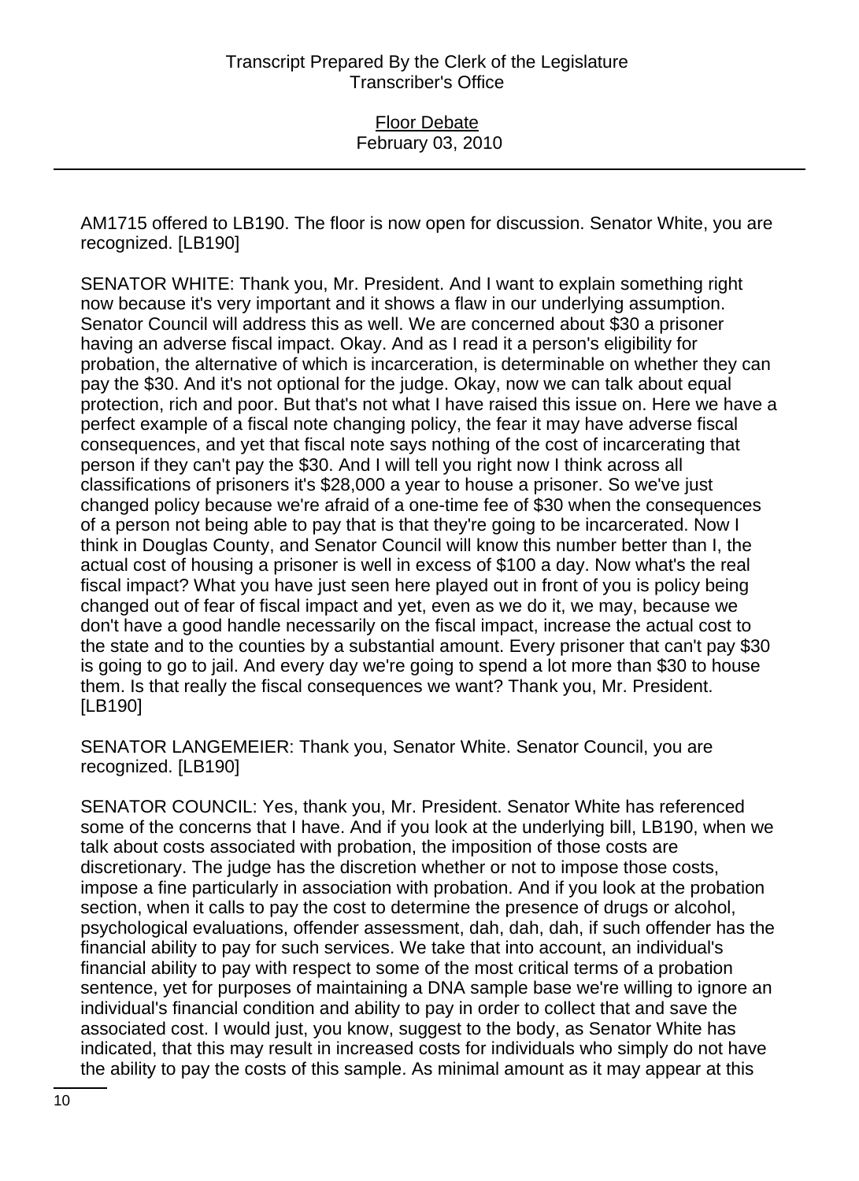AM1715 offered to LB190. The floor is now open for discussion. Senator White, you are recognized. [LB190]

SENATOR WHITE: Thank you, Mr. President. And I want to explain something right now because it's very important and it shows a flaw in our underlying assumption. Senator Council will address this as well. We are concerned about $30 a prisoner having an adverse fiscal impact. Okay. And as I read it a person's eligibility for probation, the alternative of which is incarceration, is determinable on whether they can pay the $30. And it's not optional for the judge. Okay, now we can talk about equal protection, rich and poor. But that's not what I have raised this issue on. Here we have a perfect example of a fiscal note changing policy, the fear it may have adverse fiscal consequences, and yet that fiscal note says nothing of the cost of incarcerating that person if they can't pay the $30. And I will tell you right now I think across all classifications of prisoners it's $28,000 a year to house a prisoner. So we've just changed policy because we're afraid of a one-time fee of $30 when the consequences of a person not being able to pay that is that they're going to be incarcerated. Now I think in Douglas County, and Senator Council will know this number better than I, the actual cost of housing a prisoner is well in excess of $100 a day. Now what's the real fiscal impact? What you have just seen here played out in front of you is policy being changed out of fear of fiscal impact and yet, even as we do it, we may, because we don't have a good handle necessarily on the fiscal impact, increase the actual cost to the state and to the counties by a substantial amount. Every prisoner that can't pay $30 is going to go to jail. And every day we're going to spend a lot more than $30 to house them. Is that really the fiscal consequences we want? Thank you, Mr. President. [LB190]

SENATOR LANGEMEIER: Thank you, Senator White. Senator Council, you are recognized. [LB190]

SENATOR COUNCIL: Yes, thank you, Mr. President. Senator White has referenced some of the concerns that I have. And if you look at the underlying bill, LB190, when we talk about costs associated with probation, the imposition of those costs are discretionary. The judge has the discretion whether or not to impose those costs, impose a fine particularly in association with probation. And if you look at the probation section, when it calls to pay the cost to determine the presence of drugs or alcohol, psychological evaluations, offender assessment, dah, dah, dah, if such offender has the financial ability to pay for such services. We take that into account, an individual's financial ability to pay with respect to some of the most critical terms of a probation sentence, yet for purposes of maintaining a DNA sample base we're willing to ignore an individual's financial condition and ability to pay in order to collect that and save the associated cost. I would just, you know, suggest to the body, as Senator White has indicated, that this may result in increased costs for individuals who simply do not have the ability to pay the costs of this sample. As minimal amount as it may appear at this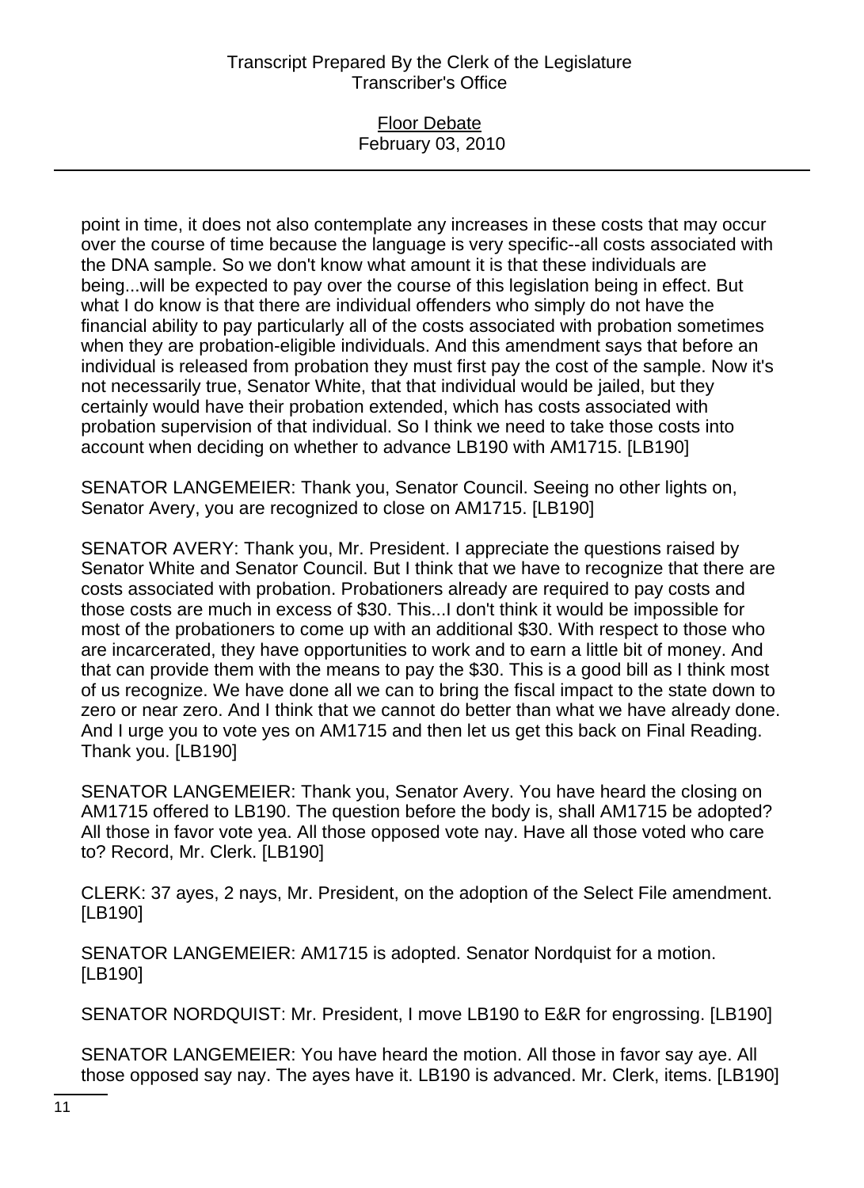point in time, it does not also contemplate any increases in these costs that may occur over the course of time because the language is very specific--all costs associated with the DNA sample. So we don't know what amount it is that these individuals are being...will be expected to pay over the course of this legislation being in effect. But what I do know is that there are individual offenders who simply do not have the financial ability to pay particularly all of the costs associated with probation sometimes when they are probation-eligible individuals. And this amendment says that before an individual is released from probation they must first pay the cost of the sample. Now it's not necessarily true, Senator White, that that individual would be jailed, but they certainly would have their probation extended, which has costs associated with probation supervision of that individual. So I think we need to take those costs into account when deciding on whether to advance LB190 with AM1715. [LB190]

SENATOR LANGEMEIER: Thank you, Senator Council. Seeing no other lights on, Senator Avery, you are recognized to close on AM1715. [LB190]

SENATOR AVERY: Thank you, Mr. President. I appreciate the questions raised by Senator White and Senator Council. But I think that we have to recognize that there are costs associated with probation. Probationers already are required to pay costs and those costs are much in excess of $30. This...I don't think it would be impossible for most of the probationers to come up with an additional $30. With respect to those who are incarcerated, they have opportunities to work and to earn a little bit of money. And that can provide them with the means to pay the $30. This is a good bill as I think most of us recognize. We have done all we can to bring the fiscal impact to the state down to zero or near zero. And I think that we cannot do better than what we have already done. And I urge you to vote yes on AM1715 and then let us get this back on Final Reading. Thank you. [LB190]

SENATOR LANGEMEIER: Thank you, Senator Avery. You have heard the closing on AM1715 offered to LB190. The question before the body is, shall AM1715 be adopted? All those in favor vote yea. All those opposed vote nay. Have all those voted who care to? Record, Mr. Clerk. [LB190]

CLERK: 37 ayes, 2 nays, Mr. President, on the adoption of the Select File amendment. [LB190]

SENATOR LANGEMEIER: AM1715 is adopted. Senator Nordquist for a motion. [LB190]

SENATOR NORDQUIST: Mr. President, I move LB190 to E&R for engrossing. [LB190]

SENATOR LANGEMEIER: You have heard the motion. All those in favor say aye. All those opposed say nay. The ayes have it. LB190 is advanced. Mr. Clerk, items. [LB190]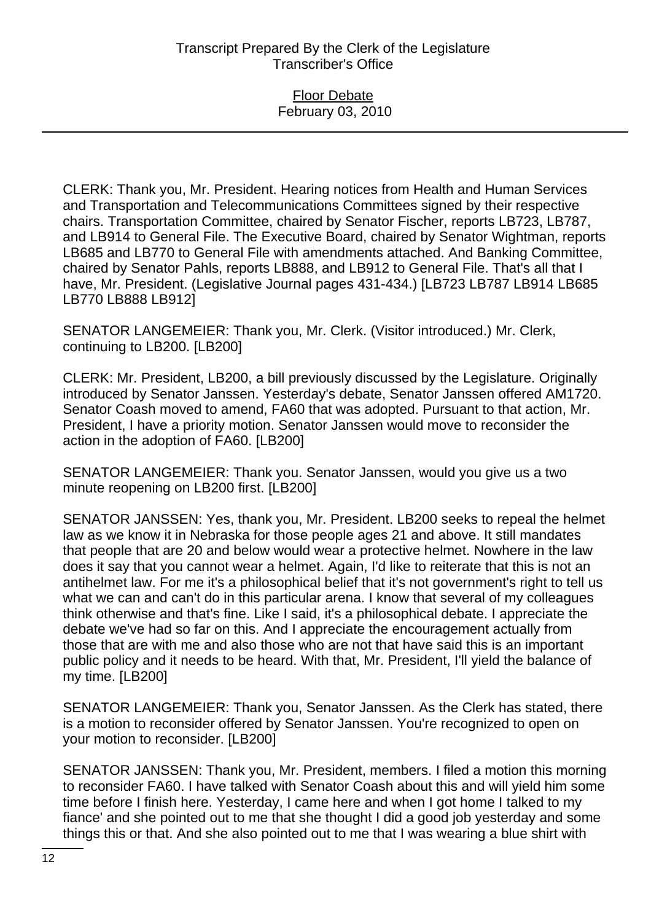CLERK: Thank you, Mr. President. Hearing notices from Health and Human Services and Transportation and Telecommunications Committees signed by their respective chairs. Transportation Committee, chaired by Senator Fischer, reports LB723, LB787, and LB914 to General File. The Executive Board, chaired by Senator Wightman, reports LB685 and LB770 to General File with amendments attached. And Banking Committee, chaired by Senator Pahls, reports LB888, and LB912 to General File. That's all that I have, Mr. President. (Legislative Journal pages 431-434.) [LB723 LB787 LB914 LB685 LB770 LB888 LB912]

SENATOR LANGEMEIER: Thank you, Mr. Clerk. (Visitor introduced.) Mr. Clerk, continuing to LB200. [LB200]

CLERK: Mr. President, LB200, a bill previously discussed by the Legislature. Originally introduced by Senator Janssen. Yesterday's debate, Senator Janssen offered AM1720. Senator Coash moved to amend, FA60 that was adopted. Pursuant to that action, Mr. President, I have a priority motion. Senator Janssen would move to reconsider the action in the adoption of FA60. [LB200]

SENATOR LANGEMEIER: Thank you. Senator Janssen, would you give us a two minute reopening on LB200 first. [LB200]

SENATOR JANSSEN: Yes, thank you, Mr. President. LB200 seeks to repeal the helmet law as we know it in Nebraska for those people ages 21 and above. It still mandates that people that are 20 and below would wear a protective helmet. Nowhere in the law does it say that you cannot wear a helmet. Again, I'd like to reiterate that this is not an antihelmet law. For me it's a philosophical belief that it's not government's right to tell us what we can and can't do in this particular arena. I know that several of my colleagues think otherwise and that's fine. Like I said, it's a philosophical debate. I appreciate the debate we've had so far on this. And I appreciate the encouragement actually from those that are with me and also those who are not that have said this is an important public policy and it needs to be heard. With that, Mr. President, I'll yield the balance of my time. [LB200]

SENATOR LANGEMEIER: Thank you, Senator Janssen. As the Clerk has stated, there is a motion to reconsider offered by Senator Janssen. You're recognized to open on your motion to reconsider. [LB200]

SENATOR JANSSEN: Thank you, Mr. President, members. I filed a motion this morning to reconsider FA60. I have talked with Senator Coash about this and will yield him some time before I finish here. Yesterday, I came here and when I got home I talked to my fiance' and she pointed out to me that she thought I did a good job yesterday and some things this or that. And she also pointed out to me that I was wearing a blue shirt with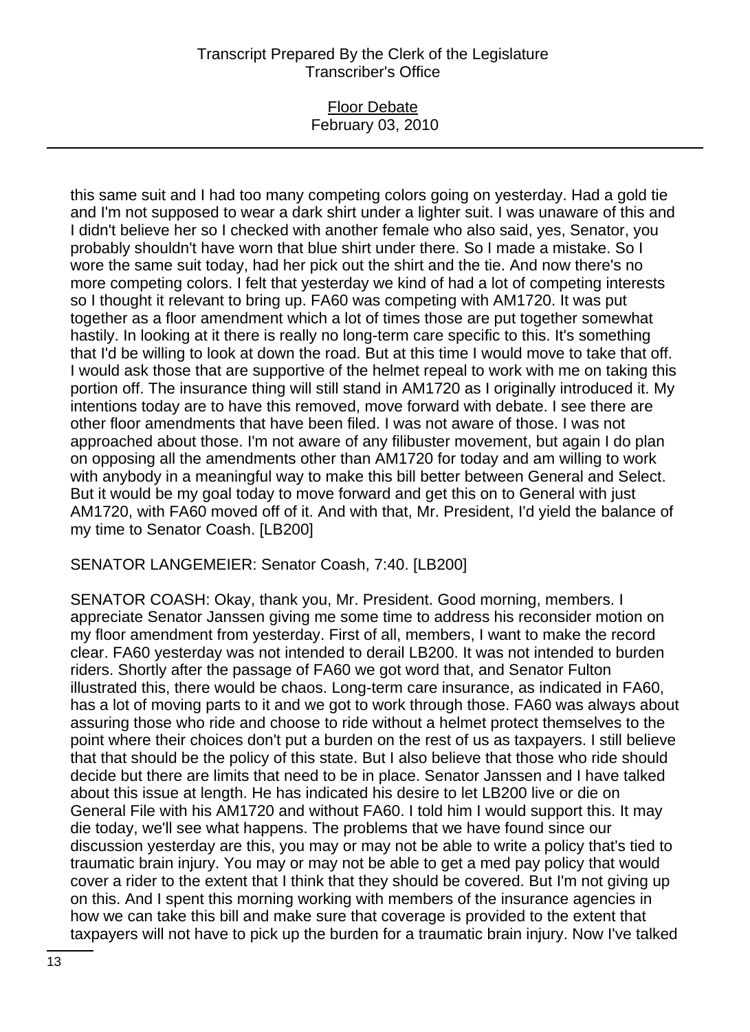this same suit and I had too many competing colors going on yesterday. Had a gold tie and I'm not supposed to wear a dark shirt under a lighter suit. I was unaware of this and I didn't believe her so I checked with another female who also said, yes, Senator, you probably shouldn't have worn that blue shirt under there. So I made a mistake. So I wore the same suit today, had her pick out the shirt and the tie. And now there's no more competing colors. I felt that yesterday we kind of had a lot of competing interests so I thought it relevant to bring up. FA60 was competing with AM1720. It was put together as a floor amendment which a lot of times those are put together somewhat hastily. In looking at it there is really no long-term care specific to this. It's something that I'd be willing to look at down the road. But at this time I would move to take that off. I would ask those that are supportive of the helmet repeal to work with me on taking this portion off. The insurance thing will still stand in AM1720 as I originally introduced it. My intentions today are to have this removed, move forward with debate. I see there are other floor amendments that have been filed. I was not aware of those. I was not approached about those. I'm not aware of any filibuster movement, but again I do plan on opposing all the amendments other than AM1720 for today and am willing to work with anybody in a meaningful way to make this bill better between General and Select. But it would be my goal today to move forward and get this on to General with just AM1720, with FA60 moved off of it. And with that, Mr. President, I'd yield the balance of my time to Senator Coash. [LB200]

SENATOR LANGEMEIER: Senator Coash, 7:40. [LB200]

SENATOR COASH: Okay, thank you, Mr. President. Good morning, members. I appreciate Senator Janssen giving me some time to address his reconsider motion on my floor amendment from yesterday. First of all, members, I want to make the record clear. FA60 yesterday was not intended to derail LB200. It was not intended to burden riders. Shortly after the passage of FA60 we got word that, and Senator Fulton illustrated this, there would be chaos. Long-term care insurance, as indicated in FA60, has a lot of moving parts to it and we got to work through those. FA60 was always about assuring those who ride and choose to ride without a helmet protect themselves to the point where their choices don't put a burden on the rest of us as taxpayers. I still believe that that should be the policy of this state. But I also believe that those who ride should decide but there are limits that need to be in place. Senator Janssen and I have talked about this issue at length. He has indicated his desire to let LB200 live or die on General File with his AM1720 and without FA60. I told him I would support this. It may die today, we'll see what happens. The problems that we have found since our discussion yesterday are this, you may or may not be able to write a policy that's tied to traumatic brain injury. You may or may not be able to get a med pay policy that would cover a rider to the extent that I think that they should be covered. But I'm not giving up on this. And I spent this morning working with members of the insurance agencies in how we can take this bill and make sure that coverage is provided to the extent that taxpayers will not have to pick up the burden for a traumatic brain injury. Now I've talked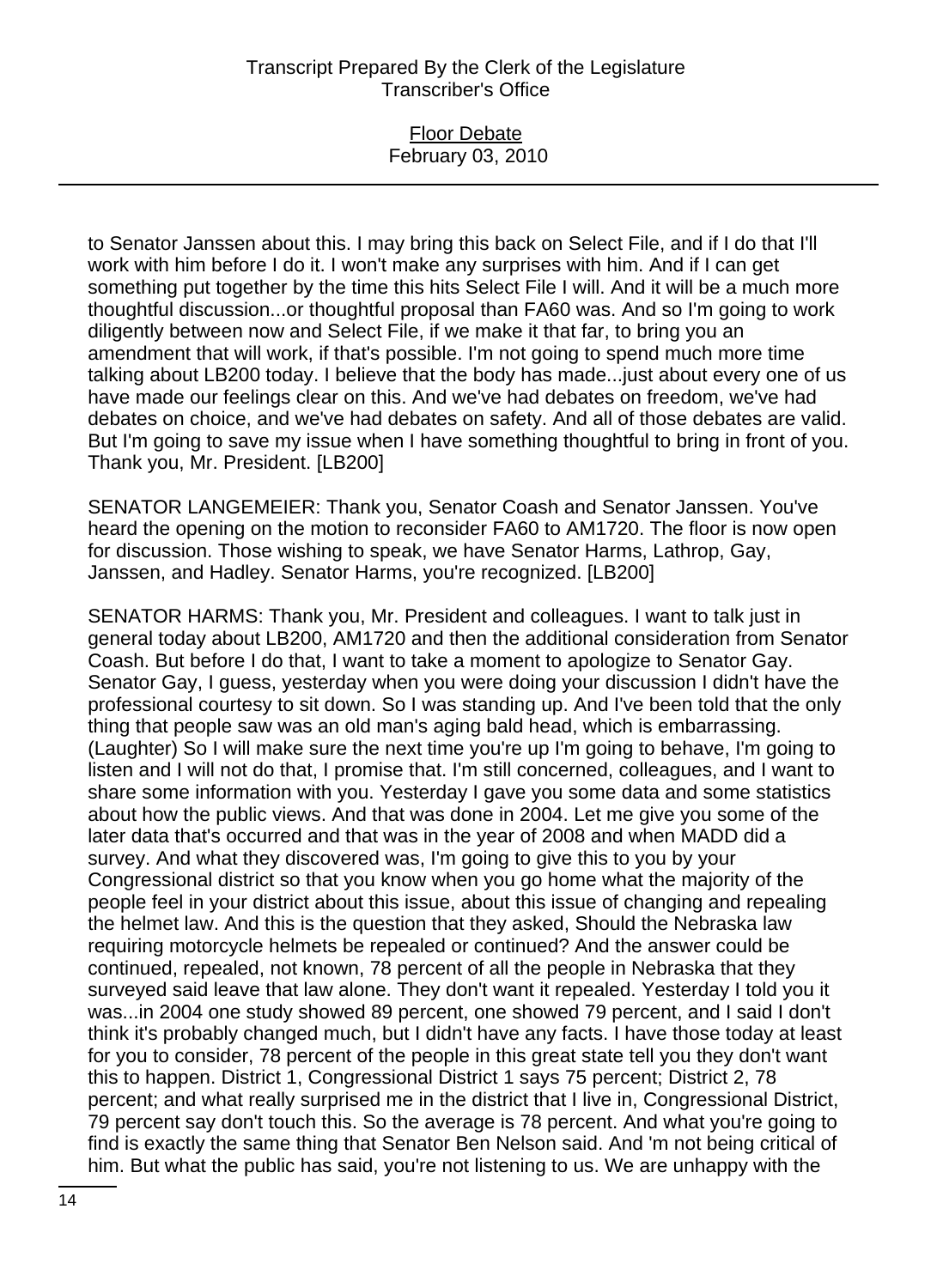to Senator Janssen about this. I may bring this back on Select File, and if I do that I'll work with him before I do it. I won't make any surprises with him. And if I can get something put together by the time this hits Select File I will. And it will be a much more thoughtful discussion...or thoughtful proposal than FA60 was. And so I'm going to work diligently between now and Select File, if we make it that far, to bring you an amendment that will work, if that's possible. I'm not going to spend much more time talking about LB200 today. I believe that the body has made...just about every one of us have made our feelings clear on this. And we've had debates on freedom, we've had debates on choice, and we've had debates on safety. And all of those debates are valid. But I'm going to save my issue when I have something thoughtful to bring in front of you. Thank you, Mr. President. [LB200]

SENATOR LANGEMEIER: Thank you, Senator Coash and Senator Janssen. You've heard the opening on the motion to reconsider FA60 to AM1720. The floor is now open for discussion. Those wishing to speak, we have Senator Harms, Lathrop, Gay, Janssen, and Hadley. Senator Harms, you're recognized. [LB200]

SENATOR HARMS: Thank you, Mr. President and colleagues. I want to talk just in general today about LB200, AM1720 and then the additional consideration from Senator Coash. But before I do that, I want to take a moment to apologize to Senator Gay. Senator Gay, I guess, yesterday when you were doing your discussion I didn't have the professional courtesy to sit down. So I was standing up. And I've been told that the only thing that people saw was an old man's aging bald head, which is embarrassing. (Laughter) So I will make sure the next time you're up I'm going to behave, I'm going to listen and I will not do that, I promise that. I'm still concerned, colleagues, and I want to share some information with you. Yesterday I gave you some data and some statistics about how the public views. And that was done in 2004. Let me give you some of the later data that's occurred and that was in the year of 2008 and when MADD did a survey. And what they discovered was, I'm going to give this to you by your Congressional district so that you know when you go home what the majority of the people feel in your district about this issue, about this issue of changing and repealing the helmet law. And this is the question that they asked, Should the Nebraska law requiring motorcycle helmets be repealed or continued? And the answer could be continued, repealed, not known, 78 percent of all the people in Nebraska that they surveyed said leave that law alone. They don't want it repealed. Yesterday I told you it was...in 2004 one study showed 89 percent, one showed 79 percent, and I said I don't think it's probably changed much, but I didn't have any facts. I have those today at least for you to consider, 78 percent of the people in this great state tell you they don't want this to happen. District 1, Congressional District 1 says 75 percent; District 2, 78 percent; and what really surprised me in the district that I live in, Congressional District, 79 percent say don't touch this. So the average is 78 percent. And what you're going to find is exactly the same thing that Senator Ben Nelson said. And 'm not being critical of him. But what the public has said, you're not listening to us. We are unhappy with the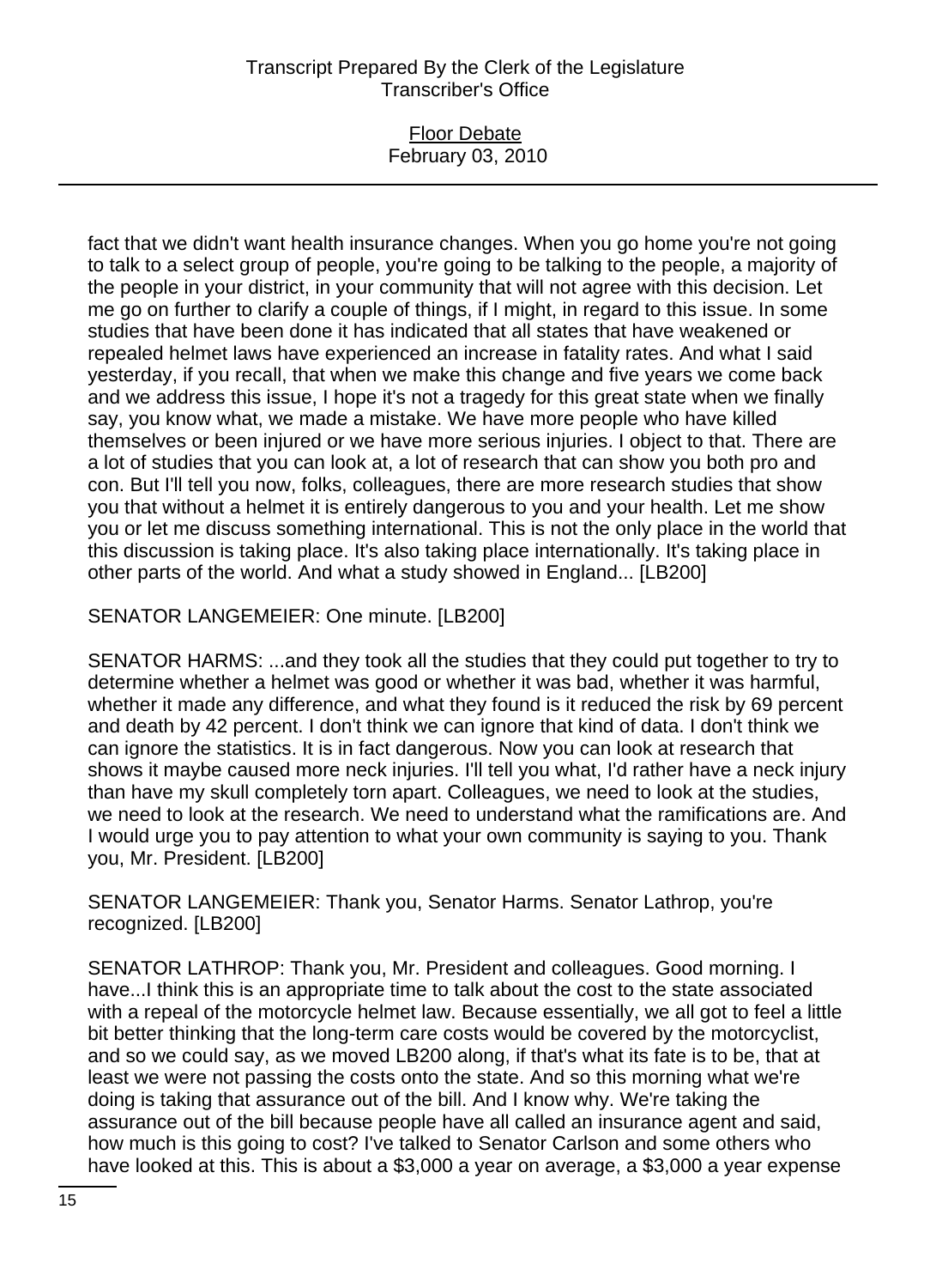fact that we didn't want health insurance changes. When you go home you're not going to talk to a select group of people, you're going to be talking to the people, a majority of the people in your district, in your community that will not agree with this decision. Let me go on further to clarify a couple of things, if I might, in regard to this issue. In some studies that have been done it has indicated that all states that have weakened or repealed helmet laws have experienced an increase in fatality rates. And what I said yesterday, if you recall, that when we make this change and five years we come back and we address this issue, I hope it's not a tragedy for this great state when we finally say, you know what, we made a mistake. We have more people who have killed themselves or been injured or we have more serious injuries. I object to that. There are a lot of studies that you can look at, a lot of research that can show you both pro and con. But I'll tell you now, folks, colleagues, there are more research studies that show you that without a helmet it is entirely dangerous to you and your health. Let me show you or let me discuss something international. This is not the only place in the world that this discussion is taking place. It's also taking place internationally. It's taking place in other parts of the world. And what a study showed in England... [LB200]

SENATOR LANGEMEIER: One minute. [LB200]

SENATOR HARMS: ...and they took all the studies that they could put together to try to determine whether a helmet was good or whether it was bad, whether it was harmful, whether it made any difference, and what they found is it reduced the risk by 69 percent and death by 42 percent. I don't think we can ignore that kind of data. I don't think we can ignore the statistics. It is in fact dangerous. Now you can look at research that shows it maybe caused more neck injuries. I'll tell you what, I'd rather have a neck injury than have my skull completely torn apart. Colleagues, we need to look at the studies, we need to look at the research. We need to understand what the ramifications are. And I would urge you to pay attention to what your own community is saying to you. Thank you, Mr. President. [LB200]

SENATOR LANGEMEIER: Thank you, Senator Harms. Senator Lathrop, you're recognized. [LB200]

SENATOR LATHROP: Thank you, Mr. President and colleagues. Good morning. I have...I think this is an appropriate time to talk about the cost to the state associated with a repeal of the motorcycle helmet law. Because essentially, we all got to feel a little bit better thinking that the long-term care costs would be covered by the motorcyclist, and so we could say, as we moved LB200 along, if that's what its fate is to be, that at least we were not passing the costs onto the state. And so this morning what we're doing is taking that assurance out of the bill. And I know why. We're taking the assurance out of the bill because people have all called an insurance agent and said, how much is this going to cost? I've talked to Senator Carlson and some others who have looked at this. This is about a $3,000 a year on average, a $3,000 a year expense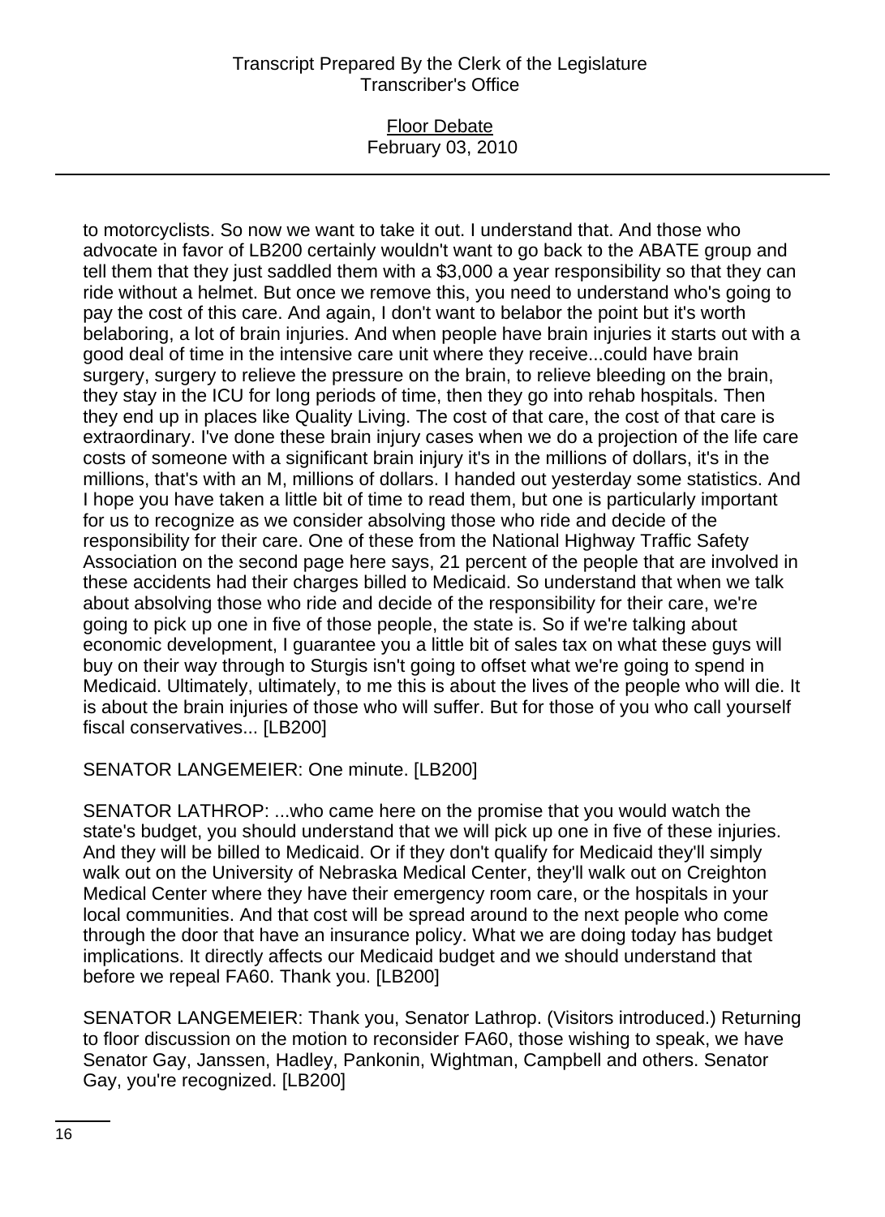to motorcyclists. So now we want to take it out. I understand that. And those who advocate in favor of LB200 certainly wouldn't want to go back to the ABATE group and tell them that they just saddled them with a $3,000 a year responsibility so that they can ride without a helmet. But once we remove this, you need to understand who's going to pay the cost of this care. And again, I don't want to belabor the point but it's worth belaboring, a lot of brain injuries. And when people have brain injuries it starts out with a good deal of time in the intensive care unit where they receive...could have brain surgery, surgery to relieve the pressure on the brain, to relieve bleeding on the brain, they stay in the ICU for long periods of time, then they go into rehab hospitals. Then they end up in places like Quality Living. The cost of that care, the cost of that care is extraordinary. I've done these brain injury cases when we do a projection of the life care costs of someone with a significant brain injury it's in the millions of dollars, it's in the millions, that's with an M, millions of dollars. I handed out yesterday some statistics. And I hope you have taken a little bit of time to read them, but one is particularly important for us to recognize as we consider absolving those who ride and decide of the responsibility for their care. One of these from the National Highway Traffic Safety Association on the second page here says, 21 percent of the people that are involved in these accidents had their charges billed to Medicaid. So understand that when we talk about absolving those who ride and decide of the responsibility for their care, we're going to pick up one in five of those people, the state is. So if we're talking about economic development, I guarantee you a little bit of sales tax on what these guys will buy on their way through to Sturgis isn't going to offset what we're going to spend in Medicaid. Ultimately, ultimately, to me this is about the lives of the people who will die. It is about the brain injuries of those who will suffer. But for those of you who call yourself fiscal conservatives... [LB200]

SENATOR LANGEMEIER: One minute. [LB200]

SENATOR LATHROP: ...who came here on the promise that you would watch the state's budget, you should understand that we will pick up one in five of these injuries. And they will be billed to Medicaid. Or if they don't qualify for Medicaid they'll simply walk out on the University of Nebraska Medical Center, they'll walk out on Creighton Medical Center where they have their emergency room care, or the hospitals in your local communities. And that cost will be spread around to the next people who come through the door that have an insurance policy. What we are doing today has budget implications. It directly affects our Medicaid budget and we should understand that before we repeal FA60. Thank you. [LB200]

SENATOR LANGEMEIER: Thank you, Senator Lathrop. (Visitors introduced.) Returning to floor discussion on the motion to reconsider FA60, those wishing to speak, we have Senator Gay, Janssen, Hadley, Pankonin, Wightman, Campbell and others. Senator Gay, you're recognized. [LB200]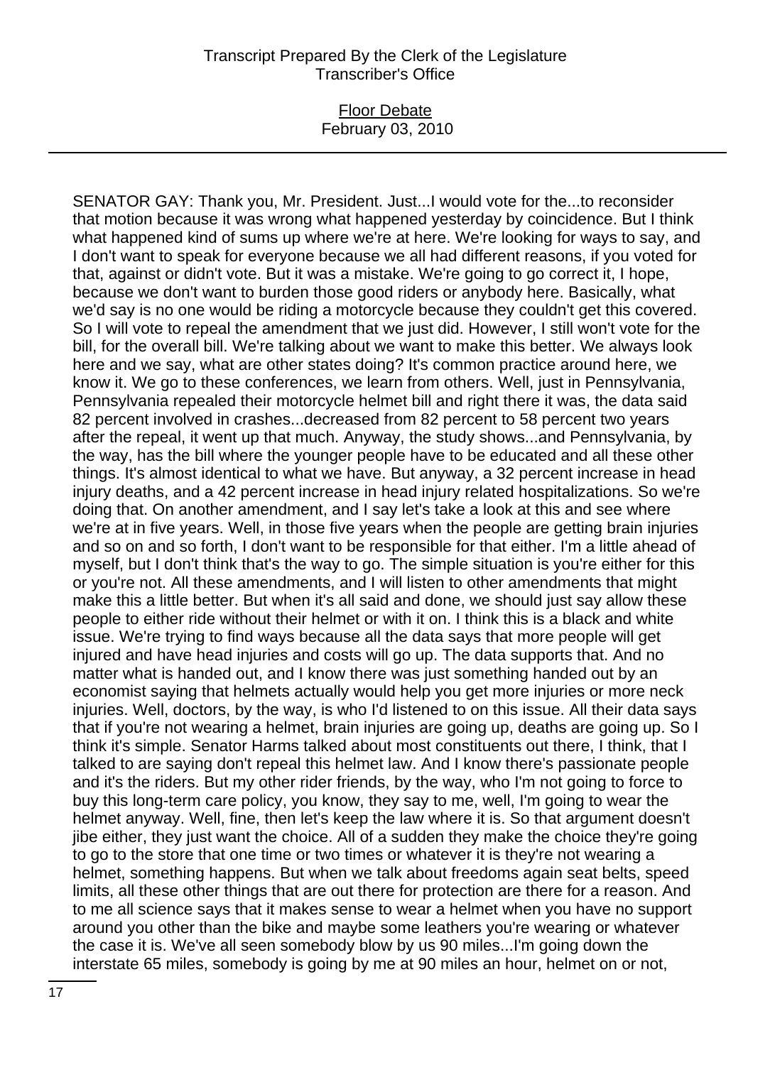SENATOR GAY: Thank you, Mr. President. Just...I would vote for the...to reconsider that motion because it was wrong what happened yesterday by coincidence. But I think what happened kind of sums up where we're at here. We're looking for ways to say, and I don't want to speak for everyone because we all had different reasons, if you voted for that, against or didn't vote. But it was a mistake. We're going to go correct it, I hope, because we don't want to burden those good riders or anybody here. Basically, what we'd say is no one would be riding a motorcycle because they couldn't get this covered. So I will vote to repeal the amendment that we just did. However, I still won't vote for the bill, for the overall bill. We're talking about we want to make this better. We always look here and we say, what are other states doing? It's common practice around here, we know it. We go to these conferences, we learn from others. Well, just in Pennsylvania, Pennsylvania repealed their motorcycle helmet bill and right there it was, the data said 82 percent involved in crashes...decreased from 82 percent to 58 percent two years after the repeal, it went up that much. Anyway, the study shows...and Pennsylvania, by the way, has the bill where the younger people have to be educated and all these other things. It's almost identical to what we have. But anyway, a 32 percent increase in head injury deaths, and a 42 percent increase in head injury related hospitalizations. So we're doing that. On another amendment, and I say let's take a look at this and see where we're at in five years. Well, in those five years when the people are getting brain injuries and so on and so forth, I don't want to be responsible for that either. I'm a little ahead of myself, but I don't think that's the way to go. The simple situation is you're either for this or you're not. All these amendments, and I will listen to other amendments that might make this a little better. But when it's all said and done, we should just say allow these people to either ride without their helmet or with it on. I think this is a black and white issue. We're trying to find ways because all the data says that more people will get injured and have head injuries and costs will go up. The data supports that. And no matter what is handed out, and I know there was just something handed out by an economist saying that helmets actually would help you get more injuries or more neck injuries. Well, doctors, by the way, is who I'd listened to on this issue. All their data says that if you're not wearing a helmet, brain injuries are going up, deaths are going up. So I think it's simple. Senator Harms talked about most constituents out there, I think, that I talked to are saying don't repeal this helmet law. And I know there's passionate people and it's the riders. But my other rider friends, by the way, who I'm not going to force to buy this long-term care policy, you know, they say to me, well, I'm going to wear the helmet anyway. Well, fine, then let's keep the law where it is. So that argument doesn't jibe either, they just want the choice. All of a sudden they make the choice they're going to go to the store that one time or two times or whatever it is they're not wearing a helmet, something happens. But when we talk about freedoms again seat belts, speed limits, all these other things that are out there for protection are there for a reason. And to me all science says that it makes sense to wear a helmet when you have no support around you other than the bike and maybe some leathers you're wearing or whatever the case it is. We've all seen somebody blow by us 90 miles...I'm going down the interstate 65 miles, somebody is going by me at 90 miles an hour, helmet on or not,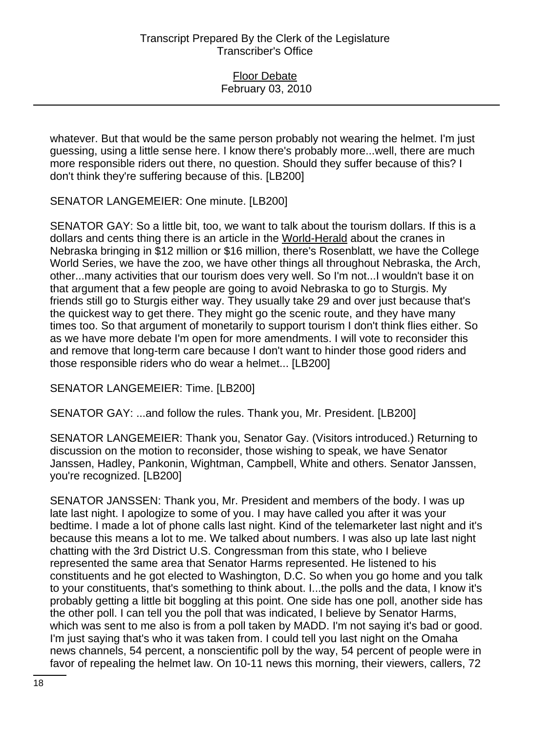whatever. But that would be the same person probably not wearing the helmet. I'm just guessing, using a little sense here. I know there's probably more...well, there are much more responsible riders out there, no question. Should they suffer because of this? I don't think they're suffering because of this. [LB200]

SENATOR LANGEMEIER: One minute. [LB200]

SENATOR GAY: So a little bit, too, we want to talk about the tourism dollars. If this is a dollars and cents thing there is an article in the World-Herald about the cranes in Nebraska bringing in $12 million or $16 million, there's Rosenblatt, we have the College World Series, we have the zoo, we have other things all throughout Nebraska, the Arch, other...many activities that our tourism does very well. So I'm not...I wouldn't base it on that argument that a few people are going to avoid Nebraska to go to Sturgis. My friends still go to Sturgis either way. They usually take 29 and over just because that's the quickest way to get there. They might go the scenic route, and they have many times too. So that argument of monetarily to support tourism I don't think flies either. So as we have more debate I'm open for more amendments. I will vote to reconsider this and remove that long-term care because I don't want to hinder those good riders and those responsible riders who do wear a helmet... [LB200]

SENATOR LANGEMEIER: Time. [LB200]

SENATOR GAY: ...and follow the rules. Thank you, Mr. President. [LB200]

SENATOR LANGEMEIER: Thank you, Senator Gay. (Visitors introduced.) Returning to discussion on the motion to reconsider, those wishing to speak, we have Senator Janssen, Hadley, Pankonin, Wightman, Campbell, White and others. Senator Janssen, you're recognized. [LB200]

SENATOR JANSSEN: Thank you, Mr. President and members of the body. I was up late last night. I apologize to some of you. I may have called you after it was your bedtime. I made a lot of phone calls last night. Kind of the telemarketer last night and it's because this means a lot to me. We talked about numbers. I was also up late last night chatting with the 3rd District U.S. Congressman from this state, who I believe represented the same area that Senator Harms represented. He listened to his constituents and he got elected to Washington, D.C. So when you go home and you talk to your constituents, that's something to think about. I...the polls and the data, I know it's probably getting a little bit boggling at this point. One side has one poll, another side has the other poll. I can tell you the poll that was indicated, I believe by Senator Harms, which was sent to me also is from a poll taken by MADD. I'm not saying it's bad or good. I'm just saying that's who it was taken from. I could tell you last night on the Omaha news channels, 54 percent, a nonscientific poll by the way, 54 percent of people were in favor of repealing the helmet law. On 10-11 news this morning, their viewers, callers, 72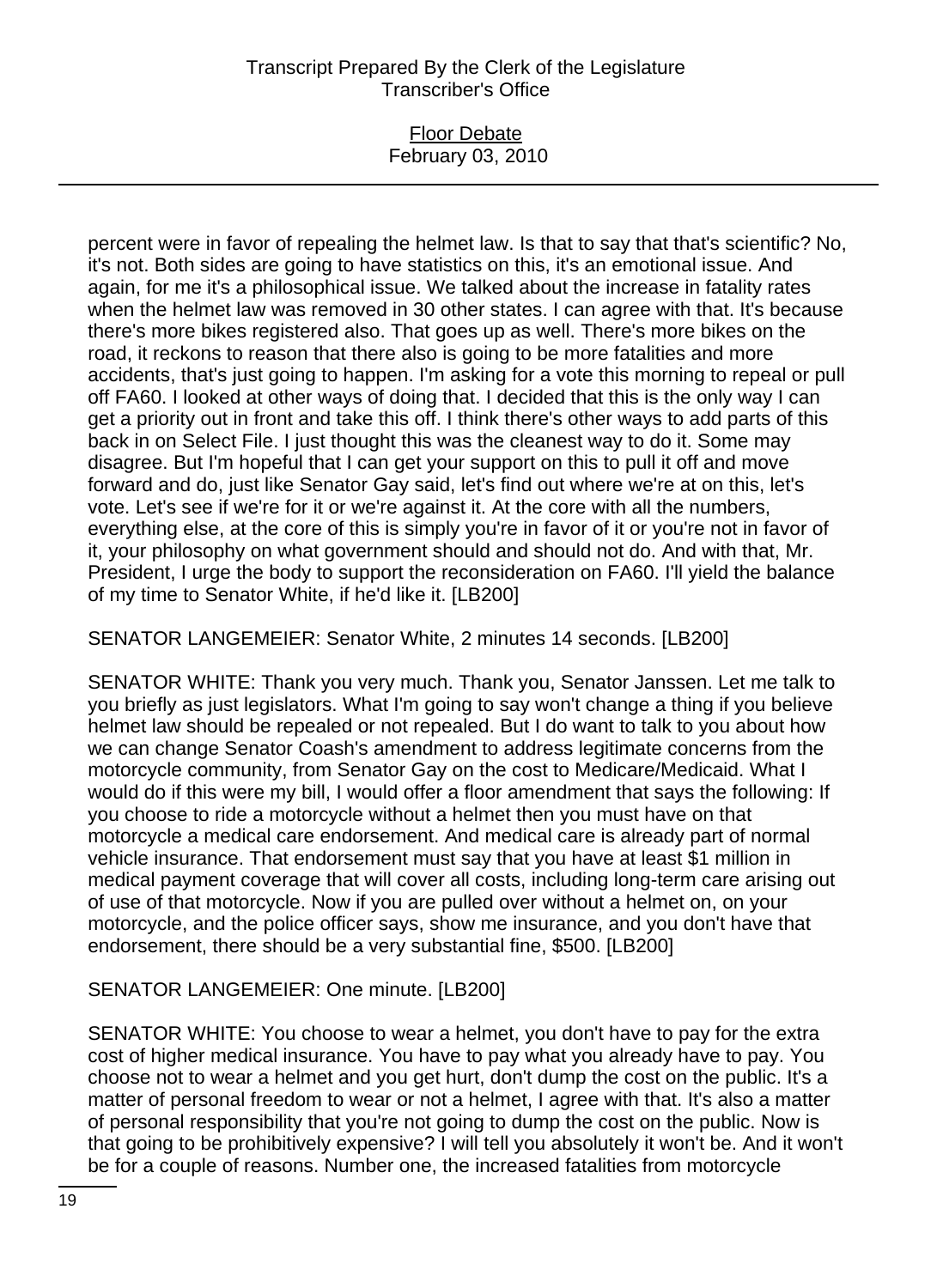percent were in favor of repealing the helmet law. Is that to say that that's scientific? No, it's not. Both sides are going to have statistics on this, it's an emotional issue. And again, for me it's a philosophical issue. We talked about the increase in fatality rates when the helmet law was removed in 30 other states. I can agree with that. It's because there's more bikes registered also. That goes up as well. There's more bikes on the road, it reckons to reason that there also is going to be more fatalities and more accidents, that's just going to happen. I'm asking for a vote this morning to repeal or pull off FA60. I looked at other ways of doing that. I decided that this is the only way I can get a priority out in front and take this off. I think there's other ways to add parts of this back in on Select File. I just thought this was the cleanest way to do it. Some may disagree. But I'm hopeful that I can get your support on this to pull it off and move forward and do, just like Senator Gay said, let's find out where we're at on this, let's vote. Let's see if we're for it or we're against it. At the core with all the numbers, everything else, at the core of this is simply you're in favor of it or you're not in favor of it, your philosophy on what government should and should not do. And with that, Mr. President, I urge the body to support the reconsideration on FA60. I'll yield the balance of my time to Senator White, if he'd like it. [LB200]

SENATOR LANGEMEIER: Senator White, 2 minutes 14 seconds. [LB200]

SENATOR WHITE: Thank you very much. Thank you, Senator Janssen. Let me talk to you briefly as just legislators. What I'm going to say won't change a thing if you believe helmet law should be repealed or not repealed. But I do want to talk to you about how we can change Senator Coash's amendment to address legitimate concerns from the motorcycle community, from Senator Gay on the cost to Medicare/Medicaid. What I would do if this were my bill, I would offer a floor amendment that says the following: If you choose to ride a motorcycle without a helmet then you must have on that motorcycle a medical care endorsement. And medical care is already part of normal vehicle insurance. That endorsement must say that you have at least $1 million in medical payment coverage that will cover all costs, including long-term care arising out of use of that motorcycle. Now if you are pulled over without a helmet on, on your motorcycle, and the police officer says, show me insurance, and you don't have that endorsement, there should be a very substantial fine, $500. [LB200]

SENATOR LANGEMEIER: One minute. [LB200]

SENATOR WHITE: You choose to wear a helmet, you don't have to pay for the extra cost of higher medical insurance. You have to pay what you already have to pay. You choose not to wear a helmet and you get hurt, don't dump the cost on the public. It's a matter of personal freedom to wear or not a helmet, I agree with that. It's also a matter of personal responsibility that you're not going to dump the cost on the public. Now is that going to be prohibitively expensive? I will tell you absolutely it won't be. And it won't be for a couple of reasons. Number one, the increased fatalities from motorcycle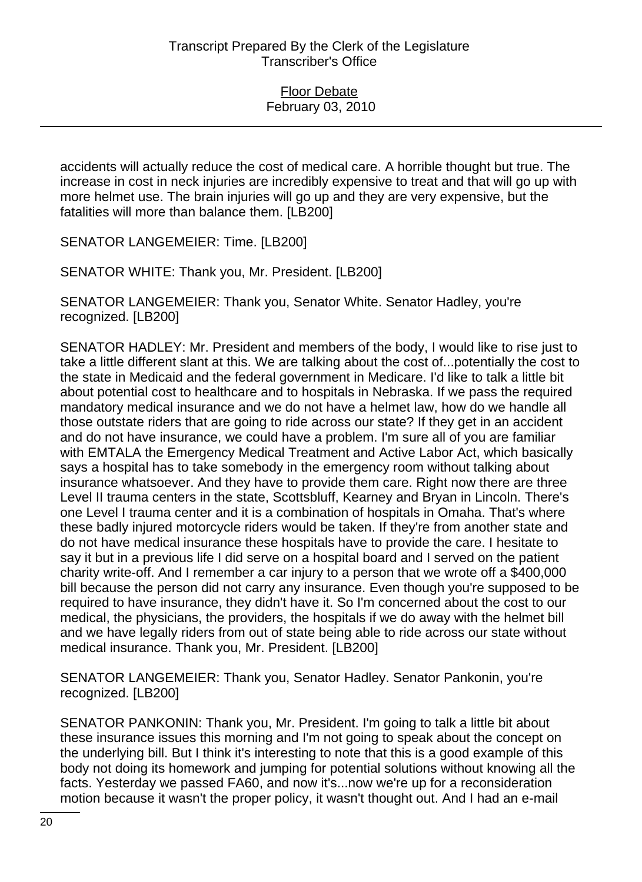accidents will actually reduce the cost of medical care. A horrible thought but true. The increase in cost in neck injuries are incredibly expensive to treat and that will go up with more helmet use. The brain injuries will go up and they are very expensive, but the fatalities will more than balance them. [LB200]

SENATOR LANGEMEIER: Time. [LB200]

SENATOR WHITE: Thank you, Mr. President. [LB200]

SENATOR LANGEMEIER: Thank you, Senator White. Senator Hadley, you're recognized. [LB200]

SENATOR HADLEY: Mr. President and members of the body, I would like to rise just to take a little different slant at this. We are talking about the cost of...potentially the cost to the state in Medicaid and the federal government in Medicare. I'd like to talk a little bit about potential cost to healthcare and to hospitals in Nebraska. If we pass the required mandatory medical insurance and we do not have a helmet law, how do we handle all those outstate riders that are going to ride across our state? If they get in an accident and do not have insurance, we could have a problem. I'm sure all of you are familiar with EMTALA the Emergency Medical Treatment and Active Labor Act, which basically says a hospital has to take somebody in the emergency room without talking about insurance whatsoever. And they have to provide them care. Right now there are three Level II trauma centers in the state, Scottsbluff, Kearney and Bryan in Lincoln. There's one Level I trauma center and it is a combination of hospitals in Omaha. That's where these badly injured motorcycle riders would be taken. If they're from another state and do not have medical insurance these hospitals have to provide the care. I hesitate to say it but in a previous life I did serve on a hospital board and I served on the patient charity write-off. And I remember a car injury to a person that we wrote off a $400,000 bill because the person did not carry any insurance. Even though you're supposed to be required to have insurance, they didn't have it. So I'm concerned about the cost to our medical, the physicians, the providers, the hospitals if we do away with the helmet bill and we have legally riders from out of state being able to ride across our state without medical insurance. Thank you, Mr. President. [LB200]

SENATOR LANGEMEIER: Thank you, Senator Hadley. Senator Pankonin, you're recognized. [LB200]

SENATOR PANKONIN: Thank you, Mr. President. I'm going to talk a little bit about these insurance issues this morning and I'm not going to speak about the concept on the underlying bill. But I think it's interesting to note that this is a good example of this body not doing its homework and jumping for potential solutions without knowing all the facts. Yesterday we passed FA60, and now it's...now we're up for a reconsideration motion because it wasn't the proper policy, it wasn't thought out. And I had an e-mail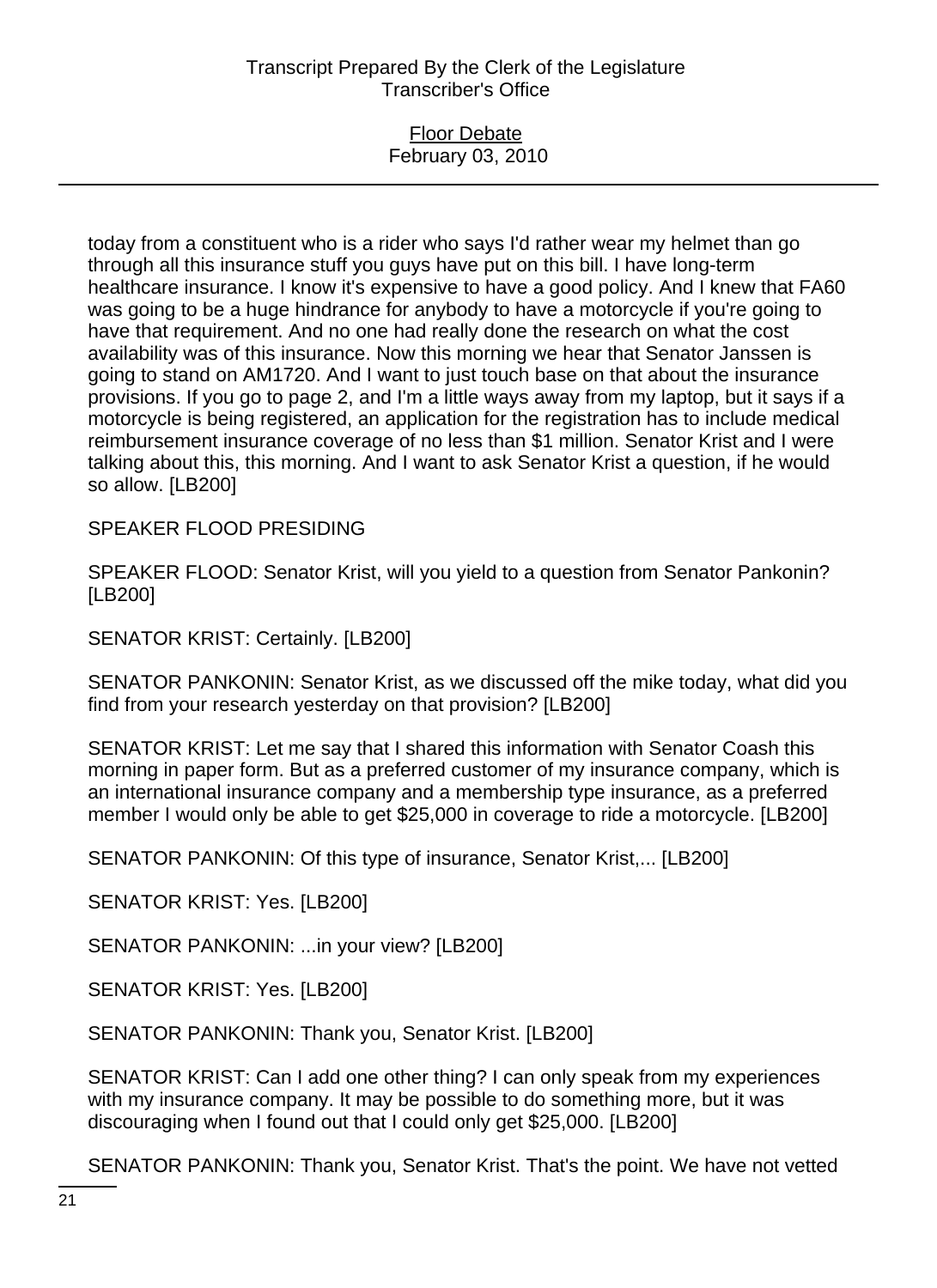today from a constituent who is a rider who says I'd rather wear my helmet than go through all this insurance stuff you guys have put on this bill. I have long-term healthcare insurance. I know it's expensive to have a good policy. And I knew that FA60 was going to be a huge hindrance for anybody to have a motorcycle if you're going to have that requirement. And no one had really done the research on what the cost availability was of this insurance. Now this morning we hear that Senator Janssen is going to stand on AM1720. And I want to just touch base on that about the insurance provisions. If you go to page 2, and I'm a little ways away from my laptop, but it says if a motorcycle is being registered, an application for the registration has to include medical reimbursement insurance coverage of no less than $1 million. Senator Krist and I were talking about this, this morning. And I want to ask Senator Krist a question, if he would so allow. [LB200]

SPEAKER FLOOD PRESIDING

SPEAKER FLOOD: Senator Krist, will you yield to a question from Senator Pankonin? [LB200]

SENATOR KRIST: Certainly. [LB200]

SENATOR PANKONIN: Senator Krist, as we discussed off the mike today, what did you find from your research yesterday on that provision? [LB200]

SENATOR KRIST: Let me say that I shared this information with Senator Coash this morning in paper form. But as a preferred customer of my insurance company, which is an international insurance company and a membership type insurance, as a preferred member I would only be able to get $25,000 in coverage to ride a motorcycle. [LB200]

SENATOR PANKONIN: Of this type of insurance, Senator Krist,... [LB200]

SENATOR KRIST: Yes. [LB200]

SENATOR PANKONIN: ...in your view? [LB200]

SENATOR KRIST: Yes. [LB200]

SENATOR PANKONIN: Thank you, Senator Krist. [LB200]

SENATOR KRIST: Can I add one other thing? I can only speak from my experiences with my insurance company. It may be possible to do something more, but it was discouraging when I found out that I could only get $25,000. [LB200]

SENATOR PANKONIN: Thank you, Senator Krist. That's the point. We have not vetted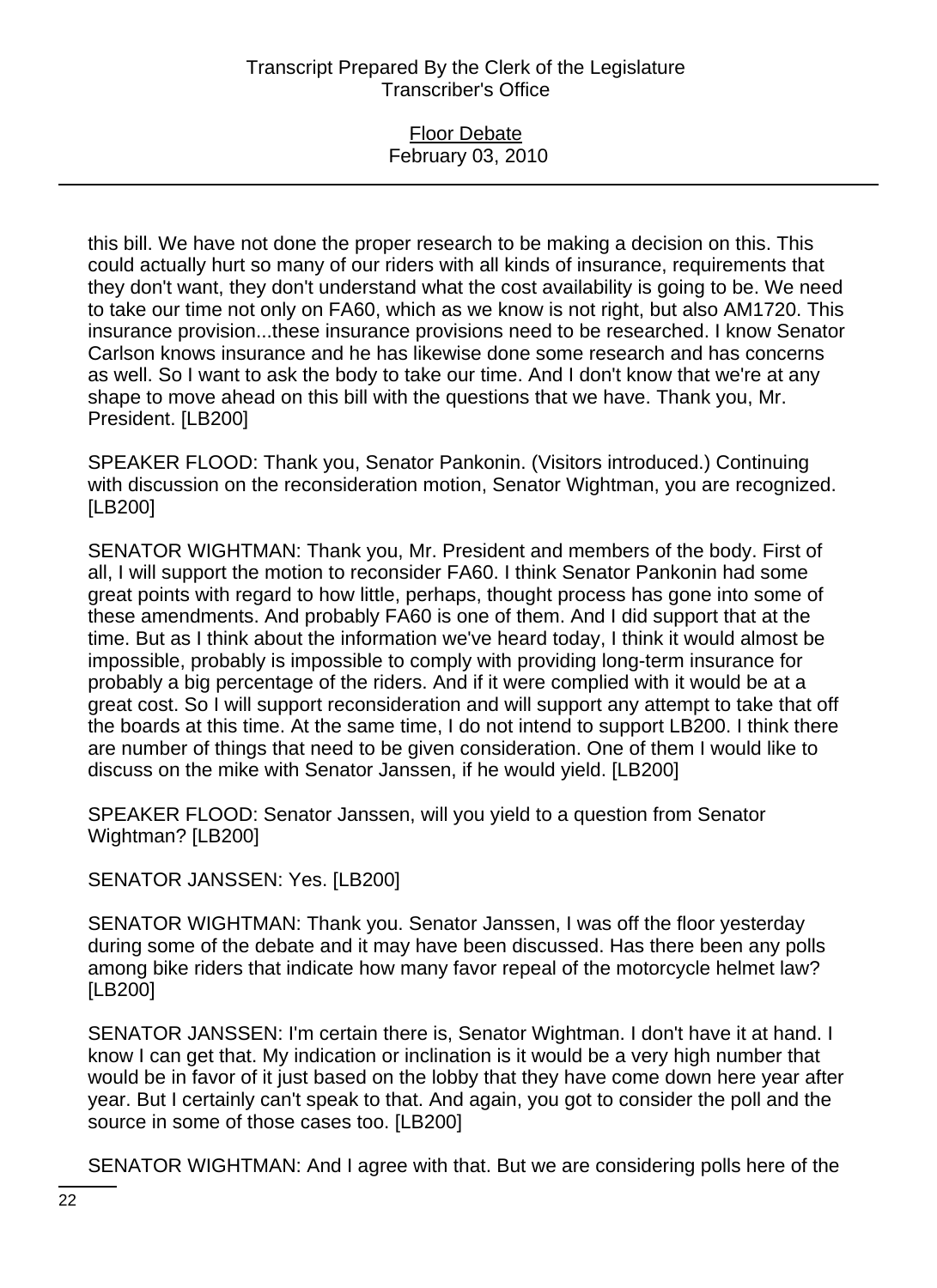this bill. We have not done the proper research to be making a decision on this. This could actually hurt so many of our riders with all kinds of insurance, requirements that they don't want, they don't understand what the cost availability is going to be. We need to take our time not only on FA60, which as we know is not right, but also AM1720. This insurance provision...these insurance provisions need to be researched. I know Senator Carlson knows insurance and he has likewise done some research and has concerns as well. So I want to ask the body to take our time. And I don't know that we're at any shape to move ahead on this bill with the questions that we have. Thank you, Mr. President. [LB200]

SPEAKER FLOOD: Thank you, Senator Pankonin. (Visitors introduced.) Continuing with discussion on the reconsideration motion, Senator Wightman, you are recognized. [LB200]

SENATOR WIGHTMAN: Thank you, Mr. President and members of the body. First of all, I will support the motion to reconsider FA60. I think Senator Pankonin had some great points with regard to how little, perhaps, thought process has gone into some of these amendments. And probably FA60 is one of them. And I did support that at the time. But as I think about the information we've heard today, I think it would almost be impossible, probably is impossible to comply with providing long-term insurance for probably a big percentage of the riders. And if it were complied with it would be at a great cost. So I will support reconsideration and will support any attempt to take that off the boards at this time. At the same time, I do not intend to support LB200. I think there are number of things that need to be given consideration. One of them I would like to discuss on the mike with Senator Janssen, if he would yield. [LB200]

SPEAKER FLOOD: Senator Janssen, will you yield to a question from Senator Wightman? [LB200]

SENATOR JANSSEN: Yes. [LB200]

SENATOR WIGHTMAN: Thank you. Senator Janssen, I was off the floor yesterday during some of the debate and it may have been discussed. Has there been any polls among bike riders that indicate how many favor repeal of the motorcycle helmet law? [LB200]

SENATOR JANSSEN: I'm certain there is, Senator Wightman. I don't have it at hand. I know I can get that. My indication or inclination is it would be a very high number that would be in favor of it just based on the lobby that they have come down here year after year. But I certainly can't speak to that. And again, you got to consider the poll and the source in some of those cases too. [LB200]

SENATOR WIGHTMAN: And I agree with that. But we are considering polls here of the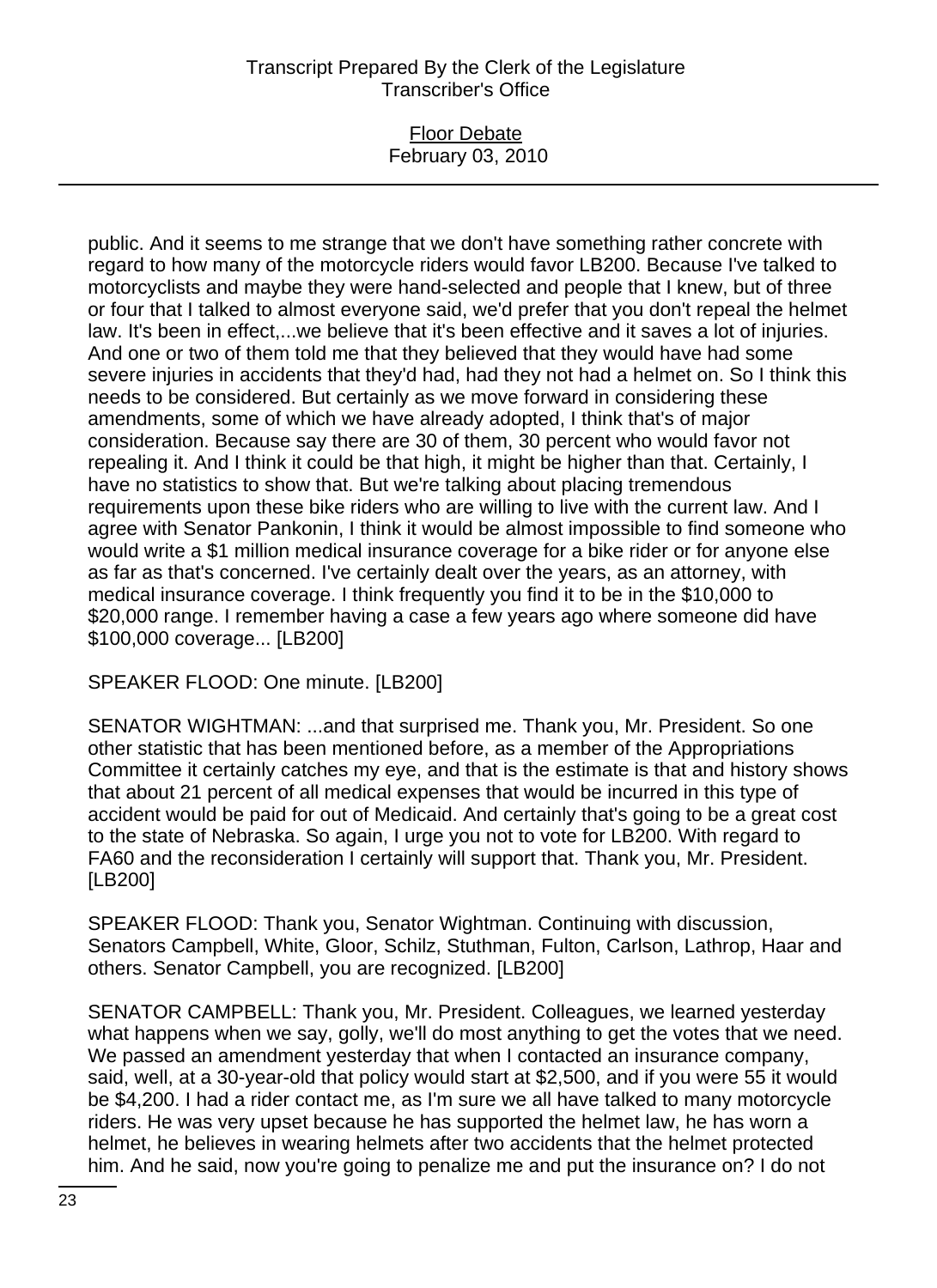public. And it seems to me strange that we don't have something rather concrete with regard to how many of the motorcycle riders would favor LB200. Because I've talked to motorcyclists and maybe they were hand-selected and people that I knew, but of three or four that I talked to almost everyone said, we'd prefer that you don't repeal the helmet law. It's been in effect,...we believe that it's been effective and it saves a lot of injuries. And one or two of them told me that they believed that they would have had some severe injuries in accidents that they'd had, had they not had a helmet on. So I think this needs to be considered. But certainly as we move forward in considering these amendments, some of which we have already adopted, I think that's of major consideration. Because say there are 30 of them, 30 percent who would favor not repealing it. And I think it could be that high, it might be higher than that. Certainly, I have no statistics to show that. But we're talking about placing tremendous requirements upon these bike riders who are willing to live with the current law. And I agree with Senator Pankonin, I think it would be almost impossible to find someone who would write a $1 million medical insurance coverage for a bike rider or for anyone else as far as that's concerned. I've certainly dealt over the years, as an attorney, with medical insurance coverage. I think frequently you find it to be in the $10,000 to $20,000 range. I remember having a case a few years ago where someone did have $100,000 coverage... [LB200]

SPEAKER FLOOD: One minute. [LB200]

SENATOR WIGHTMAN: ...and that surprised me. Thank you, Mr. President. So one other statistic that has been mentioned before, as a member of the Appropriations Committee it certainly catches my eye, and that is the estimate is that and history shows that about 21 percent of all medical expenses that would be incurred in this type of accident would be paid for out of Medicaid. And certainly that's going to be a great cost to the state of Nebraska. So again, I urge you not to vote for LB200. With regard to FA60 and the reconsideration I certainly will support that. Thank you, Mr. President. [LB200]

SPEAKER FLOOD: Thank you, Senator Wightman. Continuing with discussion, Senators Campbell, White, Gloor, Schilz, Stuthman, Fulton, Carlson, Lathrop, Haar and others. Senator Campbell, you are recognized. [LB200]

SENATOR CAMPBELL: Thank you, Mr. President. Colleagues, we learned yesterday what happens when we say, golly, we'll do most anything to get the votes that we need. We passed an amendment yesterday that when I contacted an insurance company, said, well, at a 30-year-old that policy would start at $2,500, and if you were 55 it would be $4,200. I had a rider contact me, as I'm sure we all have talked to many motorcycle riders. He was very upset because he has supported the helmet law, he has worn a helmet, he believes in wearing helmets after two accidents that the helmet protected him. And he said, now you're going to penalize me and put the insurance on? I do not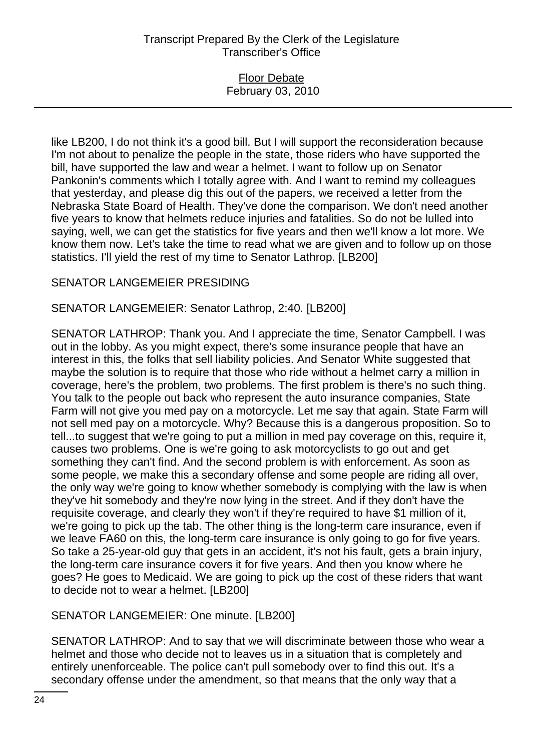like LB200, I do not think it's a good bill. But I will support the reconsideration because I'm not about to penalize the people in the state, those riders who have supported the bill, have supported the law and wear a helmet. I want to follow up on Senator Pankonin's comments which I totally agree with. And I want to remind my colleagues that yesterday, and please dig this out of the papers, we received a letter from the Nebraska State Board of Health. They've done the comparison. We don't need another five years to know that helmets reduce injuries and fatalities. So do not be lulled into saying, well, we can get the statistics for five years and then we'll know a lot more. We know them now. Let's take the time to read what we are given and to follow up on those statistics. I'll yield the rest of my time to Senator Lathrop. [LB200]

SENATOR LANGEMEIER PRESIDING

SENATOR LANGEMEIER: Senator Lathrop, 2:40. [LB200]

SENATOR LATHROP: Thank you. And I appreciate the time, Senator Campbell. I was out in the lobby. As you might expect, there's some insurance people that have an interest in this, the folks that sell liability policies. And Senator White suggested that maybe the solution is to require that those who ride without a helmet carry a million in coverage, here's the problem, two problems. The first problem is there's no such thing. You talk to the people out back who represent the auto insurance companies, State Farm will not give you med pay on a motorcycle. Let me say that again. State Farm will not sell med pay on a motorcycle. Why? Because this is a dangerous proposition. So to tell...to suggest that we're going to put a million in med pay coverage on this, require it, causes two problems. One is we're going to ask motorcyclists to go out and get something they can't find. And the second problem is with enforcement. As soon as some people, we make this a secondary offense and some people are riding all over, the only way we're going to know whether somebody is complying with the law is when they've hit somebody and they're now lying in the street. And if they don't have the requisite coverage, and clearly they won't if they're required to have $1 million of it, we're going to pick up the tab. The other thing is the long-term care insurance, even if we leave FA60 on this, the long-term care insurance is only going to go for five years. So take a 25-year-old guy that gets in an accident, it's not his fault, gets a brain injury, the long-term care insurance covers it for five years. And then you know where he goes? He goes to Medicaid. We are going to pick up the cost of these riders that want to decide not to wear a helmet. [LB200]

SENATOR LANGEMEIER: One minute. [LB200]

SENATOR LATHROP: And to say that we will discriminate between those who wear a helmet and those who decide not to leaves us in a situation that is completely and entirely unenforceable. The police can't pull somebody over to find this out. It's a secondary offense under the amendment, so that means that the only way that a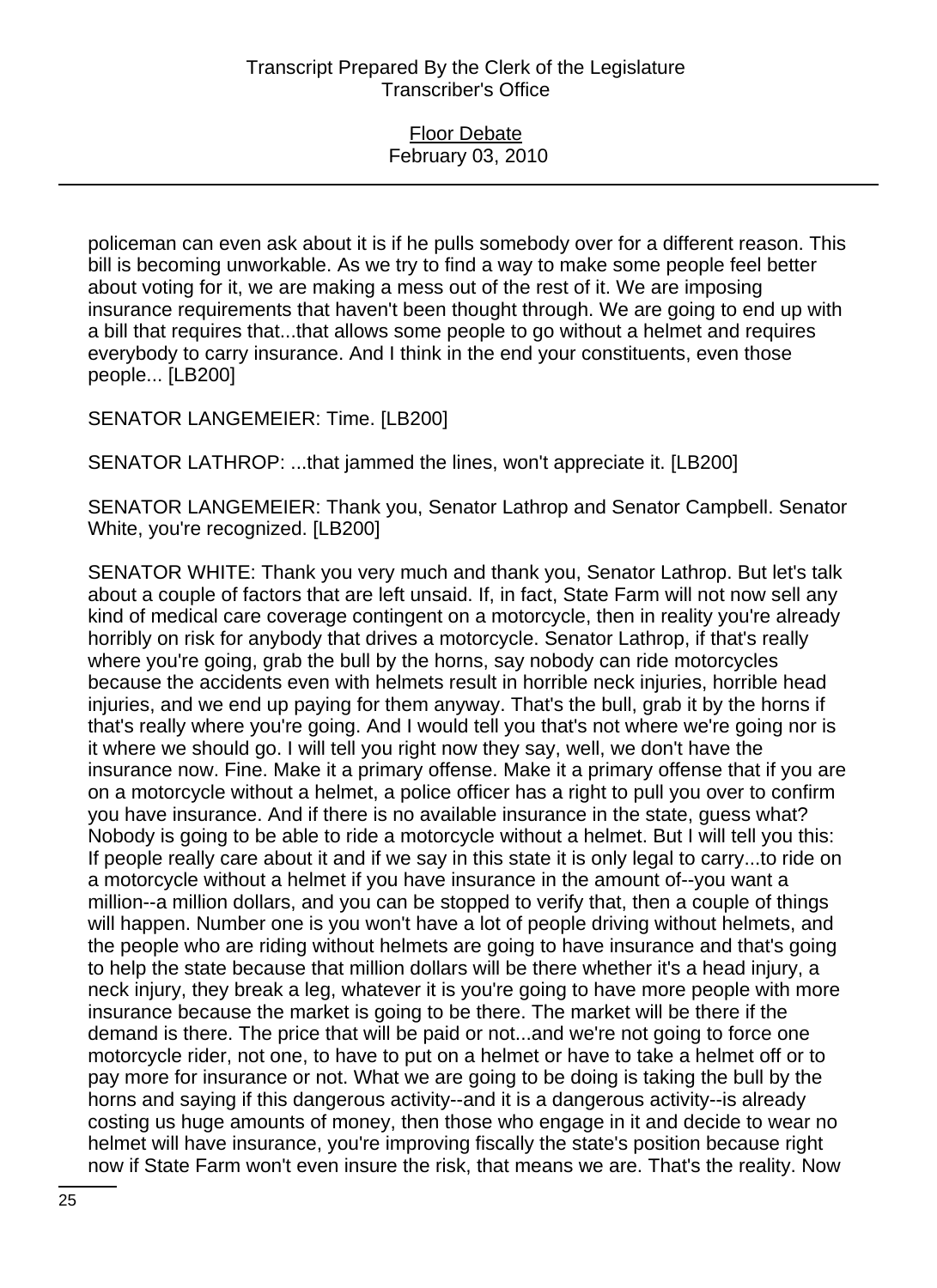policeman can even ask about it is if he pulls somebody over for a different reason. This bill is becoming unworkable. As we try to find a way to make some people feel better about voting for it, we are making a mess out of the rest of it. We are imposing insurance requirements that haven't been thought through. We are going to end up with a bill that requires that...that allows some people to go without a helmet and requires everybody to carry insurance. And I think in the end your constituents, even those people... [LB200]

SENATOR LANGEMEIER: Time. [LB200]

SENATOR LATHROP: ...that jammed the lines, won't appreciate it. [LB200]

SENATOR LANGEMEIER: Thank you, Senator Lathrop and Senator Campbell. Senator White, you're recognized. [LB200]

SENATOR WHITE: Thank you very much and thank you, Senator Lathrop. But let's talk about a couple of factors that are left unsaid. If, in fact, State Farm will not now sell any kind of medical care coverage contingent on a motorcycle, then in reality you're already horribly on risk for anybody that drives a motorcycle. Senator Lathrop, if that's really where you're going, grab the bull by the horns, say nobody can ride motorcycles because the accidents even with helmets result in horrible neck injuries, horrible head injuries, and we end up paying for them anyway. That's the bull, grab it by the horns if that's really where you're going. And I would tell you that's not where we're going nor is it where we should go. I will tell you right now they say, well, we don't have the insurance now. Fine. Make it a primary offense. Make it a primary offense that if you are on a motorcycle without a helmet, a police officer has a right to pull you over to confirm you have insurance. And if there is no available insurance in the state, guess what? Nobody is going to be able to ride a motorcycle without a helmet. But I will tell you this: If people really care about it and if we say in this state it is only legal to carry...to ride on a motorcycle without a helmet if you have insurance in the amount of--you want a million--a million dollars, and you can be stopped to verify that, then a couple of things will happen. Number one is you won't have a lot of people driving without helmets, and the people who are riding without helmets are going to have insurance and that's going to help the state because that million dollars will be there whether it's a head injury, a neck injury, they break a leg, whatever it is you're going to have more people with more insurance because the market is going to be there. The market will be there if the demand is there. The price that will be paid or not...and we're not going to force one motorcycle rider, not one, to have to put on a helmet or have to take a helmet off or to pay more for insurance or not. What we are going to be doing is taking the bull by the horns and saying if this dangerous activity--and it is a dangerous activity--is already costing us huge amounts of money, then those who engage in it and decide to wear no helmet will have insurance, you're improving fiscally the state's position because right now if State Farm won't even insure the risk, that means we are. That's the reality. Now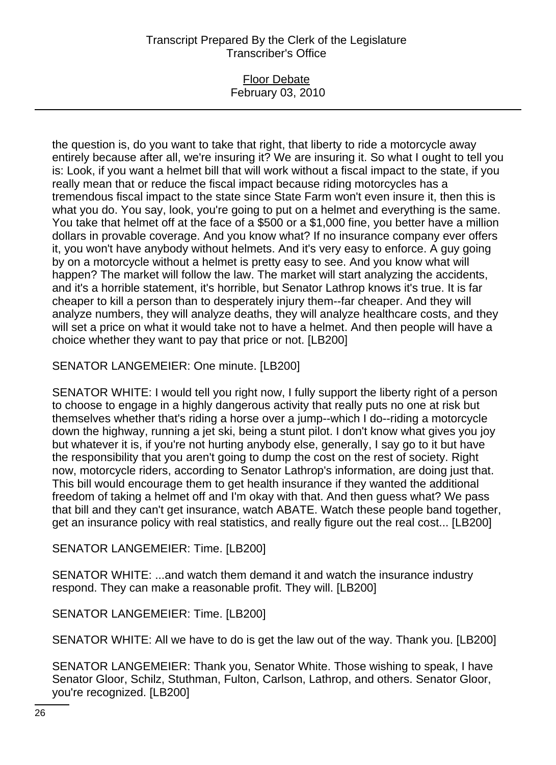the question is, do you want to take that right, that liberty to ride a motorcycle away entirely because after all, we're insuring it? We are insuring it. So what I ought to tell you is: Look, if you want a helmet bill that will work without a fiscal impact to the state, if you really mean that or reduce the fiscal impact because riding motorcycles has a tremendous fiscal impact to the state since State Farm won't even insure it, then this is what you do. You say, look, you're going to put on a helmet and everything is the same. You take that helmet off at the face of a $500 or a $1,000 fine, you better have a million dollars in provable coverage. And you know what? If no insurance company ever offers it, you won't have anybody without helmets. And it's very easy to enforce. A guy going by on a motorcycle without a helmet is pretty easy to see. And you know what will happen? The market will follow the law. The market will start analyzing the accidents, and it's a horrible statement, it's horrible, but Senator Lathrop knows it's true. It is far cheaper to kill a person than to desperately injury them--far cheaper. And they will analyze numbers, they will analyze deaths, they will analyze healthcare costs, and they will set a price on what it would take not to have a helmet. And then people will have a choice whether they want to pay that price or not. [LB200]

SENATOR LANGEMEIER: One minute. [LB200]

SENATOR WHITE: I would tell you right now, I fully support the liberty right of a person to choose to engage in a highly dangerous activity that really puts no one at risk but themselves whether that's riding a horse over a jump--which I do--riding a motorcycle down the highway, running a jet ski, being a stunt pilot. I don't know what gives you joy but whatever it is, if you're not hurting anybody else, generally, I say go to it but have the responsibility that you aren't going to dump the cost on the rest of society. Right now, motorcycle riders, according to Senator Lathrop's information, are doing just that. This bill would encourage them to get health insurance if they wanted the additional freedom of taking a helmet off and I'm okay with that. And then guess what? We pass that bill and they can't get insurance, watch ABATE. Watch these people band together, get an insurance policy with real statistics, and really figure out the real cost... [LB200]

SENATOR LANGEMEIER: Time. [LB200]

SENATOR WHITE: ...and watch them demand it and watch the insurance industry respond. They can make a reasonable profit. They will. [LB200]

SENATOR LANGEMEIER: Time. [LB200]

SENATOR WHITE: All we have to do is get the law out of the way. Thank you. [LB200]

SENATOR LANGEMEIER: Thank you, Senator White. Those wishing to speak, I have Senator Gloor, Schilz, Stuthman, Fulton, Carlson, Lathrop, and others. Senator Gloor, you're recognized. [LB200]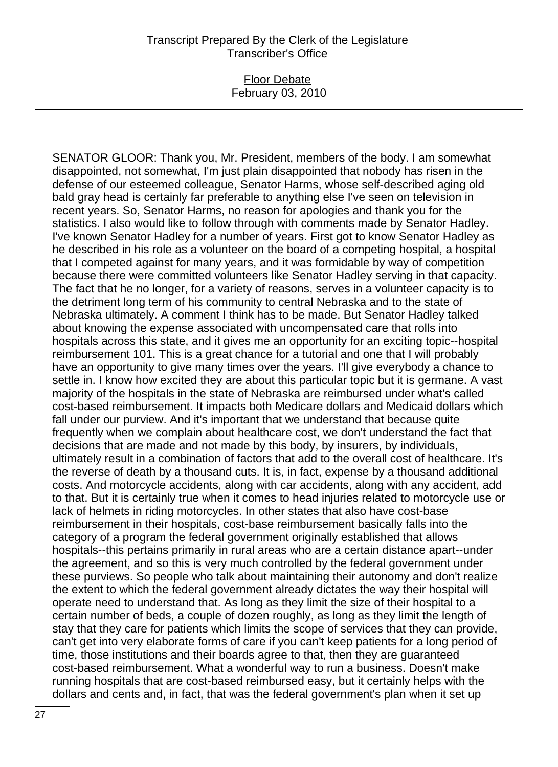SENATOR GLOOR: Thank you, Mr. President, members of the body. I am somewhat disappointed, not somewhat, I'm just plain disappointed that nobody has risen in the defense of our esteemed colleague, Senator Harms, whose self-described aging old bald gray head is certainly far preferable to anything else I've seen on television in recent years. So, Senator Harms, no reason for apologies and thank you for the statistics. I also would like to follow through with comments made by Senator Hadley. I've known Senator Hadley for a number of years. First got to know Senator Hadley as he described in his role as a volunteer on the board of a competing hospital, a hospital that I competed against for many years, and it was formidable by way of competition because there were committed volunteers like Senator Hadley serving in that capacity. The fact that he no longer, for a variety of reasons, serves in a volunteer capacity is to the detriment long term of his community to central Nebraska and to the state of Nebraska ultimately. A comment I think has to be made. But Senator Hadley talked about knowing the expense associated with uncompensated care that rolls into hospitals across this state, and it gives me an opportunity for an exciting topic--hospital reimbursement 101. This is a great chance for a tutorial and one that I will probably have an opportunity to give many times over the years. I'll give everybody a chance to settle in. I know how excited they are about this particular topic but it is germane. A vast majority of the hospitals in the state of Nebraska are reimbursed under what's called cost-based reimbursement. It impacts both Medicare dollars and Medicaid dollars which fall under our purview. And it's important that we understand that because quite frequently when we complain about healthcare cost, we don't understand the fact that decisions that are made and not made by this body, by insurers, by individuals, ultimately result in a combination of factors that add to the overall cost of healthcare. It's the reverse of death by a thousand cuts. It is, in fact, expense by a thousand additional costs. And motorcycle accidents, along with car accidents, along with any accident, add to that. But it is certainly true when it comes to head injuries related to motorcycle use or lack of helmets in riding motorcycles. In other states that also have cost-base reimbursement in their hospitals, cost-base reimbursement basically falls into the category of a program the federal government originally established that allows hospitals--this pertains primarily in rural areas who are a certain distance apart--under the agreement, and so this is very much controlled by the federal government under these purviews. So people who talk about maintaining their autonomy and don't realize the extent to which the federal government already dictates the way their hospital will operate need to understand that. As long as they limit the size of their hospital to a certain number of beds, a couple of dozen roughly, as long as they limit the length of stay that they care for patients which limits the scope of services that they can provide, can't get into very elaborate forms of care if you can't keep patients for a long period of time, those institutions and their boards agree to that, then they are guaranteed cost-based reimbursement. What a wonderful way to run a business. Doesn't make running hospitals that are cost-based reimbursed easy, but it certainly helps with the dollars and cents and, in fact, that was the federal government's plan when it set up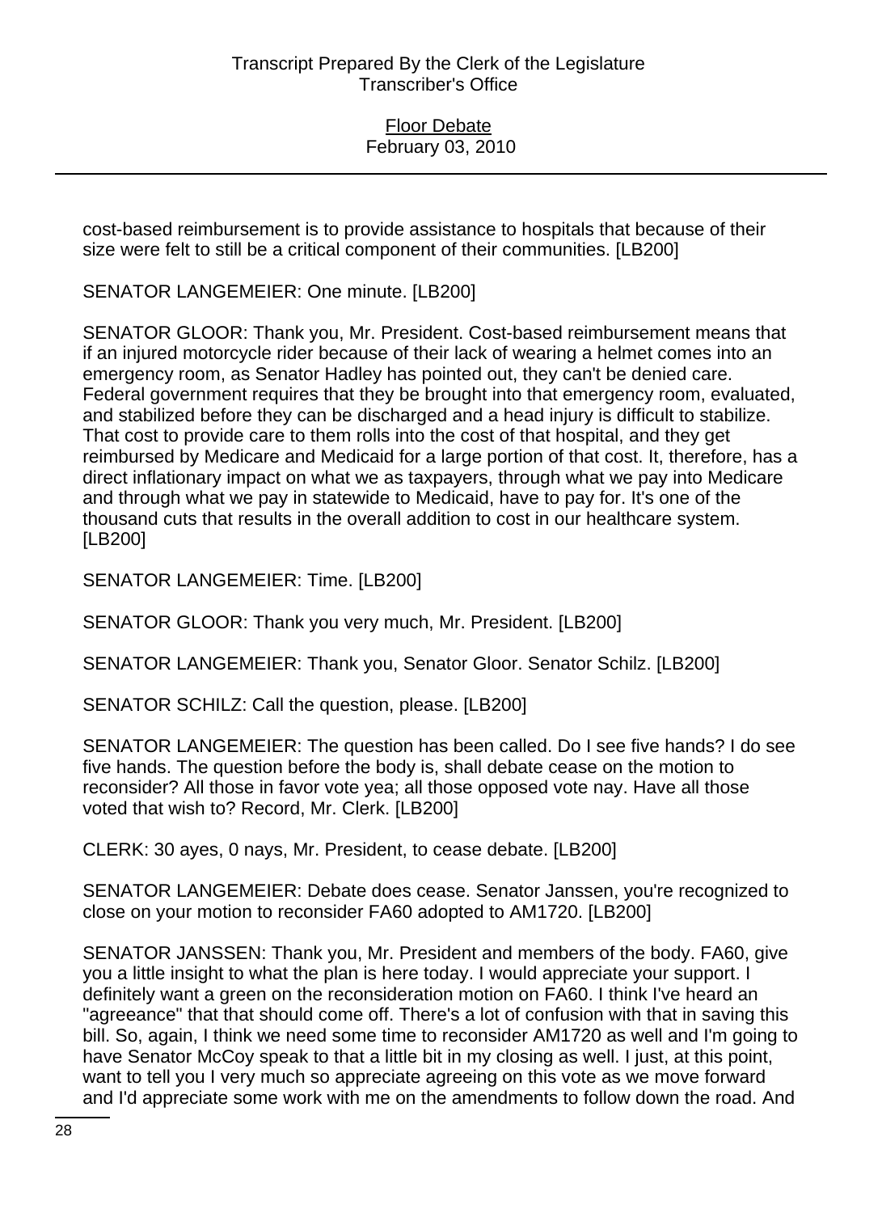cost-based reimbursement is to provide assistance to hospitals that because of their size were felt to still be a critical component of their communities. [LB200]

SENATOR LANGEMEIER: One minute. [LB200]

SENATOR GLOOR: Thank you, Mr. President. Cost-based reimbursement means that if an injured motorcycle rider because of their lack of wearing a helmet comes into an emergency room, as Senator Hadley has pointed out, they can't be denied care. Federal government requires that they be brought into that emergency room, evaluated, and stabilized before they can be discharged and a head injury is difficult to stabilize. That cost to provide care to them rolls into the cost of that hospital, and they get reimbursed by Medicare and Medicaid for a large portion of that cost. It, therefore, has a direct inflationary impact on what we as taxpayers, through what we pay into Medicare and through what we pay in statewide to Medicaid, have to pay for. It's one of the thousand cuts that results in the overall addition to cost in our healthcare system. [LB200]

SENATOR LANGEMEIER: Time. [LB200]

SENATOR GLOOR: Thank you very much, Mr. President. [LB200]

SENATOR LANGEMEIER: Thank you, Senator Gloor. Senator Schilz. [LB200]

SENATOR SCHILZ: Call the question, please. [LB200]

SENATOR LANGEMEIER: The question has been called. Do I see five hands? I do see five hands. The question before the body is, shall debate cease on the motion to reconsider? All those in favor vote yea; all those opposed vote nay. Have all those voted that wish to? Record, Mr. Clerk. [LB200]

CLERK: 30 ayes, 0 nays, Mr. President, to cease debate. [LB200]

SENATOR LANGEMEIER: Debate does cease. Senator Janssen, you're recognized to close on your motion to reconsider FA60 adopted to AM1720. [LB200]

SENATOR JANSSEN: Thank you, Mr. President and members of the body. FA60, give you a little insight to what the plan is here today. I would appreciate your support. I definitely want a green on the reconsideration motion on FA60. I think I've heard an "agreeance" that that should come off. There's a lot of confusion with that in saving this bill. So, again, I think we need some time to reconsider AM1720 as well and I'm going to have Senator McCoy speak to that a little bit in my closing as well. I just, at this point, want to tell you I very much so appreciate agreeing on this vote as we move forward and I'd appreciate some work with me on the amendments to follow down the road. And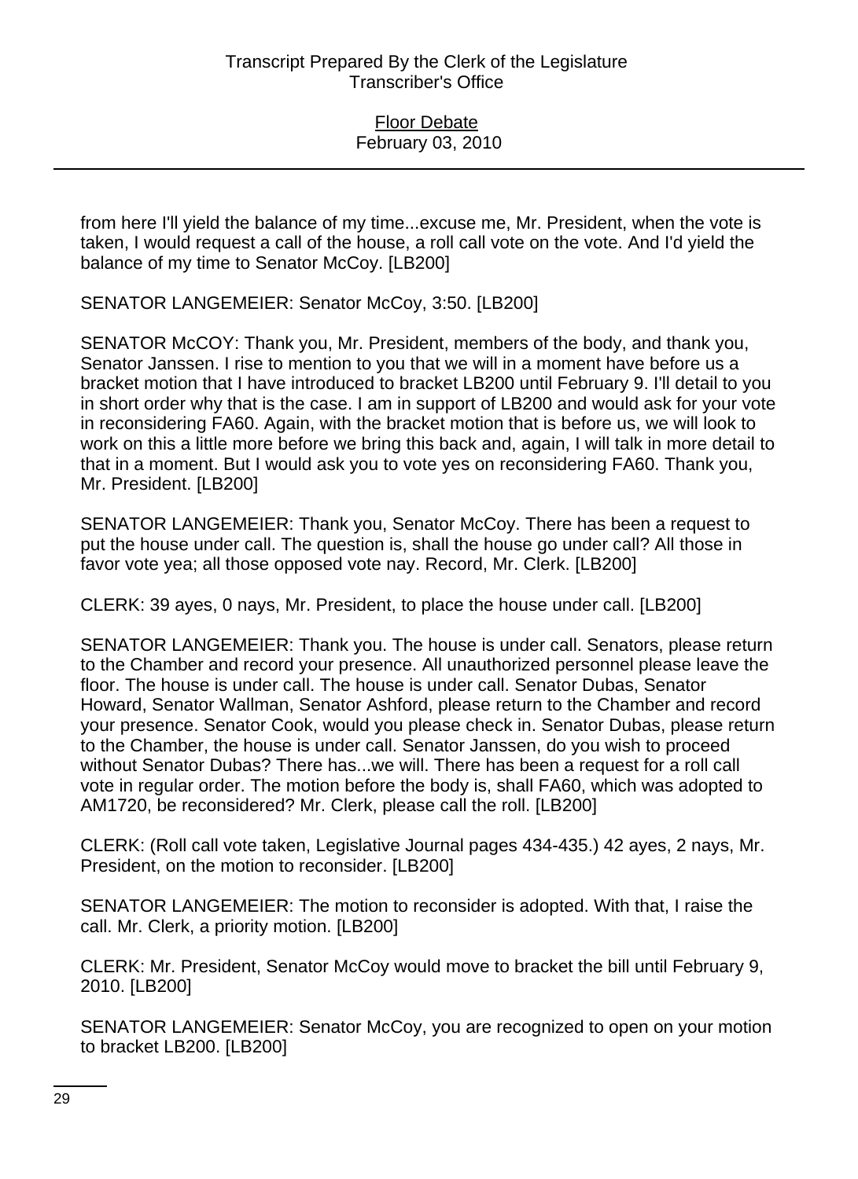from here I'll yield the balance of my time...excuse me, Mr. President, when the vote is taken, I would request a call of the house, a roll call vote on the vote. And I'd yield the balance of my time to Senator McCoy. [LB200]

SENATOR LANGEMEIER: Senator McCoy, 3:50. [LB200]

SENATOR McCOY: Thank you, Mr. President, members of the body, and thank you, Senator Janssen. I rise to mention to you that we will in a moment have before us a bracket motion that I have introduced to bracket LB200 until February 9. I'll detail to you in short order why that is the case. I am in support of LB200 and would ask for your vote in reconsidering FA60. Again, with the bracket motion that is before us, we will look to work on this a little more before we bring this back and, again, I will talk in more detail to that in a moment. But I would ask you to vote yes on reconsidering FA60. Thank you, Mr. President. [LB200]

SENATOR LANGEMEIER: Thank you, Senator McCoy. There has been a request to put the house under call. The question is, shall the house go under call? All those in favor vote yea; all those opposed vote nay. Record, Mr. Clerk. [LB200]

CLERK: 39 ayes, 0 nays, Mr. President, to place the house under call. [LB200]

SENATOR LANGEMEIER: Thank you. The house is under call. Senators, please return to the Chamber and record your presence. All unauthorized personnel please leave the floor. The house is under call. The house is under call. Senator Dubas, Senator Howard, Senator Wallman, Senator Ashford, please return to the Chamber and record your presence. Senator Cook, would you please check in. Senator Dubas, please return to the Chamber, the house is under call. Senator Janssen, do you wish to proceed without Senator Dubas? There has...we will. There has been a request for a roll call vote in regular order. The motion before the body is, shall FA60, which was adopted to AM1720, be reconsidered? Mr. Clerk, please call the roll. [LB200]

CLERK: (Roll call vote taken, Legislative Journal pages 434-435.) 42 ayes, 2 nays, Mr. President, on the motion to reconsider. [LB200]

SENATOR LANGEMEIER: The motion to reconsider is adopted. With that, I raise the call. Mr. Clerk, a priority motion. [LB200]

CLERK: Mr. President, Senator McCoy would move to bracket the bill until February 9, 2010. [LB200]

SENATOR LANGEMEIER: Senator McCoy, you are recognized to open on your motion to bracket LB200. [LB200]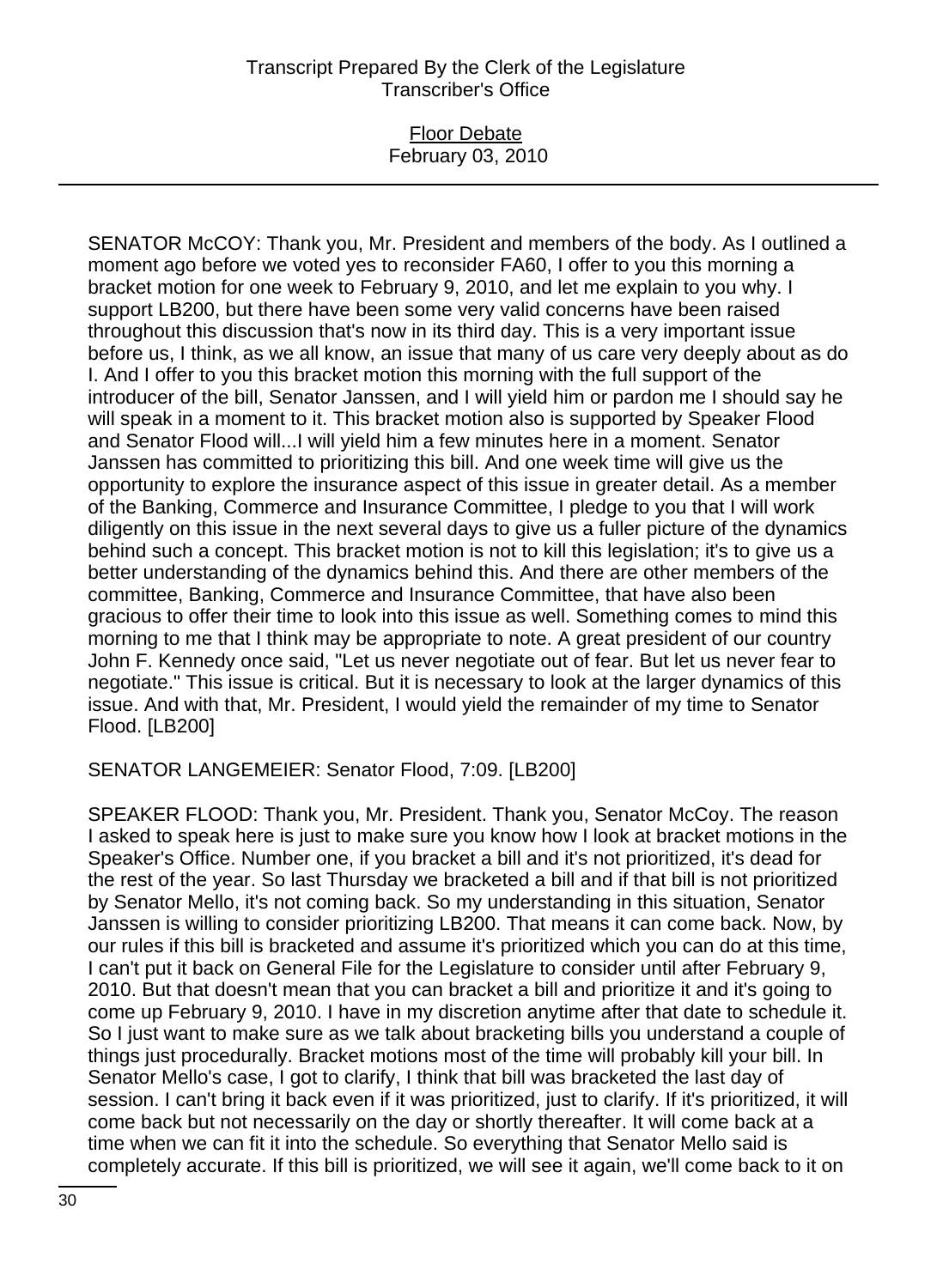SENATOR McCOY: Thank you, Mr. President and members of the body. As I outlined a moment ago before we voted yes to reconsider FA60, I offer to you this morning a bracket motion for one week to February 9, 2010, and let me explain to you why. I support LB200, but there have been some very valid concerns have been raised throughout this discussion that's now in its third day. This is a very important issue before us, I think, as we all know, an issue that many of us care very deeply about as do I. And I offer to you this bracket motion this morning with the full support of the introducer of the bill, Senator Janssen, and I will yield him or pardon me I should say he will speak in a moment to it. This bracket motion also is supported by Speaker Flood and Senator Flood will...I will yield him a few minutes here in a moment. Senator Janssen has committed to prioritizing this bill. And one week time will give us the opportunity to explore the insurance aspect of this issue in greater detail. As a member of the Banking, Commerce and Insurance Committee, I pledge to you that I will work diligently on this issue in the next several days to give us a fuller picture of the dynamics behind such a concept. This bracket motion is not to kill this legislation; it's to give us a better understanding of the dynamics behind this. And there are other members of the committee, Banking, Commerce and Insurance Committee, that have also been gracious to offer their time to look into this issue as well. Something comes to mind this morning to me that I think may be appropriate to note. A great president of our country John F. Kennedy once said, "Let us never negotiate out of fear. But let us never fear to negotiate." This issue is critical. But it is necessary to look at the larger dynamics of this issue. And with that, Mr. President, I would yield the remainder of my time to Senator Flood. [LB200]

SENATOR LANGEMEIER: Senator Flood, 7:09. [LB200]

SPEAKER FLOOD: Thank you, Mr. President. Thank you, Senator McCoy. The reason I asked to speak here is just to make sure you know how I look at bracket motions in the Speaker's Office. Number one, if you bracket a bill and it's not prioritized, it's dead for the rest of the year. So last Thursday we bracketed a bill and if that bill is not prioritized by Senator Mello, it's not coming back. So my understanding in this situation, Senator Janssen is willing to consider prioritizing LB200. That means it can come back. Now, by our rules if this bill is bracketed and assume it's prioritized which you can do at this time, I can't put it back on General File for the Legislature to consider until after February 9, 2010. But that doesn't mean that you can bracket a bill and prioritize it and it's going to come up February 9, 2010. I have in my discretion anytime after that date to schedule it. So I just want to make sure as we talk about bracketing bills you understand a couple of things just procedurally. Bracket motions most of the time will probably kill your bill. In Senator Mello's case, I got to clarify, I think that bill was bracketed the last day of session. I can't bring it back even if it was prioritized, just to clarify. If it's prioritized, it will come back but not necessarily on the day or shortly thereafter. It will come back at a time when we can fit it into the schedule. So everything that Senator Mello said is completely accurate. If this bill is prioritized, we will see it again, we'll come back to it on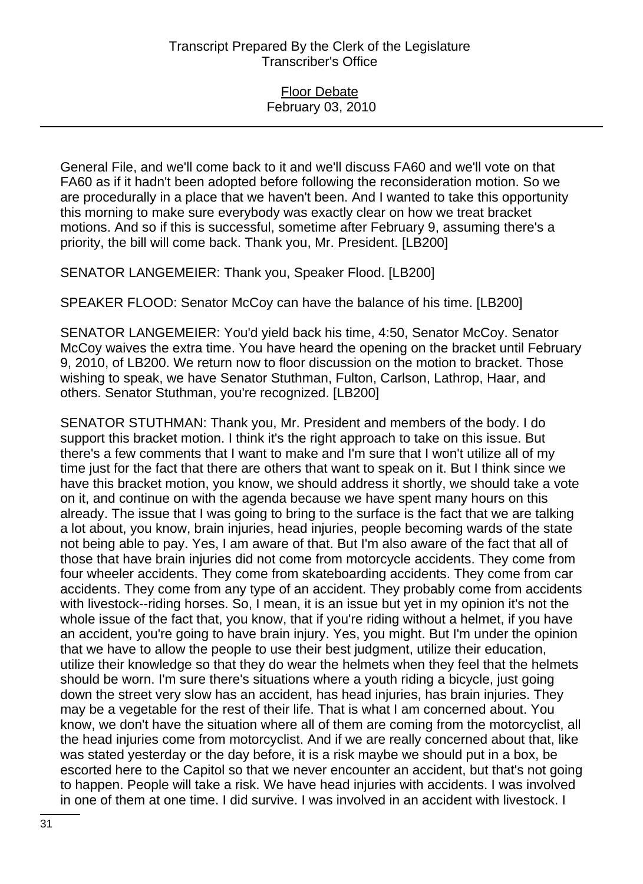General File, and we'll come back to it and we'll discuss FA60 and we'll vote on that FA60 as if it hadn't been adopted before following the reconsideration motion. So we are procedurally in a place that we haven't been. And I wanted to take this opportunity this morning to make sure everybody was exactly clear on how we treat bracket motions. And so if this is successful, sometime after February 9, assuming there's a priority, the bill will come back. Thank you, Mr. President. [LB200]

SENATOR LANGEMEIER: Thank you, Speaker Flood. [LB200]

SPEAKER FLOOD: Senator McCoy can have the balance of his time. [LB200]

SENATOR LANGEMEIER: You'd yield back his time, 4:50, Senator McCoy. Senator McCoy waives the extra time. You have heard the opening on the bracket until February 9, 2010, of LB200. We return now to floor discussion on the motion to bracket. Those wishing to speak, we have Senator Stuthman, Fulton, Carlson, Lathrop, Haar, and others. Senator Stuthman, you're recognized. [LB200]

SENATOR STUTHMAN: Thank you, Mr. President and members of the body. I do support this bracket motion. I think it's the right approach to take on this issue. But there's a few comments that I want to make and I'm sure that I won't utilize all of my time just for the fact that there are others that want to speak on it. But I think since we have this bracket motion, you know, we should address it shortly, we should take a vote on it, and continue on with the agenda because we have spent many hours on this already. The issue that I was going to bring to the surface is the fact that we are talking a lot about, you know, brain injuries, head injuries, people becoming wards of the state not being able to pay. Yes, I am aware of that. But I'm also aware of the fact that all of those that have brain injuries did not come from motorcycle accidents. They come from four wheeler accidents. They come from skateboarding accidents. They come from car accidents. They come from any type of an accident. They probably come from accidents with livestock--riding horses. So, I mean, it is an issue but yet in my opinion it's not the whole issue of the fact that, you know, that if you're riding without a helmet, if you have an accident, you're going to have brain injury. Yes, you might. But I'm under the opinion that we have to allow the people to use their best judgment, utilize their education, utilize their knowledge so that they do wear the helmets when they feel that the helmets should be worn. I'm sure there's situations where a youth riding a bicycle, just going down the street very slow has an accident, has head injuries, has brain injuries. They may be a vegetable for the rest of their life. That is what I am concerned about. You know, we don't have the situation where all of them are coming from the motorcyclist, all the head injuries come from motorcyclist. And if we are really concerned about that, like was stated yesterday or the day before, it is a risk maybe we should put in a box, be escorted here to the Capitol so that we never encounter an accident, but that's not going to happen. People will take a risk. We have head injuries with accidents. I was involved in one of them at one time. I did survive. I was involved in an accident with livestock. I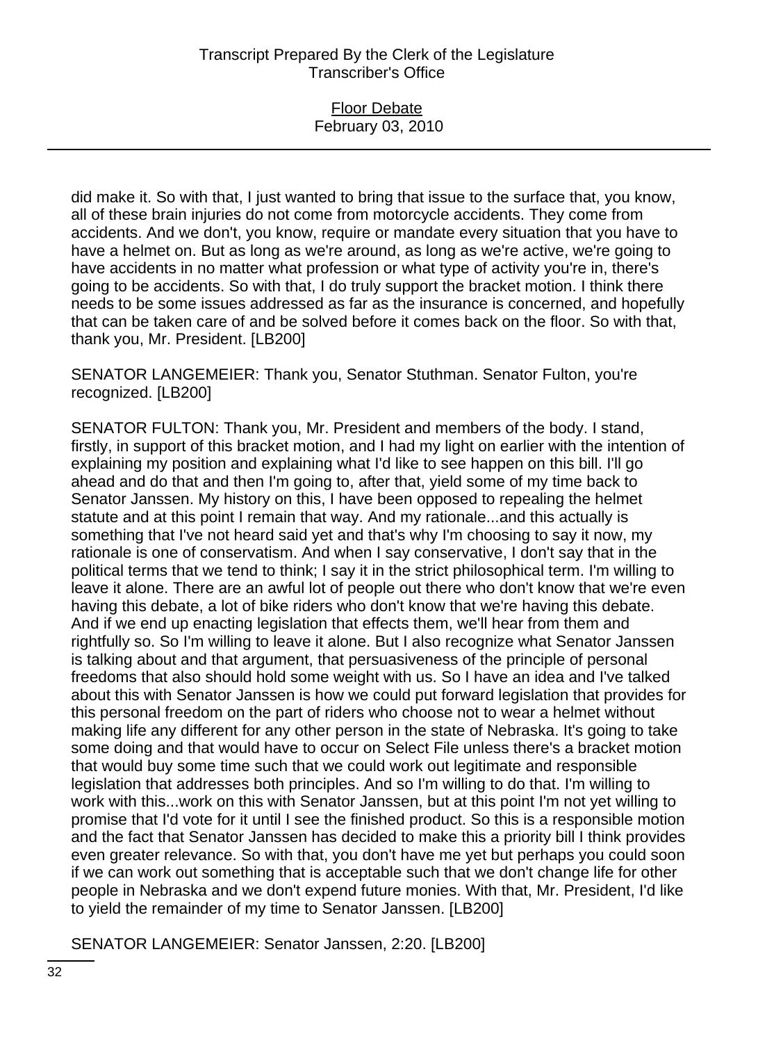did make it. So with that, I just wanted to bring that issue to the surface that, you know, all of these brain injuries do not come from motorcycle accidents. They come from accidents. And we don't, you know, require or mandate every situation that you have to have a helmet on. But as long as we're around, as long as we're active, we're going to have accidents in no matter what profession or what type of activity you're in, there's going to be accidents. So with that, I do truly support the bracket motion. I think there needs to be some issues addressed as far as the insurance is concerned, and hopefully that can be taken care of and be solved before it comes back on the floor. So with that, thank you, Mr. President. [LB200]

SENATOR LANGEMEIER: Thank you, Senator Stuthman. Senator Fulton, you're recognized. [LB200]

SENATOR FULTON: Thank you, Mr. President and members of the body. I stand, firstly, in support of this bracket motion, and I had my light on earlier with the intention of explaining my position and explaining what I'd like to see happen on this bill. I'll go ahead and do that and then I'm going to, after that, yield some of my time back to Senator Janssen. My history on this, I have been opposed to repealing the helmet statute and at this point I remain that way. And my rationale...and this actually is something that I've not heard said yet and that's why I'm choosing to say it now, my rationale is one of conservatism. And when I say conservative, I don't say that in the political terms that we tend to think; I say it in the strict philosophical term. I'm willing to leave it alone. There are an awful lot of people out there who don't know that we're even having this debate, a lot of bike riders who don't know that we're having this debate. And if we end up enacting legislation that effects them, we'll hear from them and rightfully so. So I'm willing to leave it alone. But I also recognize what Senator Janssen is talking about and that argument, that persuasiveness of the principle of personal freedoms that also should hold some weight with us. So I have an idea and I've talked about this with Senator Janssen is how we could put forward legislation that provides for this personal freedom on the part of riders who choose not to wear a helmet without making life any different for any other person in the state of Nebraska. It's going to take some doing and that would have to occur on Select File unless there's a bracket motion that would buy some time such that we could work out legitimate and responsible legislation that addresses both principles. And so I'm willing to do that. I'm willing to work with this...work on this with Senator Janssen, but at this point I'm not yet willing to promise that I'd vote for it until I see the finished product. So this is a responsible motion and the fact that Senator Janssen has decided to make this a priority bill I think provides even greater relevance. So with that, you don't have me yet but perhaps you could soon if we can work out something that is acceptable such that we don't change life for other people in Nebraska and we don't expend future monies. With that, Mr. President, I'd like to yield the remainder of my time to Senator Janssen. [LB200]

SENATOR LANGEMEIER: Senator Janssen, 2:20. [LB200]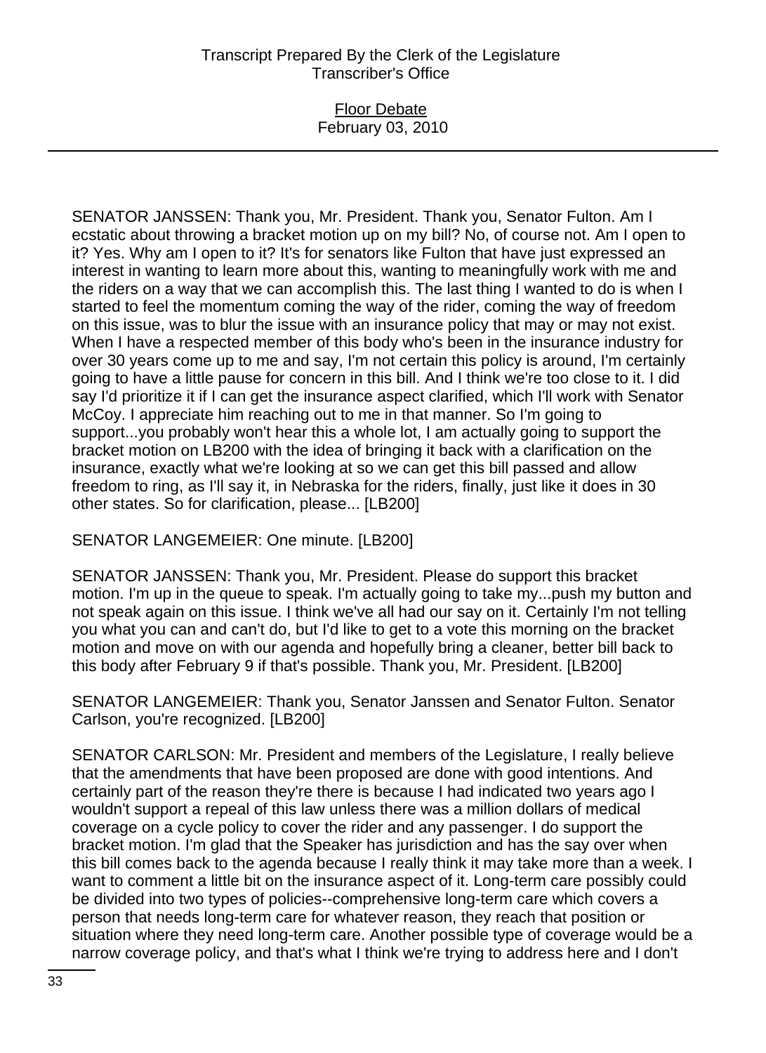SENATOR JANSSEN: Thank you, Mr. President. Thank you, Senator Fulton. Am I ecstatic about throwing a bracket motion up on my bill? No, of course not. Am I open to it? Yes. Why am I open to it? It's for senators like Fulton that have just expressed an interest in wanting to learn more about this, wanting to meaningfully work with me and the riders on a way that we can accomplish this. The last thing I wanted to do is when I started to feel the momentum coming the way of the rider, coming the way of freedom on this issue, was to blur the issue with an insurance policy that may or may not exist. When I have a respected member of this body who's been in the insurance industry for over 30 years come up to me and say, I'm not certain this policy is around, I'm certainly going to have a little pause for concern in this bill. And I think we're too close to it. I did say I'd prioritize it if I can get the insurance aspect clarified, which I'll work with Senator McCoy. I appreciate him reaching out to me in that manner. So I'm going to support...you probably won't hear this a whole lot, I am actually going to support the bracket motion on LB200 with the idea of bringing it back with a clarification on the insurance, exactly what we're looking at so we can get this bill passed and allow freedom to ring, as I'll say it, in Nebraska for the riders, finally, just like it does in 30 other states. So for clarification, please... [LB200]

SENATOR LANGEMEIER: One minute. [LB200]

SENATOR JANSSEN: Thank you, Mr. President. Please do support this bracket motion. I'm up in the queue to speak. I'm actually going to take my...push my button and not speak again on this issue. I think we've all had our say on it. Certainly I'm not telling you what you can and can't do, but I'd like to get to a vote this morning on the bracket motion and move on with our agenda and hopefully bring a cleaner, better bill back to this body after February 9 if that's possible. Thank you, Mr. President. [LB200]

SENATOR LANGEMEIER: Thank you, Senator Janssen and Senator Fulton. Senator Carlson, you're recognized. [LB200]

SENATOR CARLSON: Mr. President and members of the Legislature, I really believe that the amendments that have been proposed are done with good intentions. And certainly part of the reason they're there is because I had indicated two years ago I wouldn't support a repeal of this law unless there was a million dollars of medical coverage on a cycle policy to cover the rider and any passenger. I do support the bracket motion. I'm glad that the Speaker has jurisdiction and has the say over when this bill comes back to the agenda because I really think it may take more than a week. I want to comment a little bit on the insurance aspect of it. Long-term care possibly could be divided into two types of policies--comprehensive long-term care which covers a person that needs long-term care for whatever reason, they reach that position or situation where they need long-term care. Another possible type of coverage would be a narrow coverage policy, and that's what I think we're trying to address here and I don't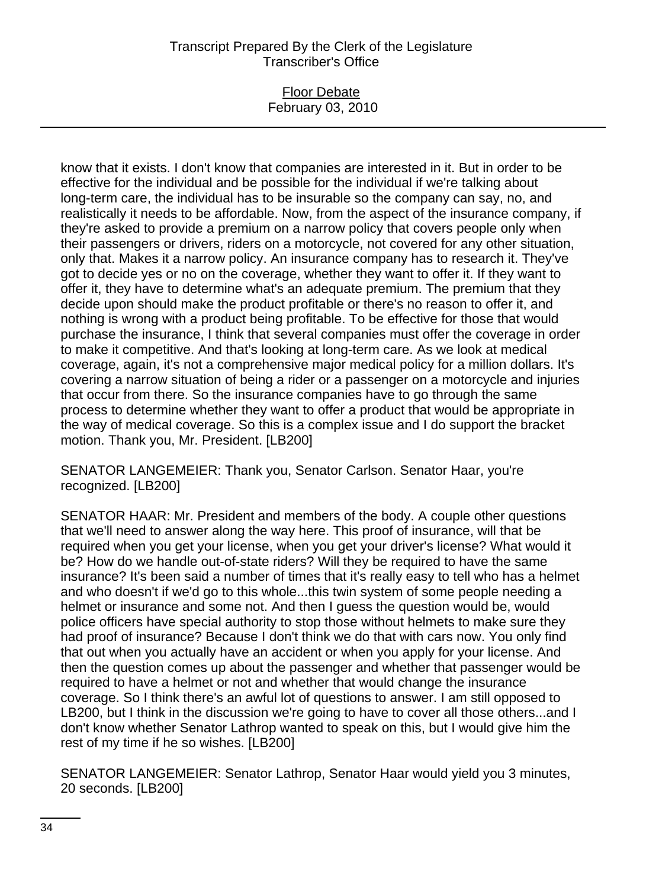know that it exists. I don't know that companies are interested in it. But in order to be effective for the individual and be possible for the individual if we're talking about long-term care, the individual has to be insurable so the company can say, no, and realistically it needs to be affordable. Now, from the aspect of the insurance company, if they're asked to provide a premium on a narrow policy that covers people only when their passengers or drivers, riders on a motorcycle, not covered for any other situation, only that. Makes it a narrow policy. An insurance company has to research it. They've got to decide yes or no on the coverage, whether they want to offer it. If they want to offer it, they have to determine what's an adequate premium. The premium that they decide upon should make the product profitable or there's no reason to offer it, and nothing is wrong with a product being profitable. To be effective for those that would purchase the insurance, I think that several companies must offer the coverage in order to make it competitive. And that's looking at long-term care. As we look at medical coverage, again, it's not a comprehensive major medical policy for a million dollars. It's covering a narrow situation of being a rider or a passenger on a motorcycle and injuries that occur from there. So the insurance companies have to go through the same process to determine whether they want to offer a product that would be appropriate in the way of medical coverage. So this is a complex issue and I do support the bracket motion. Thank you, Mr. President. [LB200]

SENATOR LANGEMEIER: Thank you, Senator Carlson. Senator Haar, you're recognized. [LB200]

SENATOR HAAR: Mr. President and members of the body. A couple other questions that we'll need to answer along the way here. This proof of insurance, will that be required when you get your license, when you get your driver's license? What would it be? How do we handle out-of-state riders? Will they be required to have the same insurance? It's been said a number of times that it's really easy to tell who has a helmet and who doesn't if we'd go to this whole...this twin system of some people needing a helmet or insurance and some not. And then I guess the question would be, would police officers have special authority to stop those without helmets to make sure they had proof of insurance? Because I don't think we do that with cars now. You only find that out when you actually have an accident or when you apply for your license. And then the question comes up about the passenger and whether that passenger would be required to have a helmet or not and whether that would change the insurance coverage. So I think there's an awful lot of questions to answer. I am still opposed to LB200, but I think in the discussion we're going to have to cover all those others...and I don't know whether Senator Lathrop wanted to speak on this, but I would give him the rest of my time if he so wishes. [LB200]

SENATOR LANGEMEIER: Senator Lathrop, Senator Haar would yield you 3 minutes, 20 seconds. [LB200]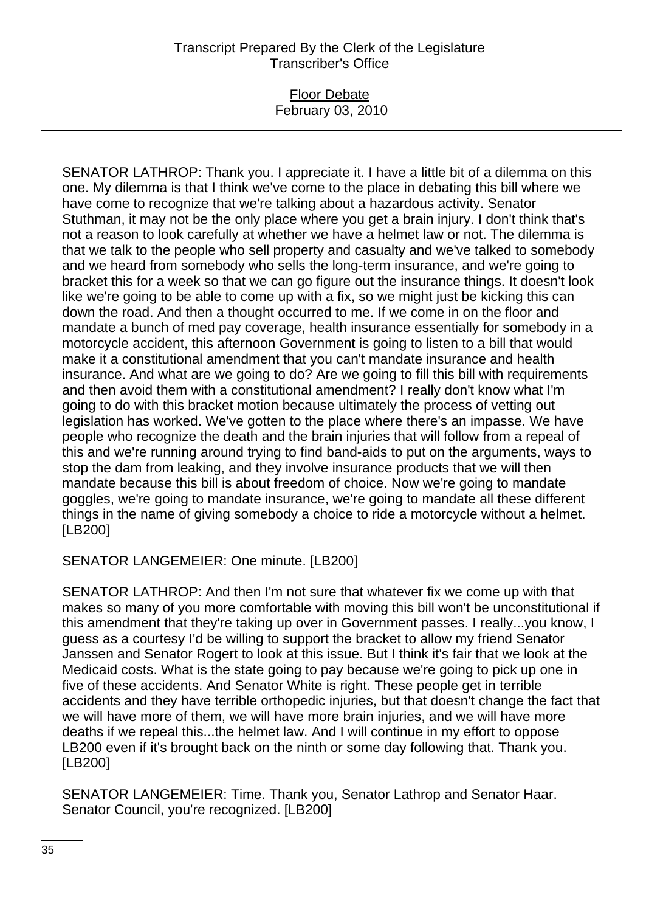SENATOR LATHROP: Thank you. I appreciate it. I have a little bit of a dilemma on this one. My dilemma is that I think we've come to the place in debating this bill where we have come to recognize that we're talking about a hazardous activity. Senator Stuthman, it may not be the only place where you get a brain injury. I don't think that's not a reason to look carefully at whether we have a helmet law or not. The dilemma is that we talk to the people who sell property and casualty and we've talked to somebody and we heard from somebody who sells the long-term insurance, and we're going to bracket this for a week so that we can go figure out the insurance things. It doesn't look like we're going to be able to come up with a fix, so we might just be kicking this can down the road. And then a thought occurred to me. If we come in on the floor and mandate a bunch of med pay coverage, health insurance essentially for somebody in a motorcycle accident, this afternoon Government is going to listen to a bill that would make it a constitutional amendment that you can't mandate insurance and health insurance. And what are we going to do? Are we going to fill this bill with requirements and then avoid them with a constitutional amendment? I really don't know what I'm going to do with this bracket motion because ultimately the process of vetting out legislation has worked. We've gotten to the place where there's an impasse. We have people who recognize the death and the brain injuries that will follow from a repeal of this and we're running around trying to find band-aids to put on the arguments, ways to stop the dam from leaking, and they involve insurance products that we will then mandate because this bill is about freedom of choice. Now we're going to mandate goggles, we're going to mandate insurance, we're going to mandate all these different things in the name of giving somebody a choice to ride a motorcycle without a helmet. [LB200]

SENATOR LANGEMEIER: One minute. [LB200]

SENATOR LATHROP: And then I'm not sure that whatever fix we come up with that makes so many of you more comfortable with moving this bill won't be unconstitutional if this amendment that they're taking up over in Government passes. I really...you know, I guess as a courtesy I'd be willing to support the bracket to allow my friend Senator Janssen and Senator Rogert to look at this issue. But I think it's fair that we look at the Medicaid costs. What is the state going to pay because we're going to pick up one in five of these accidents. And Senator White is right. These people get in terrible accidents and they have terrible orthopedic injuries, but that doesn't change the fact that we will have more of them, we will have more brain injuries, and we will have more deaths if we repeal this...the helmet law. And I will continue in my effort to oppose LB200 even if it's brought back on the ninth or some day following that. Thank you. [LB200]

SENATOR LANGEMEIER: Time. Thank you, Senator Lathrop and Senator Haar. Senator Council, you're recognized. [LB200]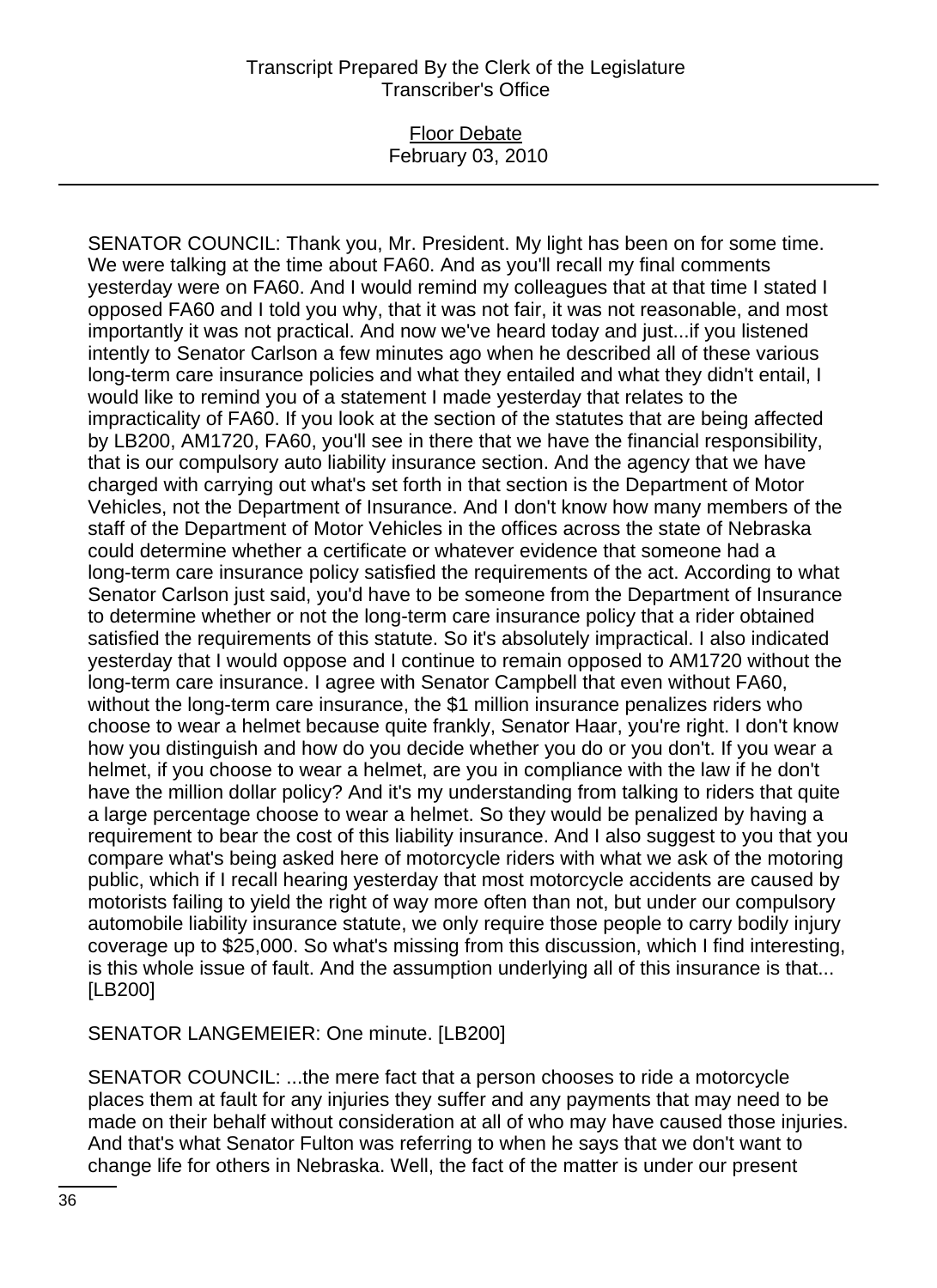SENATOR COUNCIL: Thank you, Mr. President. My light has been on for some time. We were talking at the time about FA60. And as you'll recall my final comments yesterday were on FA60. And I would remind my colleagues that at that time I stated I opposed FA60 and I told you why, that it was not fair, it was not reasonable, and most importantly it was not practical. And now we've heard today and just...if you listened intently to Senator Carlson a few minutes ago when he described all of these various long-term care insurance policies and what they entailed and what they didn't entail, I would like to remind you of a statement I made yesterday that relates to the impracticality of FA60. If you look at the section of the statutes that are being affected by LB200, AM1720, FA60, you'll see in there that we have the financial responsibility, that is our compulsory auto liability insurance section. And the agency that we have charged with carrying out what's set forth in that section is the Department of Motor Vehicles, not the Department of Insurance. And I don't know how many members of the staff of the Department of Motor Vehicles in the offices across the state of Nebraska could determine whether a certificate or whatever evidence that someone had a long-term care insurance policy satisfied the requirements of the act. According to what Senator Carlson just said, you'd have to be someone from the Department of Insurance to determine whether or not the long-term care insurance policy that a rider obtained satisfied the requirements of this statute. So it's absolutely impractical. I also indicated yesterday that I would oppose and I continue to remain opposed to AM1720 without the long-term care insurance. I agree with Senator Campbell that even without FA60, without the long-term care insurance, the $1 million insurance penalizes riders who choose to wear a helmet because quite frankly, Senator Haar, you're right. I don't know how you distinguish and how do you decide whether you do or you don't. If you wear a helmet, if you choose to wear a helmet, are you in compliance with the law if he don't have the million dollar policy? And it's my understanding from talking to riders that quite a large percentage choose to wear a helmet. So they would be penalized by having a requirement to bear the cost of this liability insurance. And I also suggest to you that you compare what's being asked here of motorcycle riders with what we ask of the motoring public, which if I recall hearing yesterday that most motorcycle accidents are caused by motorists failing to yield the right of way more often than not, but under our compulsory automobile liability insurance statute, we only require those people to carry bodily injury coverage up to $25,000. So what's missing from this discussion, which I find interesting, is this whole issue of fault. And the assumption underlying all of this insurance is that... [LB200]

SENATOR LANGEMEIER: One minute. [LB200]

SENATOR COUNCIL: ...the mere fact that a person chooses to ride a motorcycle places them at fault for any injuries they suffer and any payments that may need to be made on their behalf without consideration at all of who may have caused those injuries. And that's what Senator Fulton was referring to when he says that we don't want to change life for others in Nebraska. Well, the fact of the matter is under our present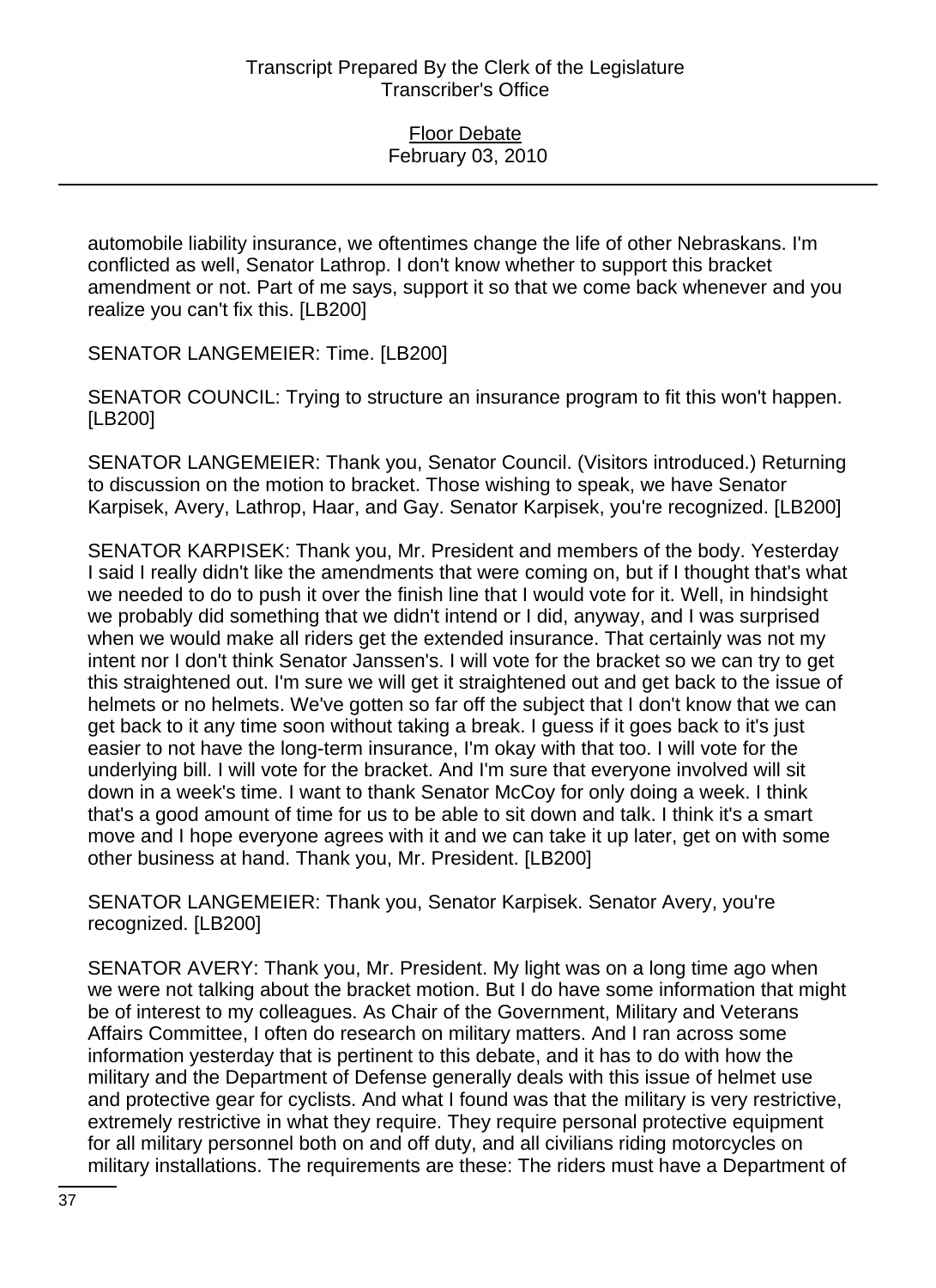automobile liability insurance, we oftentimes change the life of other Nebraskans. I'm conflicted as well, Senator Lathrop. I don't know whether to support this bracket amendment or not. Part of me says, support it so that we come back whenever and you realize you can't fix this. [LB200]

SENATOR LANGEMEIER: Time. [LB200]

SENATOR COUNCIL: Trying to structure an insurance program to fit this won't happen. [LB200]

SENATOR LANGEMEIER: Thank you, Senator Council. (Visitors introduced.) Returning to discussion on the motion to bracket. Those wishing to speak, we have Senator Karpisek, Avery, Lathrop, Haar, and Gay. Senator Karpisek, you're recognized. [LB200]

SENATOR KARPISEK: Thank you, Mr. President and members of the body. Yesterday I said I really didn't like the amendments that were coming on, but if I thought that's what we needed to do to push it over the finish line that I would vote for it. Well, in hindsight we probably did something that we didn't intend or I did, anyway, and I was surprised when we would make all riders get the extended insurance. That certainly was not my intent nor I don't think Senator Janssen's. I will vote for the bracket so we can try to get this straightened out. I'm sure we will get it straightened out and get back to the issue of helmets or no helmets. We've gotten so far off the subject that I don't know that we can get back to it any time soon without taking a break. I guess if it goes back to it's just easier to not have the long-term insurance, I'm okay with that too. I will vote for the underlying bill. I will vote for the bracket. And I'm sure that everyone involved will sit down in a week's time. I want to thank Senator McCoy for only doing a week. I think that's a good amount of time for us to be able to sit down and talk. I think it's a smart move and I hope everyone agrees with it and we can take it up later, get on with some other business at hand. Thank you, Mr. President. [LB200]

SENATOR LANGEMEIER: Thank you, Senator Karpisek. Senator Avery, you're recognized. [LB200]

SENATOR AVERY: Thank you, Mr. President. My light was on a long time ago when we were not talking about the bracket motion. But I do have some information that might be of interest to my colleagues. As Chair of the Government, Military and Veterans Affairs Committee, I often do research on military matters. And I ran across some information yesterday that is pertinent to this debate, and it has to do with how the military and the Department of Defense generally deals with this issue of helmet use and protective gear for cyclists. And what I found was that the military is very restrictive, extremely restrictive in what they require. They require personal protective equipment for all military personnel both on and off duty, and all civilians riding motorcycles on military installations. The requirements are these: The riders must have a Department of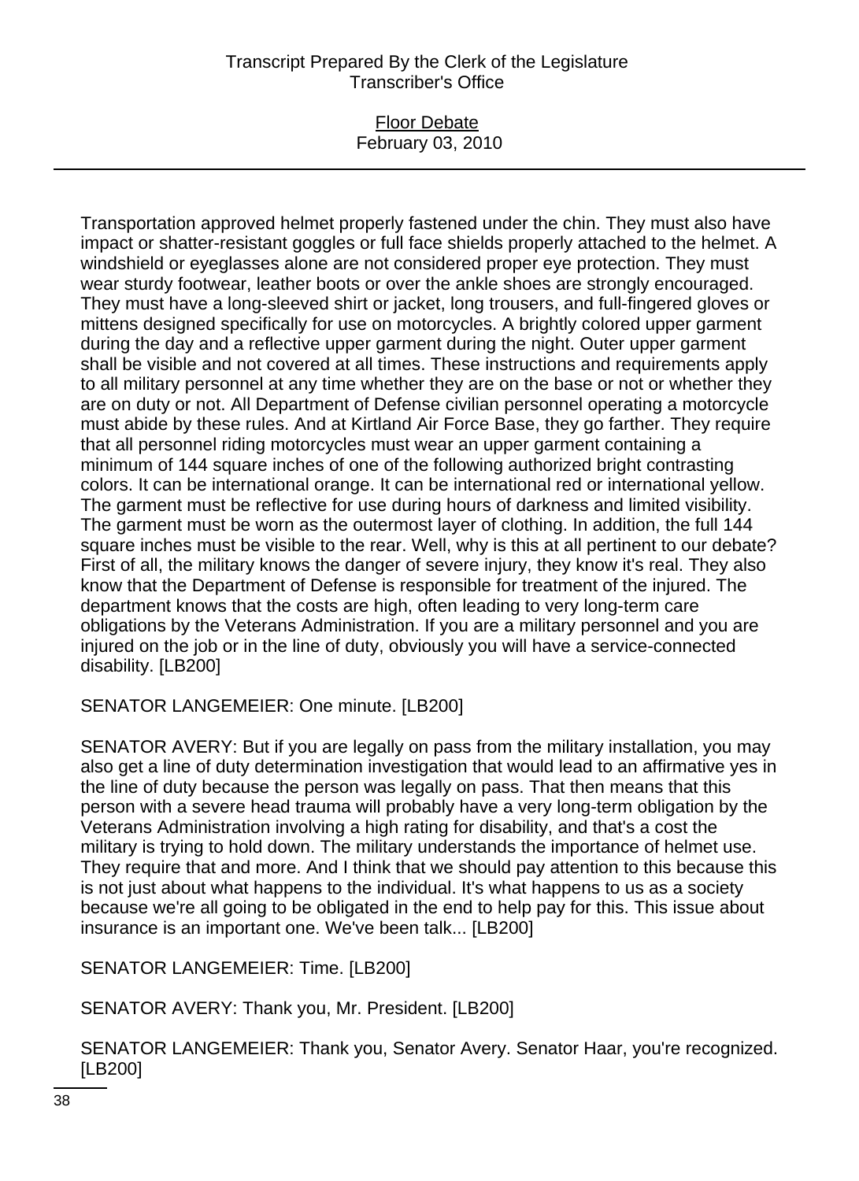Transportation approved helmet properly fastened under the chin. They must also have impact or shatter-resistant goggles or full face shields properly attached to the helmet. A windshield or eyeglasses alone are not considered proper eye protection. They must wear sturdy footwear, leather boots or over the ankle shoes are strongly encouraged. They must have a long-sleeved shirt or jacket, long trousers, and full-fingered gloves or mittens designed specifically for use on motorcycles. A brightly colored upper garment during the day and a reflective upper garment during the night. Outer upper garment shall be visible and not covered at all times. These instructions and requirements apply to all military personnel at any time whether they are on the base or not or whether they are on duty or not. All Department of Defense civilian personnel operating a motorcycle must abide by these rules. And at Kirtland Air Force Base, they go farther. They require that all personnel riding motorcycles must wear an upper garment containing a minimum of 144 square inches of one of the following authorized bright contrasting colors. It can be international orange. It can be international red or international yellow. The garment must be reflective for use during hours of darkness and limited visibility. The garment must be worn as the outermost layer of clothing. In addition, the full 144 square inches must be visible to the rear. Well, why is this at all pertinent to our debate? First of all, the military knows the danger of severe injury, they know it's real. They also know that the Department of Defense is responsible for treatment of the injured. The department knows that the costs are high, often leading to very long-term care obligations by the Veterans Administration. If you are a military personnel and you are injured on the job or in the line of duty, obviously you will have a service-connected disability. [LB200]

SENATOR LANGEMEIER: One minute. [LB200]

SENATOR AVERY: But if you are legally on pass from the military installation, you may also get a line of duty determination investigation that would lead to an affirmative yes in the line of duty because the person was legally on pass. That then means that this person with a severe head trauma will probably have a very long-term obligation by the Veterans Administration involving a high rating for disability, and that's a cost the military is trying to hold down. The military understands the importance of helmet use. They require that and more. And I think that we should pay attention to this because this is not just about what happens to the individual. It's what happens to us as a society because we're all going to be obligated in the end to help pay for this. This issue about insurance is an important one. We've been talk... [LB200]

SENATOR LANGEMEIER: Time. [LB200]

SENATOR AVERY: Thank you, Mr. President. [LB200]

SENATOR LANGEMEIER: Thank you, Senator Avery. Senator Haar, you're recognized. [LB200]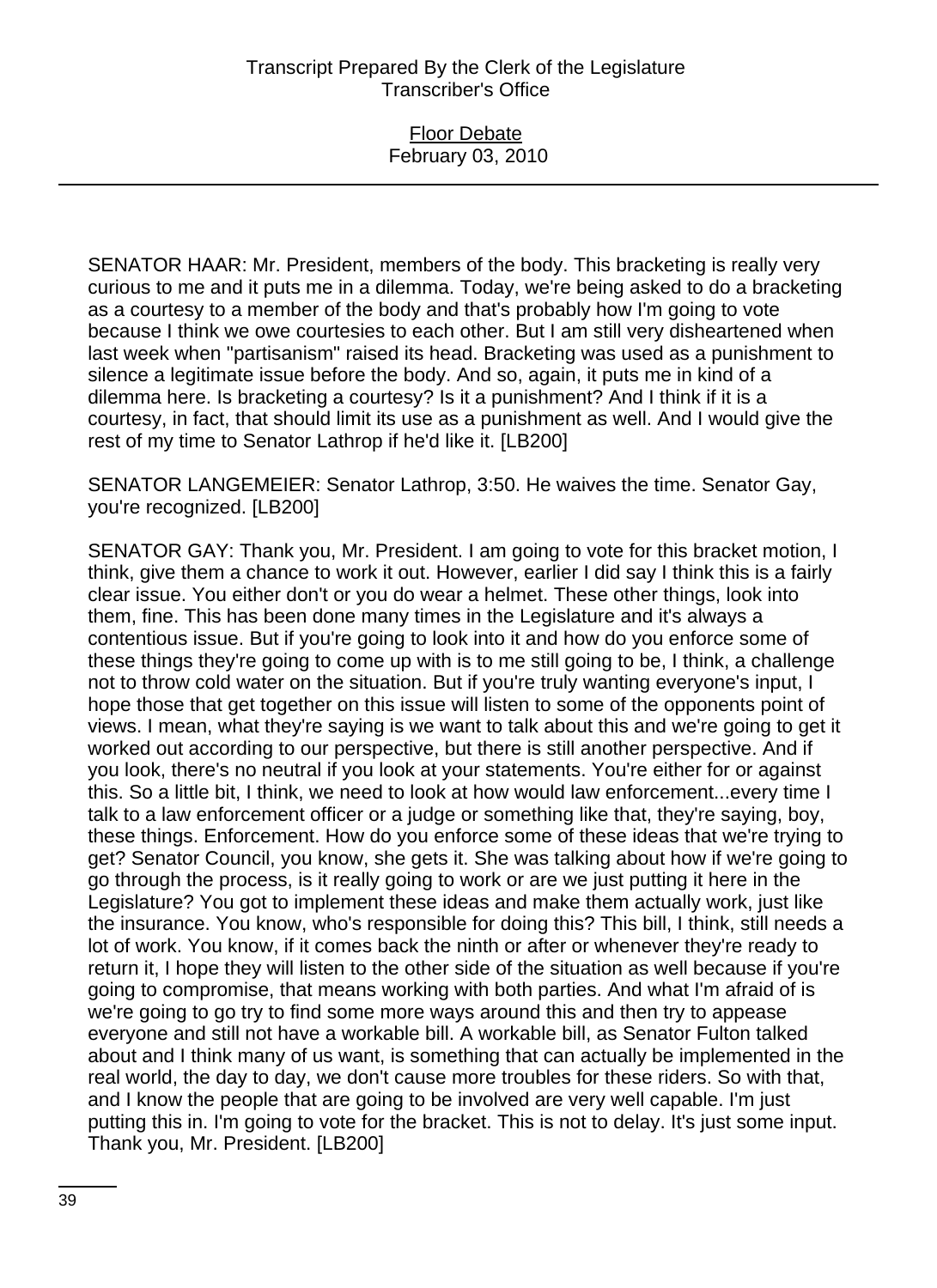SENATOR HAAR: Mr. President, members of the body. This bracketing is really very curious to me and it puts me in a dilemma. Today, we're being asked to do a bracketing as a courtesy to a member of the body and that's probably how I'm going to vote because I think we owe courtesies to each other. But I am still very disheartened when last week when "partisanism" raised its head. Bracketing was used as a punishment to silence a legitimate issue before the body. And so, again, it puts me in kind of a dilemma here. Is bracketing a courtesy? Is it a punishment? And I think if it is a courtesy, in fact, that should limit its use as a punishment as well. And I would give the rest of my time to Senator Lathrop if he'd like it. [LB200]

SENATOR LANGEMEIER: Senator Lathrop, 3:50. He waives the time. Senator Gay, you're recognized. [LB200]

SENATOR GAY: Thank you, Mr. President. I am going to vote for this bracket motion, I think, give them a chance to work it out. However, earlier I did say I think this is a fairly clear issue. You either don't or you do wear a helmet. These other things, look into them, fine. This has been done many times in the Legislature and it's always a contentious issue. But if you're going to look into it and how do you enforce some of these things they're going to come up with is to me still going to be, I think, a challenge not to throw cold water on the situation. But if you're truly wanting everyone's input, I hope those that get together on this issue will listen to some of the opponents point of views. I mean, what they're saying is we want to talk about this and we're going to get it worked out according to our perspective, but there is still another perspective. And if you look, there's no neutral if you look at your statements. You're either for or against this. So a little bit, I think, we need to look at how would law enforcement...every time I talk to a law enforcement officer or a judge or something like that, they're saying, boy, these things. Enforcement. How do you enforce some of these ideas that we're trying to get? Senator Council, you know, she gets it. She was talking about how if we're going to go through the process, is it really going to work or are we just putting it here in the Legislature? You got to implement these ideas and make them actually work, just like the insurance. You know, who's responsible for doing this? This bill, I think, still needs a lot of work. You know, if it comes back the ninth or after or whenever they're ready to return it, I hope they will listen to the other side of the situation as well because if you're going to compromise, that means working with both parties. And what I'm afraid of is we're going to go try to find some more ways around this and then try to appease everyone and still not have a workable bill. A workable bill, as Senator Fulton talked about and I think many of us want, is something that can actually be implemented in the real world, the day to day, we don't cause more troubles for these riders. So with that, and I know the people that are going to be involved are very well capable. I'm just putting this in. I'm going to vote for the bracket. This is not to delay. It's just some input. Thank you, Mr. President. [LB200]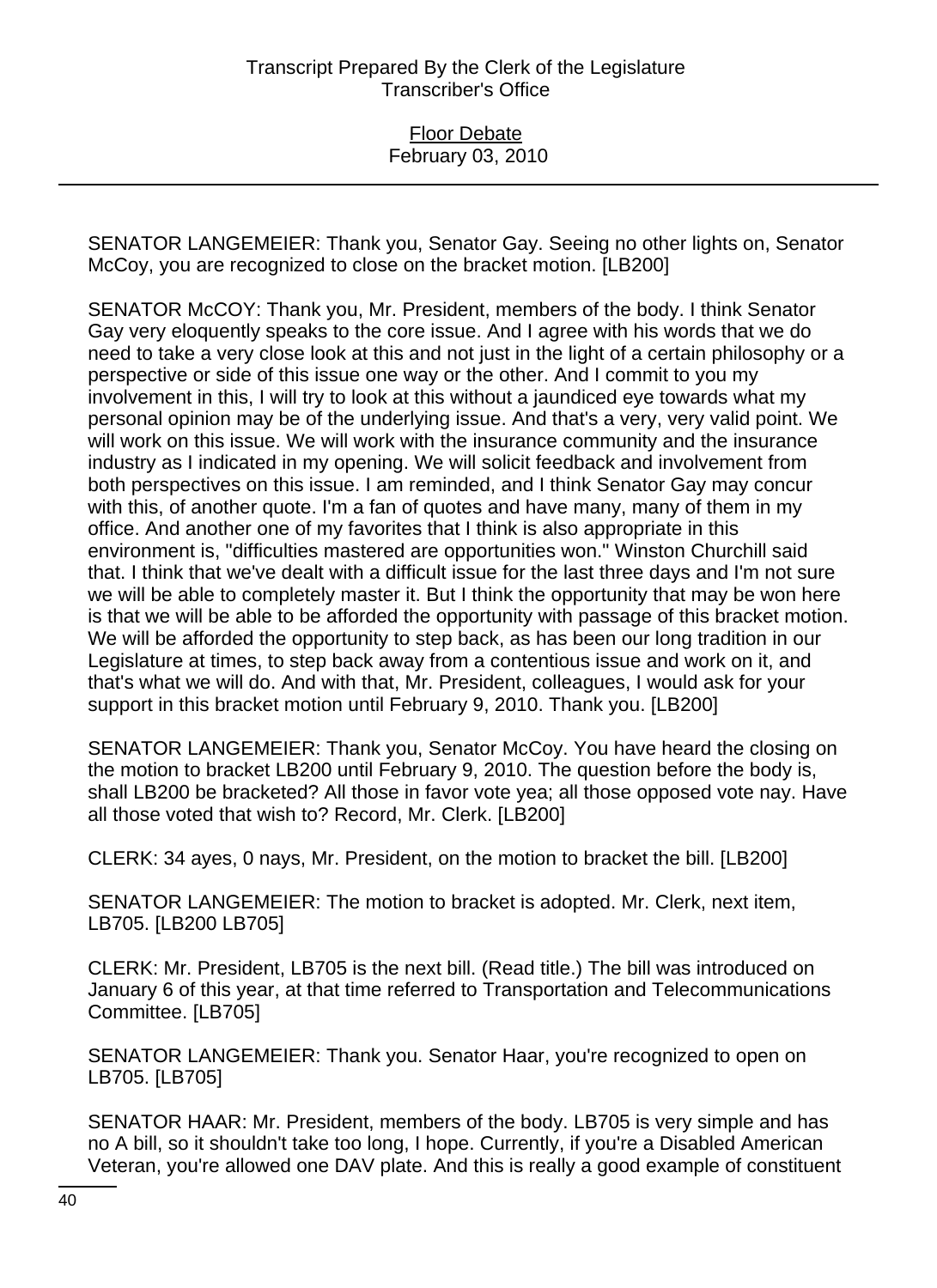SENATOR LANGEMEIER: Thank you, Senator Gay. Seeing no other lights on, Senator McCoy, you are recognized to close on the bracket motion. [LB200]

SENATOR McCOY: Thank you, Mr. President, members of the body. I think Senator Gay very eloquently speaks to the core issue. And I agree with his words that we do need to take a very close look at this and not just in the light of a certain philosophy or a perspective or side of this issue one way or the other. And I commit to you my involvement in this, I will try to look at this without a jaundiced eye towards what my personal opinion may be of the underlying issue. And that's a very, very valid point. We will work on this issue. We will work with the insurance community and the insurance industry as I indicated in my opening. We will solicit feedback and involvement from both perspectives on this issue. I am reminded, and I think Senator Gay may concur with this, of another quote. I'm a fan of quotes and have many, many of them in my office. And another one of my favorites that I think is also appropriate in this environment is, "difficulties mastered are opportunities won." Winston Churchill said that. I think that we've dealt with a difficult issue for the last three days and I'm not sure we will be able to completely master it. But I think the opportunity that may be won here is that we will be able to be afforded the opportunity with passage of this bracket motion. We will be afforded the opportunity to step back, as has been our long tradition in our Legislature at times, to step back away from a contentious issue and work on it, and that's what we will do. And with that, Mr. President, colleagues, I would ask for your support in this bracket motion until February 9, 2010. Thank you. [LB200]

SENATOR LANGEMEIER: Thank you, Senator McCoy. You have heard the closing on the motion to bracket LB200 until February 9, 2010. The question before the body is, shall LB200 be bracketed? All those in favor vote yea; all those opposed vote nay. Have all those voted that wish to? Record, Mr. Clerk. [LB200]

CLERK: 34 ayes, 0 nays, Mr. President, on the motion to bracket the bill. [LB200]

SENATOR LANGEMEIER: The motion to bracket is adopted. Mr. Clerk, next item, LB705. [LB200 LB705]

CLERK: Mr. President, LB705 is the next bill. (Read title.) The bill was introduced on January 6 of this year, at that time referred to Transportation and Telecommunications Committee. [LB705]

SENATOR LANGEMEIER: Thank you. Senator Haar, you're recognized to open on LB705. [LB705]

SENATOR HAAR: Mr. President, members of the body. LB705 is very simple and has no A bill, so it shouldn't take too long, I hope. Currently, if you're a Disabled American Veteran, you're allowed one DAV plate. And this is really a good example of constituent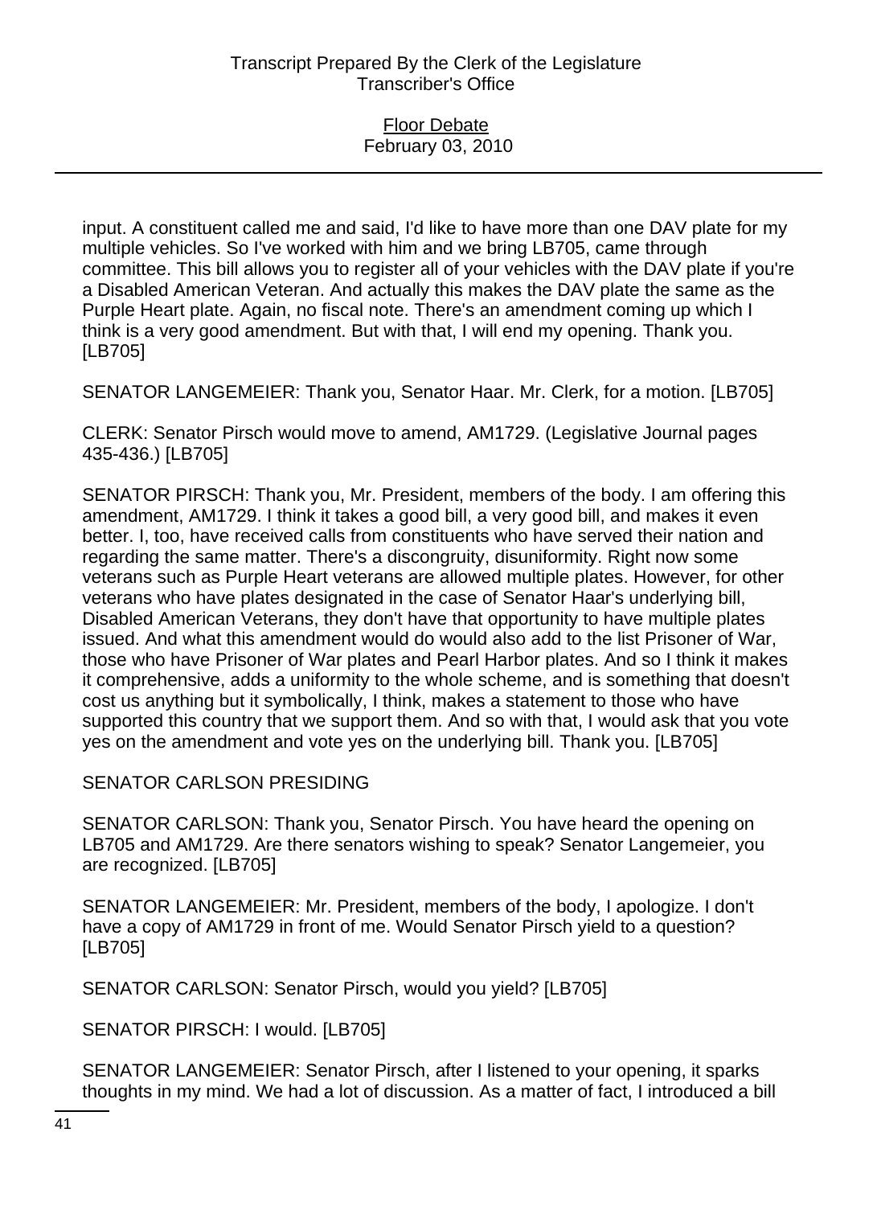input. A constituent called me and said, I'd like to have more than one DAV plate for my multiple vehicles. So I've worked with him and we bring LB705, came through committee. This bill allows you to register all of your vehicles with the DAV plate if you're a Disabled American Veteran. And actually this makes the DAV plate the same as the Purple Heart plate. Again, no fiscal note. There's an amendment coming up which I think is a very good amendment. But with that, I will end my opening. Thank you. [LB705]

SENATOR LANGEMEIER: Thank you, Senator Haar. Mr. Clerk, for a motion. [LB705]

CLERK: Senator Pirsch would move to amend, AM1729. (Legislative Journal pages 435-436.) [LB705]

SENATOR PIRSCH: Thank you, Mr. President, members of the body. I am offering this amendment, AM1729. I think it takes a good bill, a very good bill, and makes it even better. I, too, have received calls from constituents who have served their nation and regarding the same matter. There's a discongruity, disuniformity. Right now some veterans such as Purple Heart veterans are allowed multiple plates. However, for other veterans who have plates designated in the case of Senator Haar's underlying bill, Disabled American Veterans, they don't have that opportunity to have multiple plates issued. And what this amendment would do would also add to the list Prisoner of War, those who have Prisoner of War plates and Pearl Harbor plates. And so I think it makes it comprehensive, adds a uniformity to the whole scheme, and is something that doesn't cost us anything but it symbolically, I think, makes a statement to those who have supported this country that we support them. And so with that, I would ask that you vote yes on the amendment and vote yes on the underlying bill. Thank you. [LB705]

SENATOR CARLSON PRESIDING

SENATOR CARLSON: Thank you, Senator Pirsch. You have heard the opening on LB705 and AM1729. Are there senators wishing to speak? Senator Langemeier, you are recognized. [LB705]

SENATOR LANGEMEIER: Mr. President, members of the body, I apologize. I don't have a copy of AM1729 in front of me. Would Senator Pirsch yield to a question? [LB705]

SENATOR CARLSON: Senator Pirsch, would you yield? [LB705]

SENATOR PIRSCH: I would. [LB705]

SENATOR LANGEMEIER: Senator Pirsch, after I listened to your opening, it sparks thoughts in my mind. We had a lot of discussion. As a matter of fact, I introduced a bill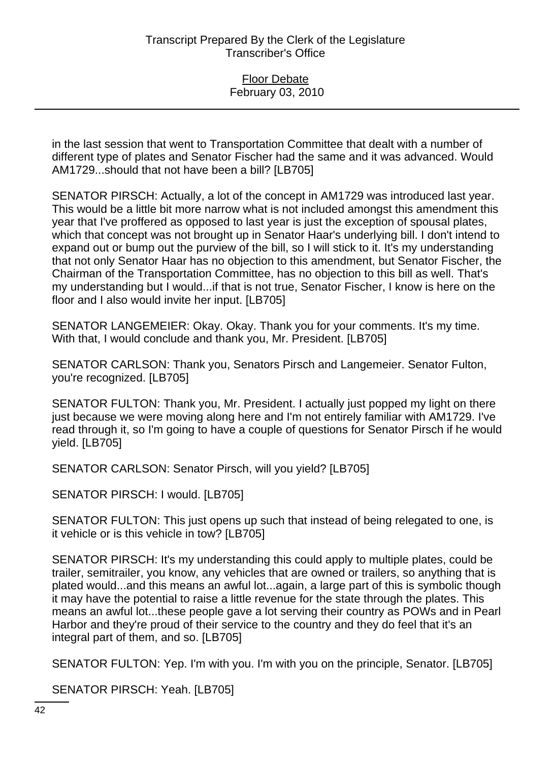in the last session that went to Transportation Committee that dealt with a number of different type of plates and Senator Fischer had the same and it was advanced. Would AM1729...should that not have been a bill? [LB705]

SENATOR PIRSCH: Actually, a lot of the concept in AM1729 was introduced last year. This would be a little bit more narrow what is not included amongst this amendment this year that I've proffered as opposed to last year is just the exception of spousal plates, which that concept was not brought up in Senator Haar's underlying bill. I don't intend to expand out or bump out the purview of the bill, so I will stick to it. It's my understanding that not only Senator Haar has no objection to this amendment, but Senator Fischer, the Chairman of the Transportation Committee, has no objection to this bill as well. That's my understanding but I would...if that is not true, Senator Fischer, I know is here on the floor and I also would invite her input. [LB705]

SENATOR LANGEMEIER: Okay. Okay. Thank you for your comments. It's my time. With that, I would conclude and thank you, Mr. President. [LB705]

SENATOR CARLSON: Thank you, Senators Pirsch and Langemeier. Senator Fulton, you're recognized. [LB705]

SENATOR FULTON: Thank you, Mr. President. I actually just popped my light on there just because we were moving along here and I'm not entirely familiar with AM1729. I've read through it, so I'm going to have a couple of questions for Senator Pirsch if he would yield. [LB705]

SENATOR CARLSON: Senator Pirsch, will you yield? [LB705]

SENATOR PIRSCH: I would. [LB705]

SENATOR FULTON: This just opens up such that instead of being relegated to one, is it vehicle or is this vehicle in tow? [LB705]

SENATOR PIRSCH: It's my understanding this could apply to multiple plates, could be trailer, semitrailer, you know, any vehicles that are owned or trailers, so anything that is plated would...and this means an awful lot...again, a large part of this is symbolic though it may have the potential to raise a little revenue for the state through the plates. This means an awful lot...these people gave a lot serving their country as POWs and in Pearl Harbor and they're proud of their service to the country and they do feel that it's an integral part of them, and so. [LB705]

SENATOR FULTON: Yep. I'm with you. I'm with you on the principle, Senator. [LB705]

SENATOR PIRSCH: Yeah. [LB705]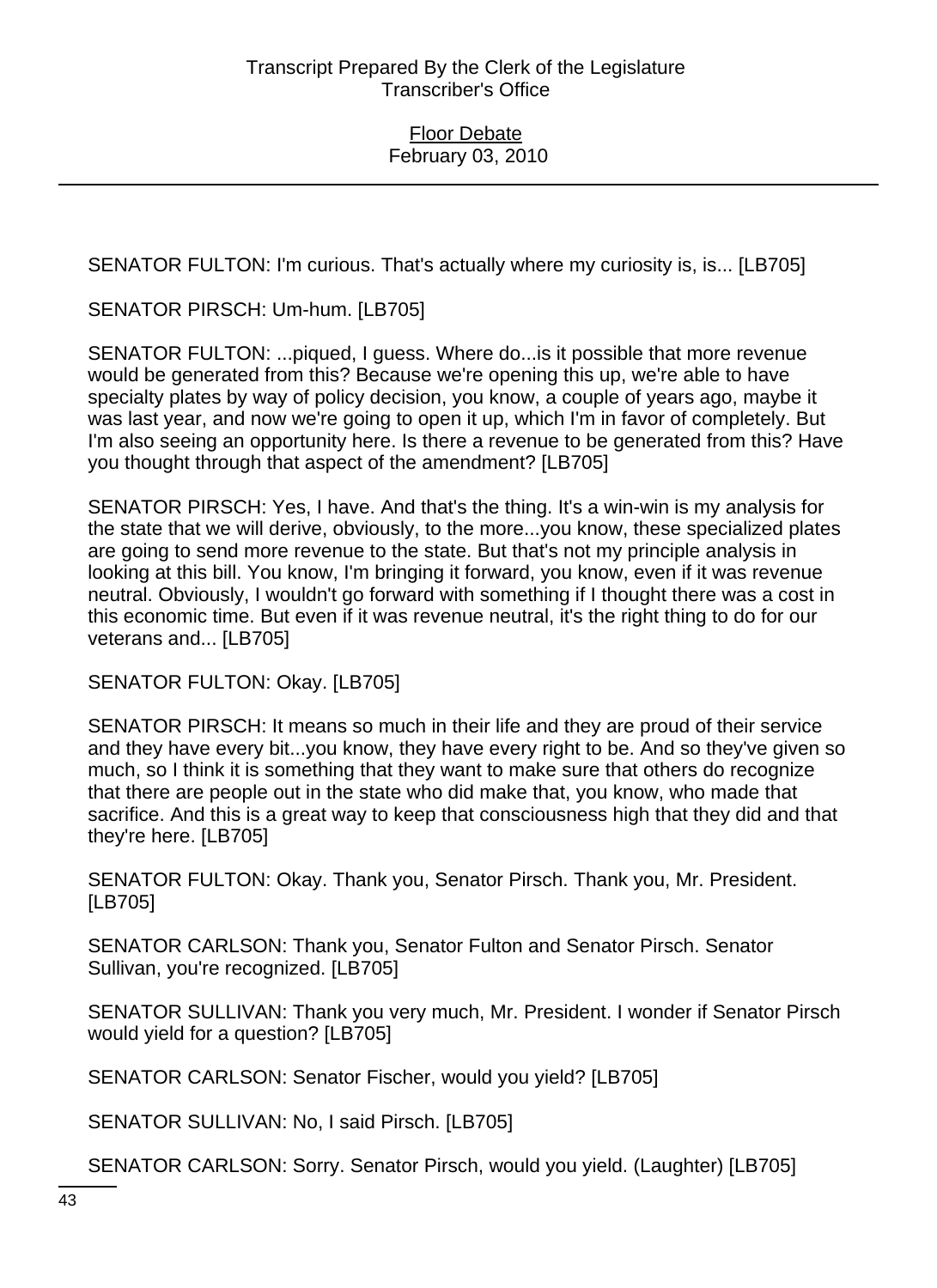SENATOR FULTON: I'm curious. That's actually where my curiosity is, is... [LB705]

SENATOR PIRSCH: Um-hum. [LB705]

SENATOR FULTON: ...piqued, I guess. Where do...is it possible that more revenue would be generated from this? Because we're opening this up, we're able to have specialty plates by way of policy decision, you know, a couple of years ago, maybe it was last year, and now we're going to open it up, which I'm in favor of completely. But I'm also seeing an opportunity here. Is there a revenue to be generated from this? Have you thought through that aspect of the amendment? [LB705]

SENATOR PIRSCH: Yes, I have. And that's the thing. It's a win-win is my analysis for the state that we will derive, obviously, to the more...you know, these specialized plates are going to send more revenue to the state. But that's not my principle analysis in looking at this bill. You know, I'm bringing it forward, you know, even if it was revenue neutral. Obviously, I wouldn't go forward with something if I thought there was a cost in this economic time. But even if it was revenue neutral, it's the right thing to do for our veterans and... [LB705]

SENATOR FULTON: Okay. [LB705]

SENATOR PIRSCH: It means so much in their life and they are proud of their service and they have every bit...you know, they have every right to be. And so they've given so much, so I think it is something that they want to make sure that others do recognize that there are people out in the state who did make that, you know, who made that sacrifice. And this is a great way to keep that consciousness high that they did and that they're here. [LB705]

SENATOR FULTON: Okay. Thank you, Senator Pirsch. Thank you, Mr. President. [LB705]

SENATOR CARLSON: Thank you, Senator Fulton and Senator Pirsch. Senator Sullivan, you're recognized. [LB705]

SENATOR SULLIVAN: Thank you very much, Mr. President. I wonder if Senator Pirsch would yield for a question? [LB705]

SENATOR CARLSON: Senator Fischer, would you yield? [LB705]

SENATOR SULLIVAN: No, I said Pirsch. [LB705]

SENATOR CARLSON: Sorry. Senator Pirsch, would you yield. (Laughter) [LB705]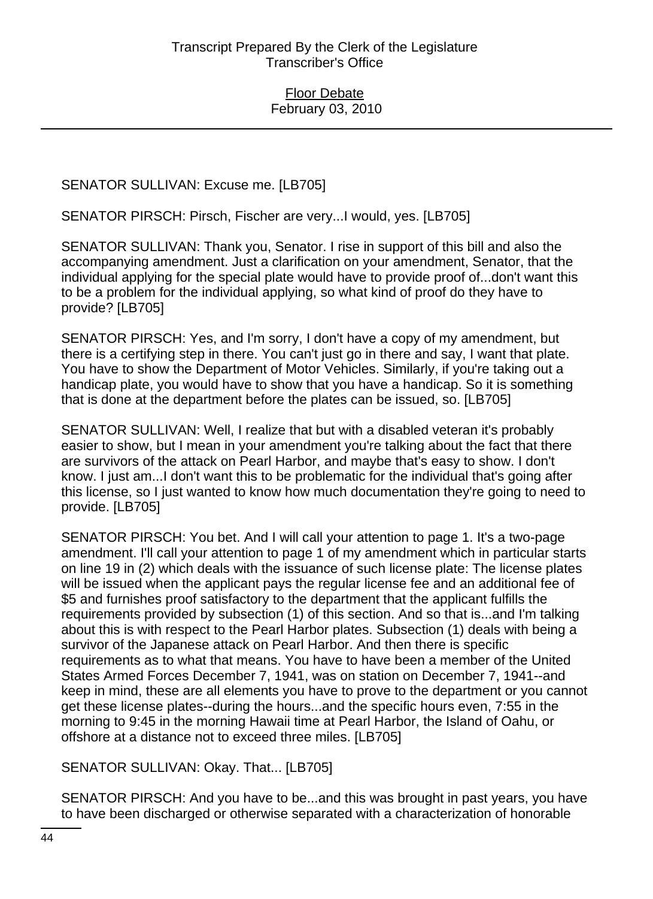SENATOR SULLIVAN: Excuse me. [LB705]

SENATOR PIRSCH: Pirsch, Fischer are very...I would, yes. [LB705]

SENATOR SULLIVAN: Thank you, Senator. I rise in support of this bill and also the accompanying amendment. Just a clarification on your amendment, Senator, that the individual applying for the special plate would have to provide proof of...don't want this to be a problem for the individual applying, so what kind of proof do they have to provide? [LB705]

SENATOR PIRSCH: Yes, and I'm sorry, I don't have a copy of my amendment, but there is a certifying step in there. You can't just go in there and say, I want that plate. You have to show the Department of Motor Vehicles. Similarly, if you're taking out a handicap plate, you would have to show that you have a handicap. So it is something that is done at the department before the plates can be issued, so. [LB705]

SENATOR SULLIVAN: Well, I realize that but with a disabled veteran it's probably easier to show, but I mean in your amendment you're talking about the fact that there are survivors of the attack on Pearl Harbor, and maybe that's easy to show. I don't know. I just am...I don't want this to be problematic for the individual that's going after this license, so I just wanted to know how much documentation they're going to need to provide. [LB705]

SENATOR PIRSCH: You bet. And I will call your attention to page 1. It's a two-page amendment. I'll call your attention to page 1 of my amendment which in particular starts on line 19 in (2) which deals with the issuance of such license plate: The license plates will be issued when the applicant pays the regular license fee and an additional fee of $5 and furnishes proof satisfactory to the department that the applicant fulfills the requirements provided by subsection (1) of this section. And so that is...and I'm talking about this is with respect to the Pearl Harbor plates. Subsection (1) deals with being a survivor of the Japanese attack on Pearl Harbor. And then there is specific requirements as to what that means. You have to have been a member of the United States Armed Forces December 7, 1941, was on station on December 7, 1941--and keep in mind, these are all elements you have to prove to the department or you cannot get these license plates--during the hours...and the specific hours even, 7:55 in the morning to 9:45 in the morning Hawaii time at Pearl Harbor, the Island of Oahu, or offshore at a distance not to exceed three miles. [LB705]

SENATOR SULLIVAN: Okay. That... [LB705]

SENATOR PIRSCH: And you have to be...and this was brought in past years, you have to have been discharged or otherwise separated with a characterization of honorable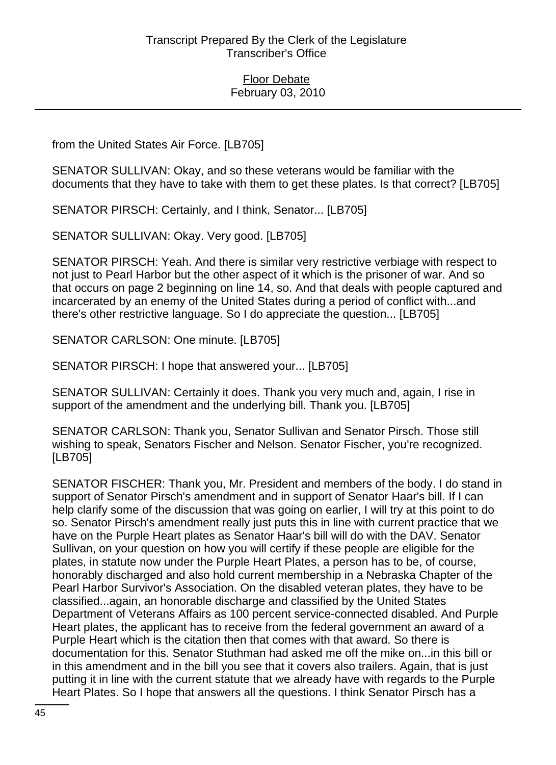from the United States Air Force. [LB705]

SENATOR SULLIVAN: Okay, and so these veterans would be familiar with the documents that they have to take with them to get these plates. Is that correct? [LB705]

SENATOR PIRSCH: Certainly, and I think, Senator... [LB705]

SENATOR SULLIVAN: Okay. Very good. [LB705]

SENATOR PIRSCH: Yeah. And there is similar very restrictive verbiage with respect to not just to Pearl Harbor but the other aspect of it which is the prisoner of war. And so that occurs on page 2 beginning on line 14, so. And that deals with people captured and incarcerated by an enemy of the United States during a period of conflict with...and there's other restrictive language. So I do appreciate the question... [LB705]

SENATOR CARLSON: One minute. [LB705]

SENATOR PIRSCH: I hope that answered your... [LB705]

SENATOR SULLIVAN: Certainly it does. Thank you very much and, again, I rise in support of the amendment and the underlying bill. Thank you. [LB705]

SENATOR CARLSON: Thank you, Senator Sullivan and Senator Pirsch. Those still wishing to speak, Senators Fischer and Nelson. Senator Fischer, you're recognized. [LB705]

SENATOR FISCHER: Thank you, Mr. President and members of the body. I do stand in support of Senator Pirsch's amendment and in support of Senator Haar's bill. If I can help clarify some of the discussion that was going on earlier, I will try at this point to do so. Senator Pirsch's amendment really just puts this in line with current practice that we have on the Purple Heart plates as Senator Haar's bill will do with the DAV. Senator Sullivan, on your question on how you will certify if these people are eligible for the plates, in statute now under the Purple Heart Plates, a person has to be, of course, honorably discharged and also hold current membership in a Nebraska Chapter of the Pearl Harbor Survivor's Association. On the disabled veteran plates, they have to be classified...again, an honorable discharge and classified by the United States Department of Veterans Affairs as 100 percent service-connected disabled. And Purple Heart plates, the applicant has to receive from the federal government an award of a Purple Heart which is the citation then that comes with that award. So there is documentation for this. Senator Stuthman had asked me off the mike on...in this bill or in this amendment and in the bill you see that it covers also trailers. Again, that is just putting it in line with the current statute that we already have with regards to the Purple Heart Plates. So I hope that answers all the questions. I think Senator Pirsch has a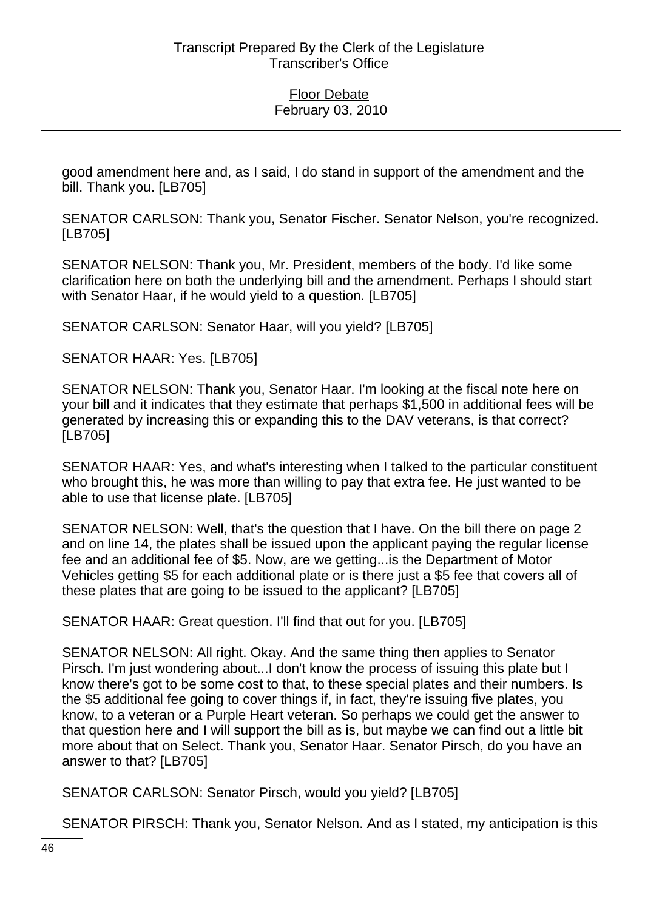good amendment here and, as I said, I do stand in support of the amendment and the bill. Thank you. [LB705]

SENATOR CARLSON: Thank you, Senator Fischer. Senator Nelson, you're recognized. [LB705]

SENATOR NELSON: Thank you, Mr. President, members of the body. I'd like some clarification here on both the underlying bill and the amendment. Perhaps I should start with Senator Haar, if he would yield to a question. [LB705]

SENATOR CARLSON: Senator Haar, will you yield? [LB705]

SENATOR HAAR: Yes. [LB705]

SENATOR NELSON: Thank you, Senator Haar. I'm looking at the fiscal note here on your bill and it indicates that they estimate that perhaps $1,500 in additional fees will be generated by increasing this or expanding this to the DAV veterans, is that correct? [LB705]

SENATOR HAAR: Yes, and what's interesting when I talked to the particular constituent who brought this, he was more than willing to pay that extra fee. He just wanted to be able to use that license plate. [LB705]

SENATOR NELSON: Well, that's the question that I have. On the bill there on page 2 and on line 14, the plates shall be issued upon the applicant paying the regular license fee and an additional fee of $5. Now, are we getting...is the Department of Motor Vehicles getting $5 for each additional plate or is there just a $5 fee that covers all of these plates that are going to be issued to the applicant? [LB705]

SENATOR HAAR: Great question. I'll find that out for you. [LB705]

SENATOR NELSON: All right. Okay. And the same thing then applies to Senator Pirsch. I'm just wondering about...I don't know the process of issuing this plate but I know there's got to be some cost to that, to these special plates and their numbers. Is the $5 additional fee going to cover things if, in fact, they're issuing five plates, you know, to a veteran or a Purple Heart veteran. So perhaps we could get the answer to that question here and I will support the bill as is, but maybe we can find out a little bit more about that on Select. Thank you, Senator Haar. Senator Pirsch, do you have an answer to that? [LB705]

SENATOR CARLSON: Senator Pirsch, would you yield? [LB705]

SENATOR PIRSCH: Thank you, Senator Nelson. And as I stated, my anticipation is this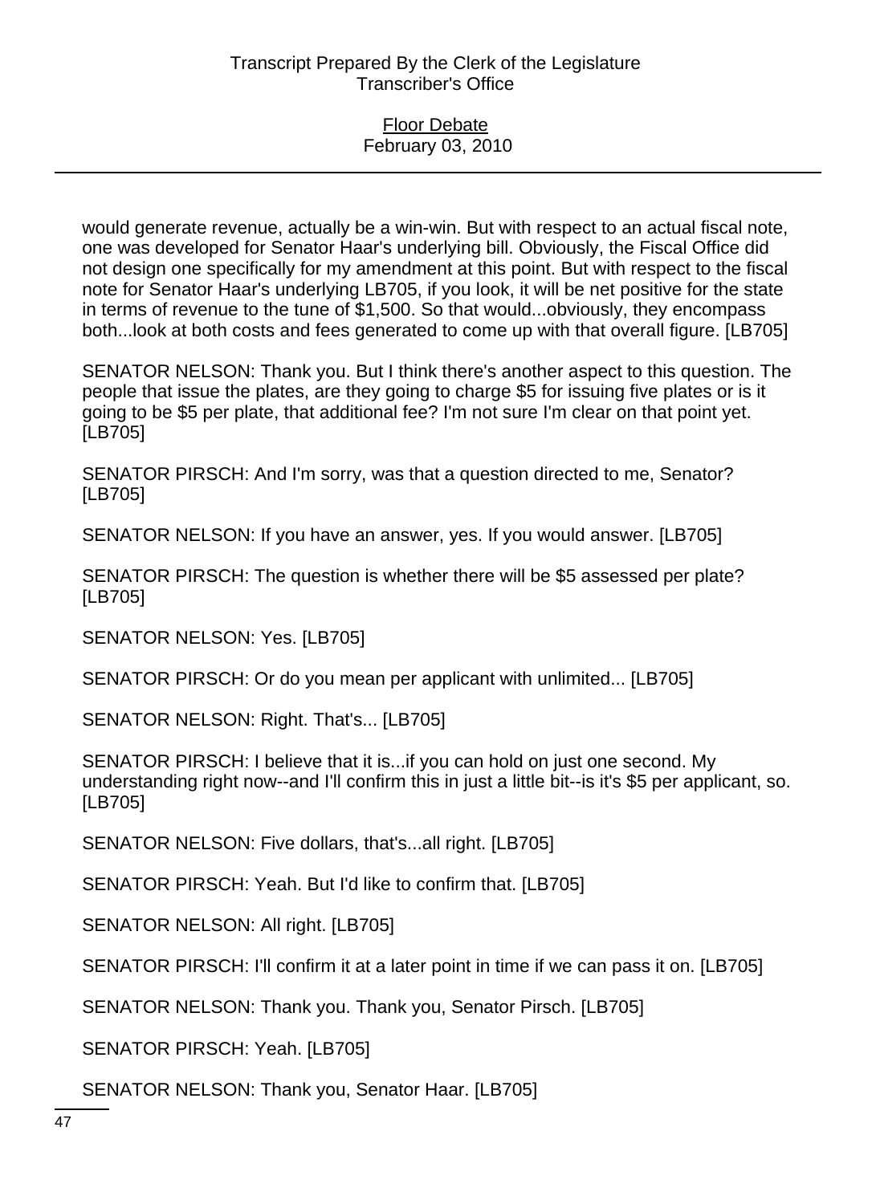would generate revenue, actually be a win-win. But with respect to an actual fiscal note, one was developed for Senator Haar's underlying bill. Obviously, the Fiscal Office did not design one specifically for my amendment at this point. But with respect to the fiscal note for Senator Haar's underlying LB705, if you look, it will be net positive for the state in terms of revenue to the tune of $1,500. So that would...obviously, they encompass both...look at both costs and fees generated to come up with that overall figure. [LB705]

SENATOR NELSON: Thank you. But I think there's another aspect to this question. The people that issue the plates, are they going to charge $5 for issuing five plates or is it going to be $5 per plate, that additional fee? I'm not sure I'm clear on that point yet. [LB705]

SENATOR PIRSCH: And I'm sorry, was that a question directed to me, Senator? [LB705]

SENATOR NELSON: If you have an answer, yes. If you would answer. [LB705]

SENATOR PIRSCH: The question is whether there will be $5 assessed per plate? [LB705]

SENATOR NELSON: Yes. [LB705]

SENATOR PIRSCH: Or do you mean per applicant with unlimited... [LB705]

SENATOR NELSON: Right. That's... [LB705]

SENATOR PIRSCH: I believe that it is...if you can hold on just one second. My understanding right now--and I'll confirm this in just a little bit--is it's $5 per applicant, so. [LB705]

SENATOR NELSON: Five dollars, that's...all right. [LB705]

SENATOR PIRSCH: Yeah. But I'd like to confirm that. [LB705]

SENATOR NELSON: All right. [LB705]

SENATOR PIRSCH: I'll confirm it at a later point in time if we can pass it on. [LB705]

SENATOR NELSON: Thank you. Thank you, Senator Pirsch. [LB705]

SENATOR PIRSCH: Yeah. [LB705]

SENATOR NELSON: Thank you, Senator Haar. [LB705]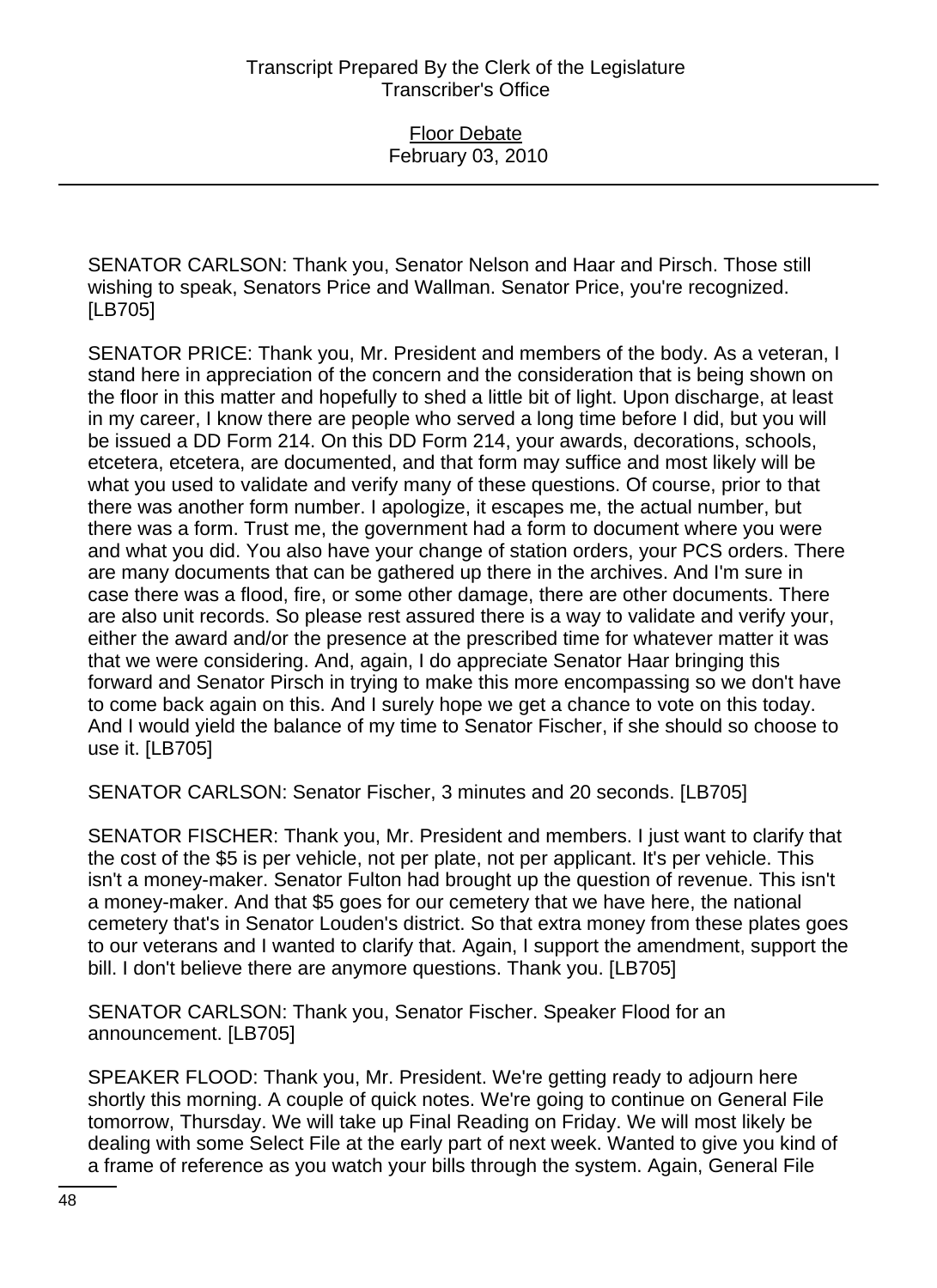SENATOR CARLSON: Thank you, Senator Nelson and Haar and Pirsch. Those still wishing to speak, Senators Price and Wallman. Senator Price, you're recognized. [LB705]

SENATOR PRICE: Thank you, Mr. President and members of the body. As a veteran, I stand here in appreciation of the concern and the consideration that is being shown on the floor in this matter and hopefully to shed a little bit of light. Upon discharge, at least in my career, I know there are people who served a long time before I did, but you will be issued a DD Form 214. On this DD Form 214, your awards, decorations, schools, etcetera, etcetera, are documented, and that form may suffice and most likely will be what you used to validate and verify many of these questions. Of course, prior to that there was another form number. I apologize, it escapes me, the actual number, but there was a form. Trust me, the government had a form to document where you were and what you did. You also have your change of station orders, your PCS orders. There are many documents that can be gathered up there in the archives. And I'm sure in case there was a flood, fire, or some other damage, there are other documents. There are also unit records. So please rest assured there is a way to validate and verify your, either the award and/or the presence at the prescribed time for whatever matter it was that we were considering. And, again, I do appreciate Senator Haar bringing this forward and Senator Pirsch in trying to make this more encompassing so we don't have to come back again on this. And I surely hope we get a chance to vote on this today. And I would yield the balance of my time to Senator Fischer, if she should so choose to use it. [LB705]

SENATOR CARLSON: Senator Fischer, 3 minutes and 20 seconds. [LB705]

SENATOR FISCHER: Thank you, Mr. President and members. I just want to clarify that the cost of the $5 is per vehicle, not per plate, not per applicant. It's per vehicle. This isn't a money-maker. Senator Fulton had brought up the question of revenue. This isn't a money-maker. And that $5 goes for our cemetery that we have here, the national cemetery that's in Senator Louden's district. So that extra money from these plates goes to our veterans and I wanted to clarify that. Again, I support the amendment, support the bill. I don't believe there are anymore questions. Thank you. [LB705]

SENATOR CARLSON: Thank you, Senator Fischer. Speaker Flood for an announcement. [LB705]

SPEAKER FLOOD: Thank you, Mr. President. We're getting ready to adjourn here shortly this morning. A couple of quick notes. We're going to continue on General File tomorrow, Thursday. We will take up Final Reading on Friday. We will most likely be dealing with some Select File at the early part of next week. Wanted to give you kind of a frame of reference as you watch your bills through the system. Again, General File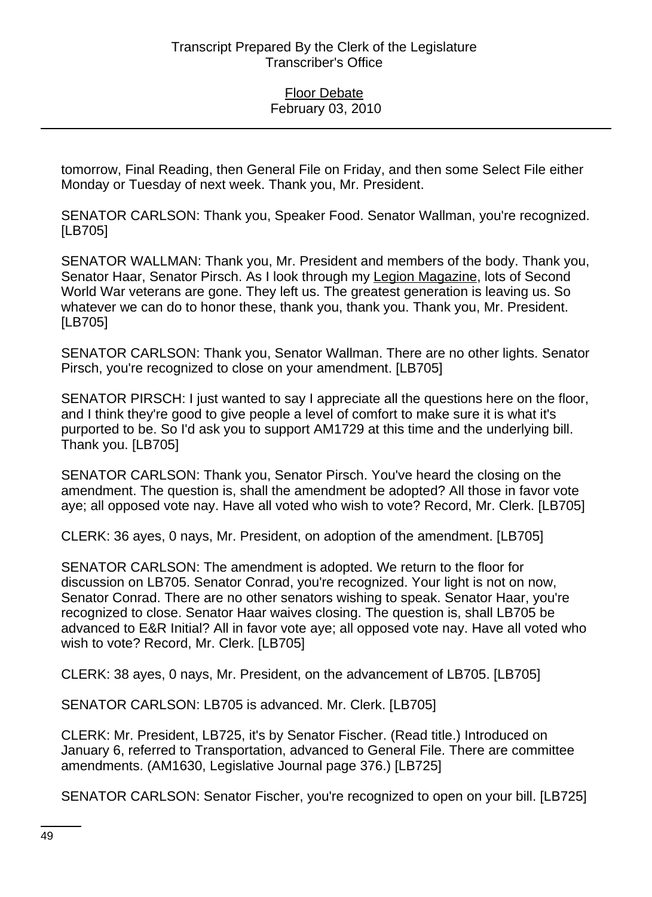tomorrow, Final Reading, then General File on Friday, and then some Select File either Monday or Tuesday of next week. Thank you, Mr. President.

SENATOR CARLSON: Thank you, Speaker Food. Senator Wallman, you're recognized. [LB705]

SENATOR WALLMAN: Thank you, Mr. President and members of the body. Thank you, Senator Haar, Senator Pirsch. As I look through my Legion Magazine, lots of Second World War veterans are gone. They left us. The greatest generation is leaving us. So whatever we can do to honor these, thank you, thank you. Thank you, Mr. President. [LB705]

SENATOR CARLSON: Thank you, Senator Wallman. There are no other lights. Senator Pirsch, you're recognized to close on your amendment. [LB705]

SENATOR PIRSCH: I just wanted to say I appreciate all the questions here on the floor, and I think they're good to give people a level of comfort to make sure it is what it's purported to be. So I'd ask you to support AM1729 at this time and the underlying bill. Thank you. [LB705]

SENATOR CARLSON: Thank you, Senator Pirsch. You've heard the closing on the amendment. The question is, shall the amendment be adopted? All those in favor vote aye; all opposed vote nay. Have all voted who wish to vote? Record, Mr. Clerk. [LB705]

CLERK: 36 ayes, 0 nays, Mr. President, on adoption of the amendment. [LB705]

SENATOR CARLSON: The amendment is adopted. We return to the floor for discussion on LB705. Senator Conrad, you're recognized. Your light is not on now, Senator Conrad. There are no other senators wishing to speak. Senator Haar, you're recognized to close. Senator Haar waives closing. The question is, shall LB705 be advanced to E&R Initial? All in favor vote aye; all opposed vote nay. Have all voted who wish to vote? Record, Mr. Clerk. [LB705]

CLERK: 38 ayes, 0 nays, Mr. President, on the advancement of LB705. [LB705]

SENATOR CARLSON: LB705 is advanced. Mr. Clerk. [LB705]

CLERK: Mr. President, LB725, it's by Senator Fischer. (Read title.) Introduced on January 6, referred to Transportation, advanced to General File. There are committee amendments. (AM1630, Legislative Journal page 376.) [LB725]

SENATOR CARLSON: Senator Fischer, you're recognized to open on your bill. [LB725]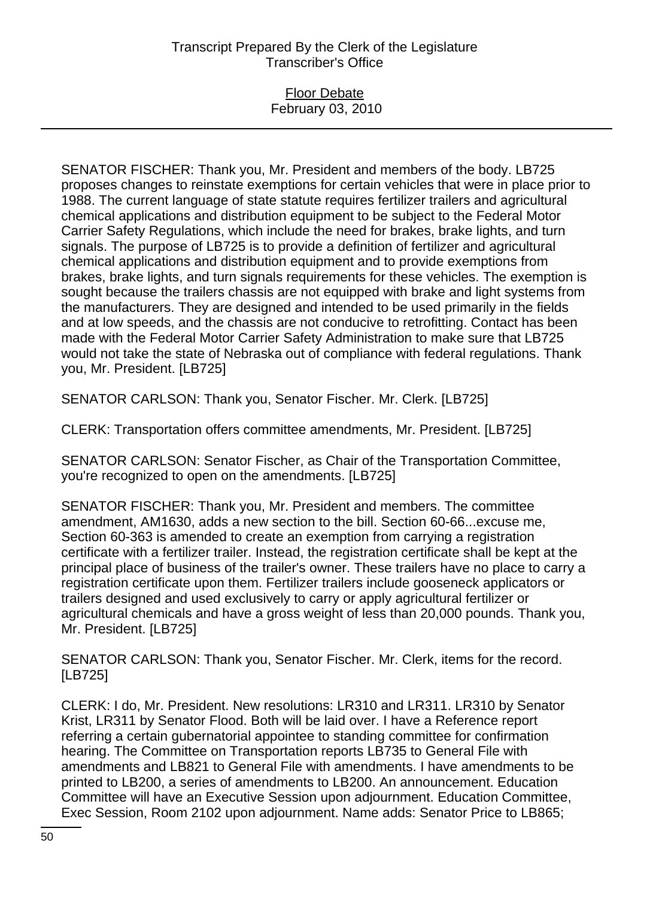SENATOR FISCHER: Thank you, Mr. President and members of the body. LB725 proposes changes to reinstate exemptions for certain vehicles that were in place prior to 1988. The current language of state statute requires fertilizer trailers and agricultural chemical applications and distribution equipment to be subject to the Federal Motor Carrier Safety Regulations, which include the need for brakes, brake lights, and turn signals. The purpose of LB725 is to provide a definition of fertilizer and agricultural chemical applications and distribution equipment and to provide exemptions from brakes, brake lights, and turn signals requirements for these vehicles. The exemption is sought because the trailers chassis are not equipped with brake and light systems from the manufacturers. They are designed and intended to be used primarily in the fields and at low speeds, and the chassis are not conducive to retrofitting. Contact has been made with the Federal Motor Carrier Safety Administration to make sure that LB725 would not take the state of Nebraska out of compliance with federal regulations. Thank you, Mr. President. [LB725]

SENATOR CARLSON: Thank you, Senator Fischer. Mr. Clerk. [LB725]

CLERK: Transportation offers committee amendments, Mr. President. [LB725]

SENATOR CARLSON: Senator Fischer, as Chair of the Transportation Committee, you're recognized to open on the amendments. [LB725]

SENATOR FISCHER: Thank you, Mr. President and members. The committee amendment, AM1630, adds a new section to the bill. Section 60-66...excuse me, Section 60-363 is amended to create an exemption from carrying a registration certificate with a fertilizer trailer. Instead, the registration certificate shall be kept at the principal place of business of the trailer's owner. These trailers have no place to carry a registration certificate upon them. Fertilizer trailers include gooseneck applicators or trailers designed and used exclusively to carry or apply agricultural fertilizer or agricultural chemicals and have a gross weight of less than 20,000 pounds. Thank you, Mr. President. [LB725]

SENATOR CARLSON: Thank you, Senator Fischer. Mr. Clerk, items for the record. [LB725]

CLERK: I do, Mr. President. New resolutions: LR310 and LR311. LR310 by Senator Krist, LR311 by Senator Flood. Both will be laid over. I have a Reference report referring a certain gubernatorial appointee to standing committee for confirmation hearing. The Committee on Transportation reports LB735 to General File with amendments and LB821 to General File with amendments. I have amendments to be printed to LB200, a series of amendments to LB200. An announcement. Education Committee will have an Executive Session upon adjournment. Education Committee, Exec Session, Room 2102 upon adjournment. Name adds: Senator Price to LB865;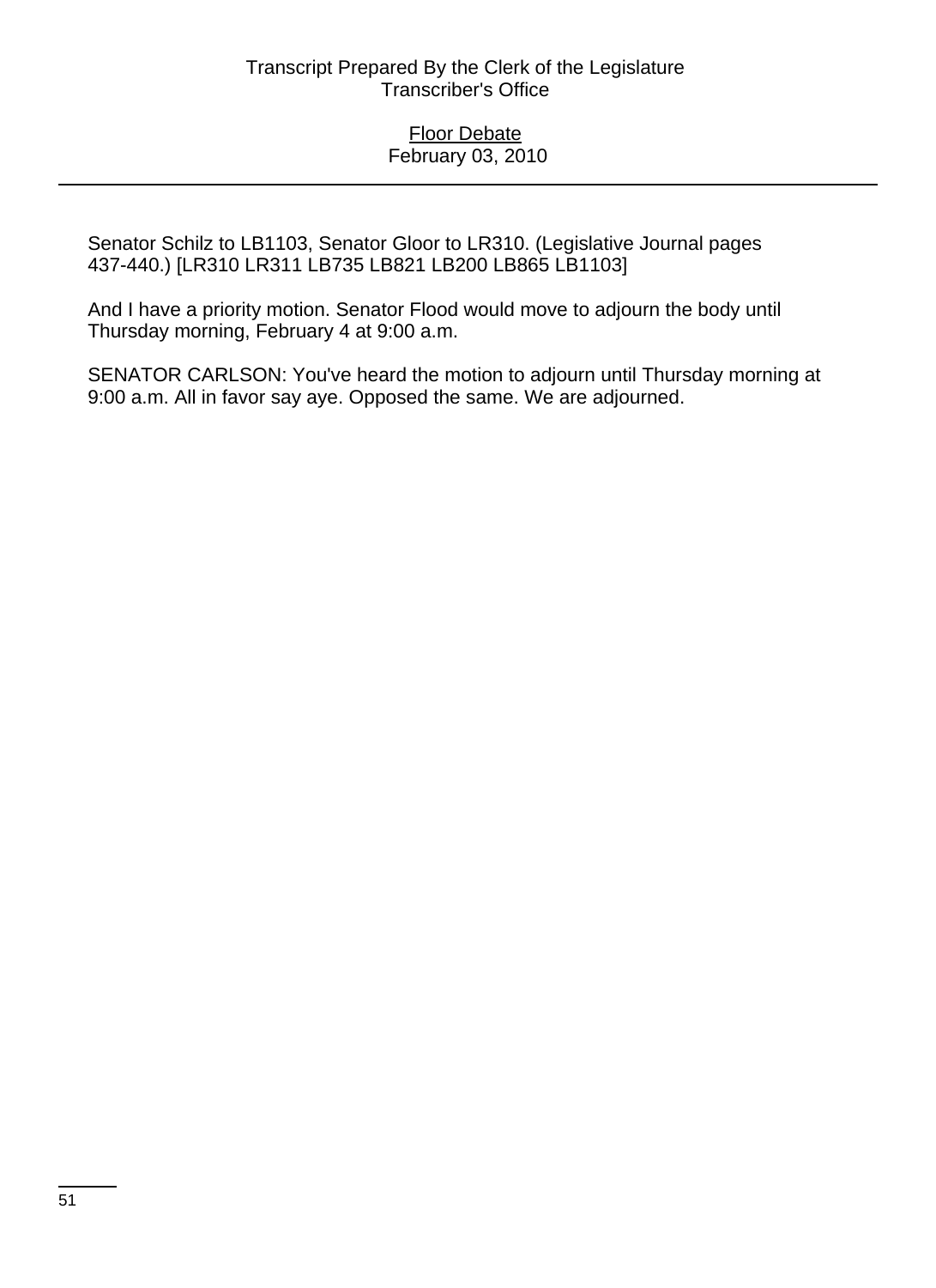Senator Schilz to LB1103, Senator Gloor to LR310. (Legislative Journal pages 437-440.) [LR310 LR311 LB735 LB821 LB200 LB865 LB1103]

And I have a priority motion. Senator Flood would move to adjourn the body until Thursday morning, February 4 at 9:00 a.m.

SENATOR CARLSON: You've heard the motion to adjourn until Thursday morning at 9:00 a.m. All in favor say aye. Opposed the same. We are adjourned.